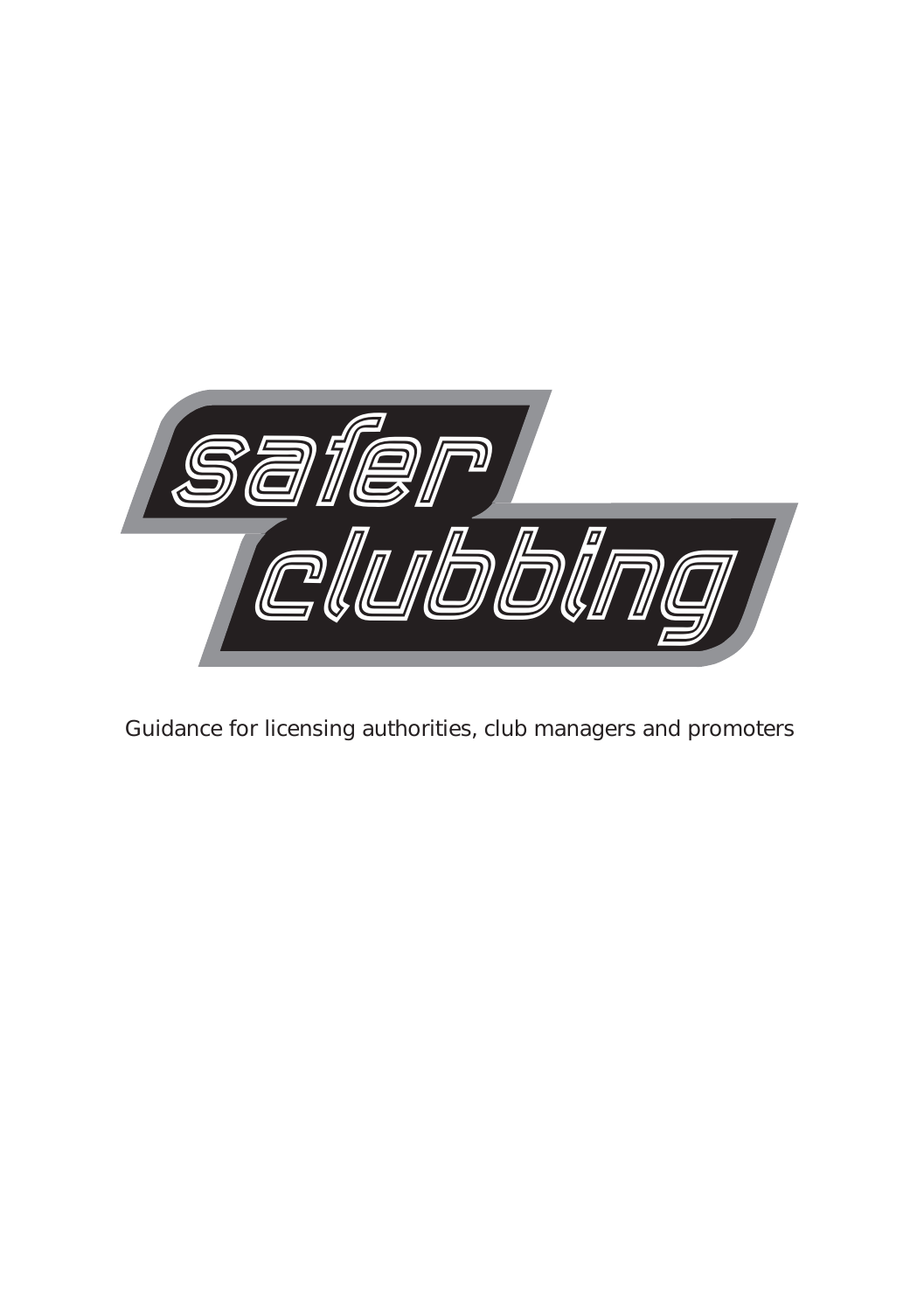# safer clubbing

Guidance for licensing authorities, club managers and promoters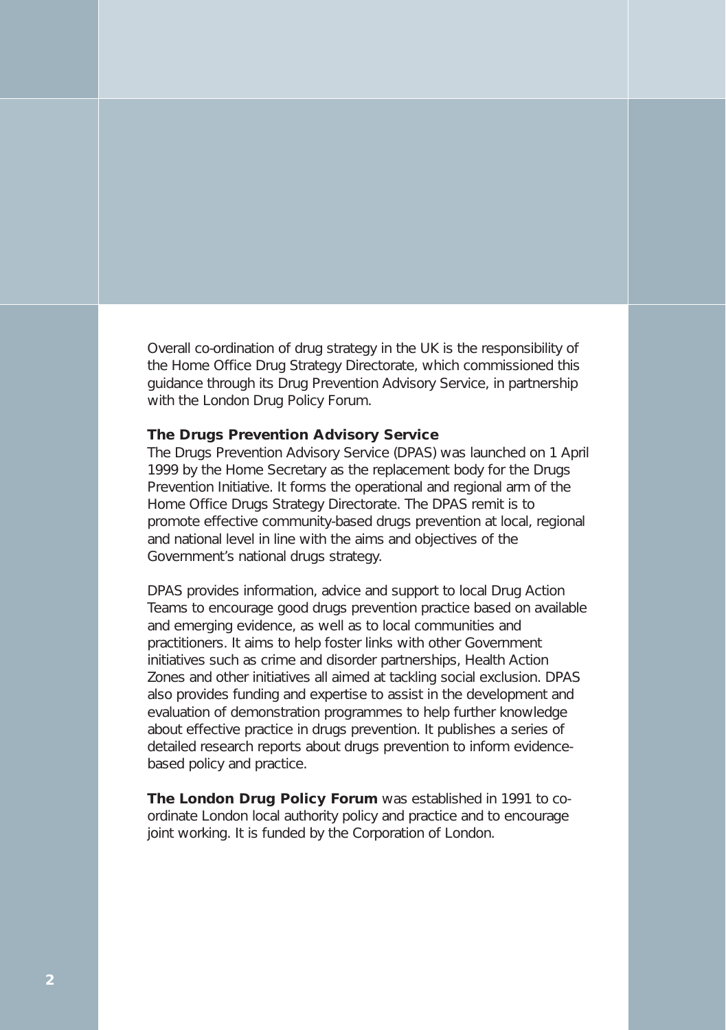Overall co-ordination of drug strategy in the UK is the responsibility of the Home Office Drug Strategy Directorate, which commissioned this guidance through its Drug Prevention Advisory Service, in partnership with the London Drug Policy Forum.

**The Drugs Prevention Advisory Service**

The Drugs Prevention Advisory Service (DPAS) was launched on 1 April 1999 by the Home Secretary as the replacement body for the Drugs Prevention Initiative. It forms the operational and regional arm of the Home Office Drugs Strategy Directorate. The DPAS remit is to promote effective community-based drugs prevention at local, regional and national level in line with the aims and objectives of the Government's national drugs strategy.

DPAS provides information, advice and support to local Drug Action Teams to encourage good drugs prevention practice based on available and emerging evidence, as well as to local communities and practitioners. It aims to help foster links with other Government initiatives such as crime and disorder partnerships, Health Action Zones and other initiatives all aimed at tackling social exclusion. DPAS also provides funding and expertise to assist in the development and evaluation of demonstration programmes to help further knowledge about effective practice in drugs prevention. It publishes a series of detailed research reports about drugs prevention to inform evidence-based policy and practice.

**The London Drug Policy Forum** was established in 1991 to co-ordinate London local authority policy and practice and to encourage joint working. It is funded by the Corporation of London.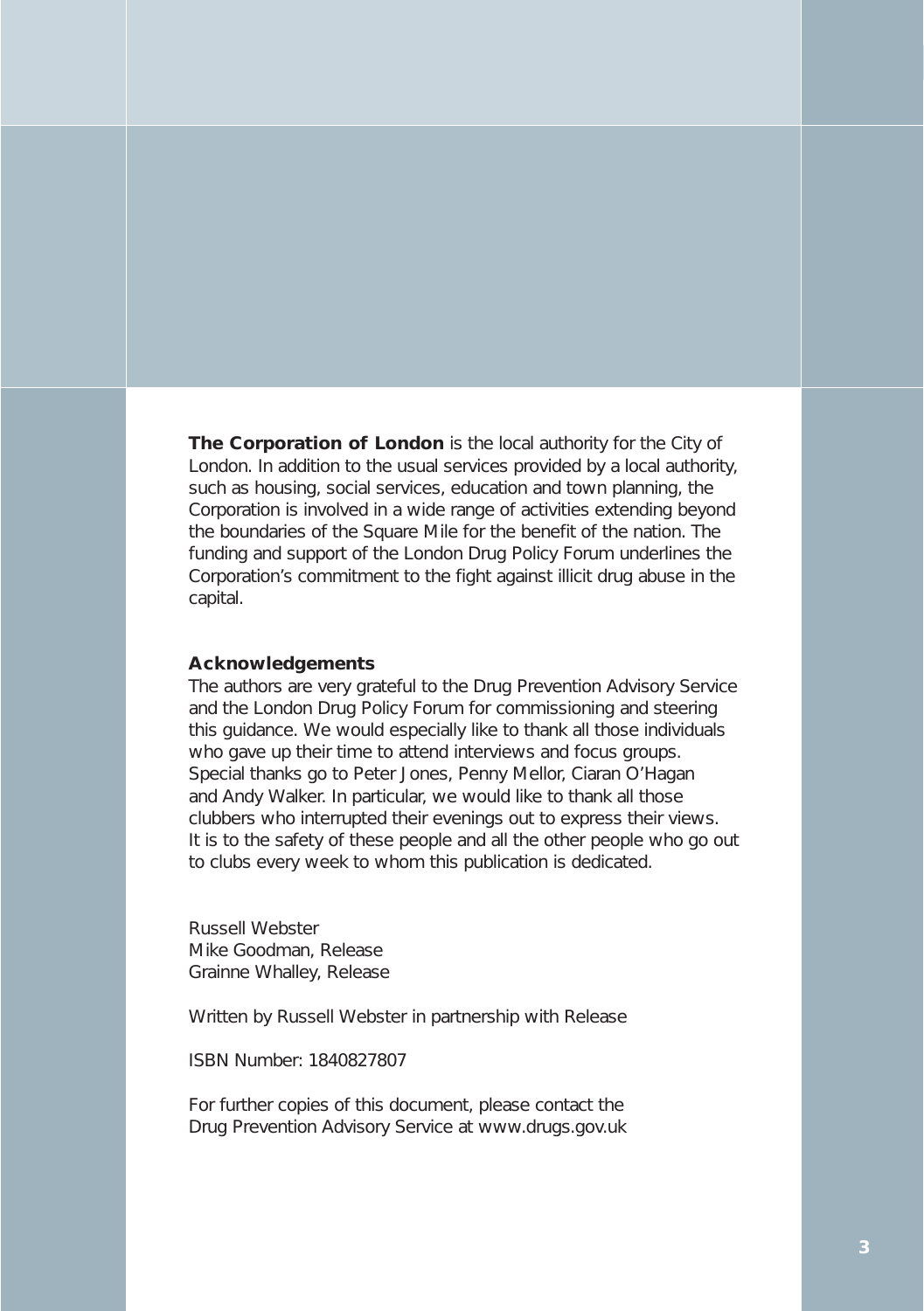**The Corporation of London** is the local authority for the City of London. In addition to the usual services provided by a local authority, such as housing, social services, education and town planning, the Corporation is involved in a wide range of activities extending beyond the boundaries of the Square Mile for the benefit of the nation. The funding and support of the London Drug Policy Forum underlines the Corporation's commitment to the fight against illicit drug abuse in the capital.

**Acknowledgements**

The authors are very grateful to the Drug Prevention Advisory Service and the London Drug Policy Forum for commissioning and steering this guidance. We would especially like to thank all those individuals who gave up their time to attend interviews and focus groups. Special thanks go to Peter Jones, Penny Mellor, Ciaran O'Hagan and Andy Walker. In particular, we would like to thank all those clubbers who interrupted their evenings out to express their views. It is to the safety of these people and all the other people who go out to clubs every week to whom this publication is dedicated.

Russell Webster
Mike Goodman, Release
Grainne Whalley, Release

Written by Russell Webster in partnership with Release

ISBN Number: 1840827807

For further copies of this document, please contact the Drug Prevention Advisory Service at www.drugs.gov.uk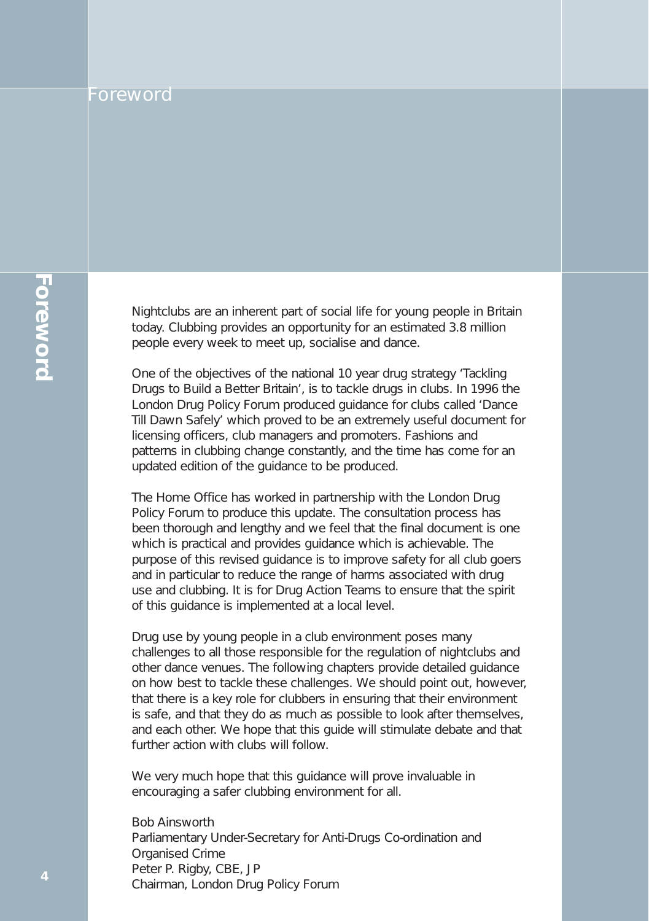# Foreword

Nightclubs are an inherent part of social life for young people in Britain today. Clubbing provides an opportunity for an estimated 3.8 million people every week to meet up, socialise and dance.

One of the objectives of the national 10 year drug strategy 'Tackling Drugs to Build a Better Britain', is to tackle drugs in clubs. In 1996 the London Drug Policy Forum produced guidance for clubs called 'Dance Till Dawn Safely' which proved to be an extremely useful document for licensing officers, club managers and promoters. Fashions and patterns in clubbing change constantly, and the time has come for an updated edition of the guidance to be produced.

The Home Office has worked in partnership with the London Drug Policy Forum to produce this update. The consultation process has been thorough and lengthy and we feel that the final document is one which is practical and provides guidance which is achievable. The purpose of this revised guidance is to improve safety for all club goers and in particular to reduce the range of harms associated with drug use and clubbing. It is for Drug Action Teams to ensure that the spirit of this guidance is implemented at a local level.

Drug use by young people in a club environment poses many challenges to all those responsible for the regulation of nightclubs and other dance venues. The following chapters provide detailed guidance on how best to tackle these challenges. We should point out, however, that there is a key role for clubbers in ensuring that their environment is safe, and that they do as much as possible to look after themselves, and each other. We hope that this guide will stimulate debate and that further action with clubs will follow.

We very much hope that this guidance will prove invaluable in encouraging a safer clubbing environment for all.

Bob Ainsworth  
Parliamentary Under-Secretary for Anti-Drugs Co-ordination and Organised Crime  
Peter P. Rigby, CBE, JP  
Chairman, London Drug Policy Forum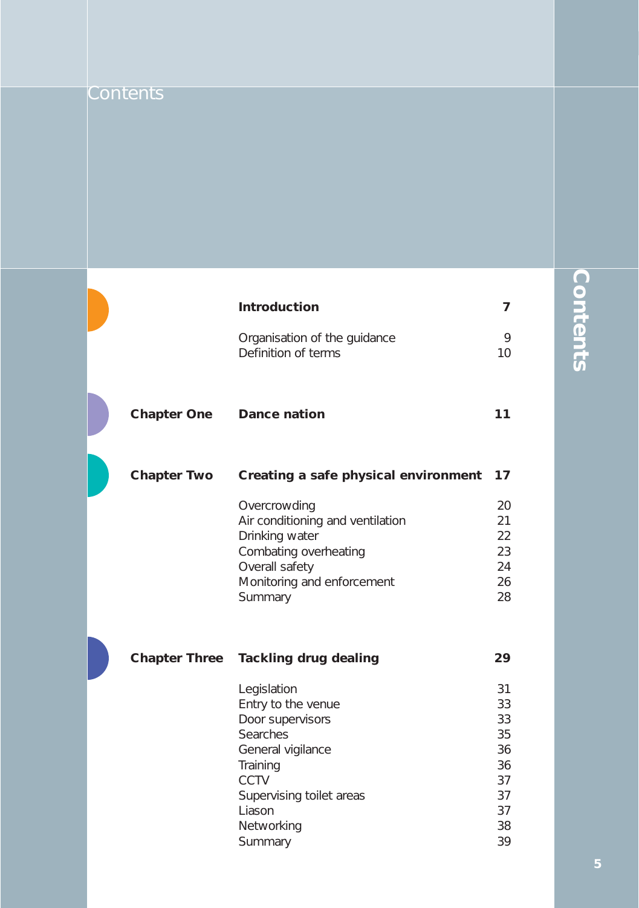# Contents

| | | |
|---|---|---|
| | **Introduction** | **7** |
| | Organisation of the guidance | 9 |
| | Definition of terms | 10 |
| **Chapter One** | **Dance nation** | **11** |
| **Chapter Two** | **Creating a safe physical environment** | **17** |
| | Overcrowding | 20 |
| | Air conditioning and ventilation | 21 |
| | Drinking water | 22 |
| | Combating overheating | 23 |
| | Overall safety | 24 |
| | Monitoring and enforcement | 26 |
| | Summary | 28 |
| **Chapter Three** | **Tackling drug dealing** | **29** |
| | Legislation | 31 |
| | Entry to the venue | 33 |
| | Door supervisors | 33 |
| | Searches | 35 |
| | General vigilance | 36 |
| | Training | 36 |
| | CCTV | 37 |
| | Supervising toilet areas | 37 |
| | Liason | 37 |
| | Networking | 38 |
| | Summary | 39 |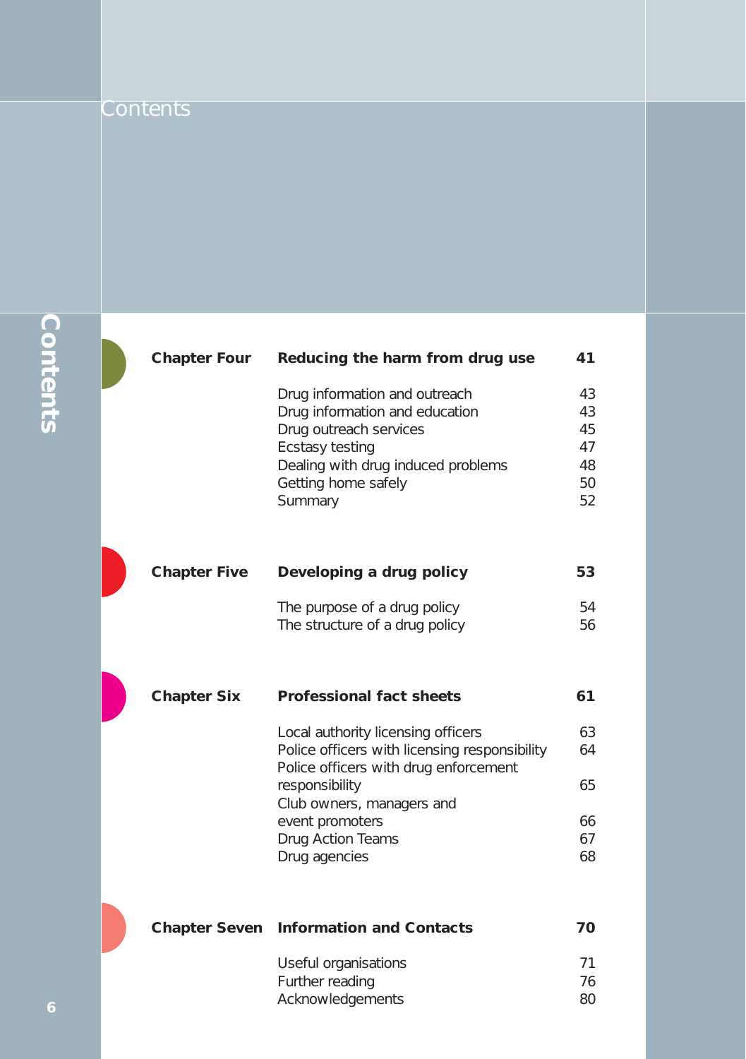# Contents

## Chapter Four — Reducing the harm from drug use — 41

| | |
|---|---|
| Drug information and outreach | 43 |
| Drug information and education | 43 |
| Drug outreach services | 45 |
| Ecstasy testing | 47 |
| Dealing with drug induced problems | 48 |
| Getting home safely | 50 |
| Summary | 52 |

## Chapter Five — Developing a drug policy — 53

| | |
|---|---|
| The purpose of a drug policy | 54 |
| The structure of a drug policy | 56 |

## Chapter Six — Professional fact sheets — 61

| | |
|---|---|
| Local authority licensing officers | 63 |
| Police officers with licensing responsibility | 64 |
| Police officers with drug enforcement responsibility | 65 |
| Club owners, managers and event promoters | 66 |
| Drug Action Teams | 67 |
| Drug agencies | 68 |

## Chapter Seven — Information and Contacts — 70

| | |
|---|---|
| Useful organisations | 71 |
| Further reading | 76 |
| Acknowledgements | 80 |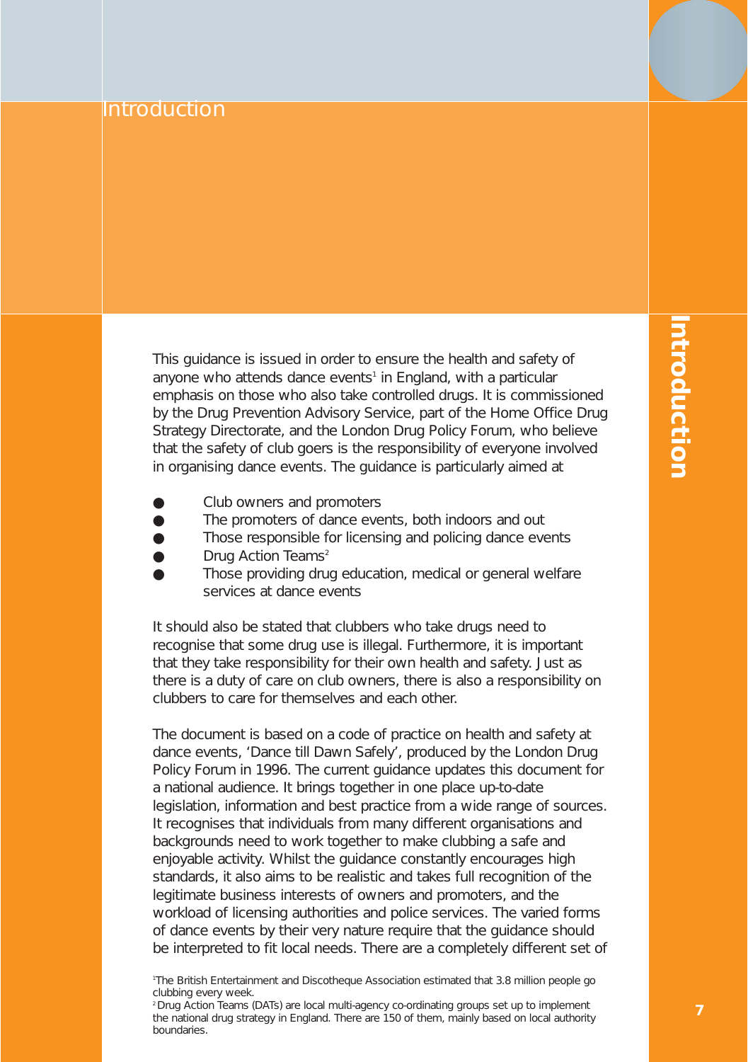# Introduction

This guidance is issued in order to ensure the health and safety of anyone who attends dance events[1] in England, with a particular emphasis on those who also take controlled drugs. It is commissioned by the Drug Prevention Advisory Service, part of the Home Office Drug Strategy Directorate, and the London Drug Policy Forum, who believe that the safety of club goers is the responsibility of everyone involved in organising dance events. The guidance is particularly aimed at

- Club owners and promoters
- The promoters of dance events, both indoors and out
- Those responsible for licensing and policing dance events
- Drug Action Teams[2]
- Those providing drug education, medical or general welfare services at dance events

It should also be stated that clubbers who take drugs need to recognise that some drug use is illegal. Furthermore, it is important that they take responsibility for their own health and safety. Just as there is a duty of care on club owners, there is also a responsibility on clubbers to care for themselves and each other.

The document is based on a code of practice on health and safety at dance events, 'Dance till Dawn Safely', produced by the London Drug Policy Forum in 1996. The current guidance updates this document for a national audience. It brings together in one place up-to-date legislation, information and best practice from a wide range of sources. It recognises that individuals from many different organisations and backgrounds need to work together to make clubbing a safe and enjoyable activity. Whilst the guidance constantly encourages high standards, it also aims to be realistic and takes full recognition of the legitimate business interests of owners and promoters, and the workload of licensing authorities and police services. The varied forms of dance events by their very nature require that the guidance should be interpreted to fit local needs. There are a completely different set of

[1] The British Entertainment and Discotheque Association estimated that 3.8 million people go clubbing every week.

[2] Drug Action Teams (DATs) are local multi-agency co-ordinating groups set up to implement the national drug strategy in England. There are 150 of them, mainly based on local authority boundaries.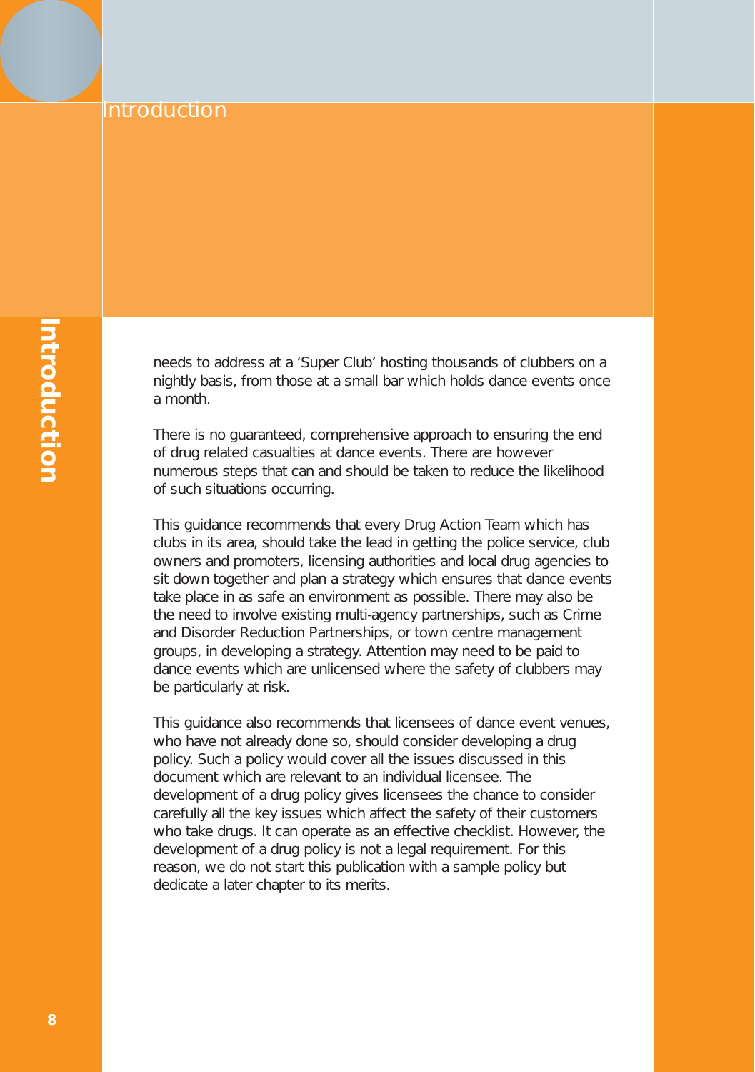needs to address at a 'Super Club' hosting thousands of clubbers on a nightly basis, from those at a small bar which holds dance events once a month.

There is no guaranteed, comprehensive approach to ensuring the end of drug related casualties at dance events. There are however numerous steps that can and should be taken to reduce the likelihood of such situations occurring.

This guidance recommends that every Drug Action Team which has clubs in its area, should take the lead in getting the police service, club owners and promoters, licensing authorities and local drug agencies to sit down together and plan a strategy which ensures that dance events take place in as safe an environment as possible. There may also be the need to involve existing multi-agency partnerships, such as Crime and Disorder Reduction Partnerships, or town centre management groups, in developing a strategy. Attention may need to be paid to dance events which are unlicensed where the safety of clubbers may be particularly at risk.

This guidance also recommends that licensees of dance event venues, who have not already done so, should consider developing a drug policy. Such a policy would cover all the issues discussed in this document which are relevant to an individual licensee. The development of a drug policy gives licensees the chance to consider carefully all the key issues which affect the safety of their customers who take drugs. It can operate as an effective checklist. However, the development of a drug policy is not a legal requirement. For this reason, we do not start this publication with a sample policy but dedicate a later chapter to its merits.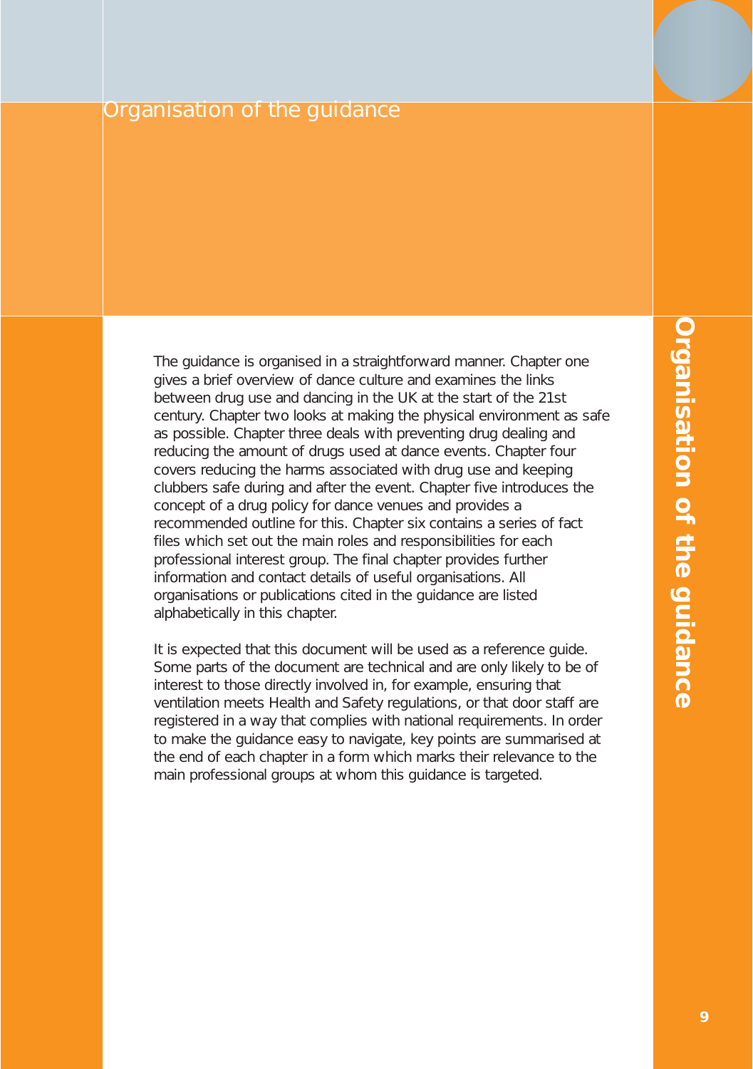# Organisation of the guidance

The guidance is organised in a straightforward manner. Chapter one gives a brief overview of dance culture and examines the links between drug use and dancing in the UK at the start of the 21st century. Chapter two looks at making the physical environment as safe as possible. Chapter three deals with preventing drug dealing and reducing the amount of drugs used at dance events. Chapter four covers reducing the harms associated with drug use and keeping clubbers safe during and after the event. Chapter five introduces the concept of a drug policy for dance venues and provides a recommended outline for this. Chapter six contains a series of fact files which set out the main roles and responsibilities for each professional interest group. The final chapter provides further information and contact details of useful organisations. All organisations or publications cited in the guidance are listed alphabetically in this chapter.

It is expected that this document will be used as a reference guide. Some parts of the document are technical and are only likely to be of interest to those directly involved in, for example, ensuring that ventilation meets Health and Safety regulations, or that door staff are registered in a way that complies with national requirements. In order to make the guidance easy to navigate, key points are summarised at the end of each chapter in a form which marks their relevance to the main professional groups at whom this guidance is targeted.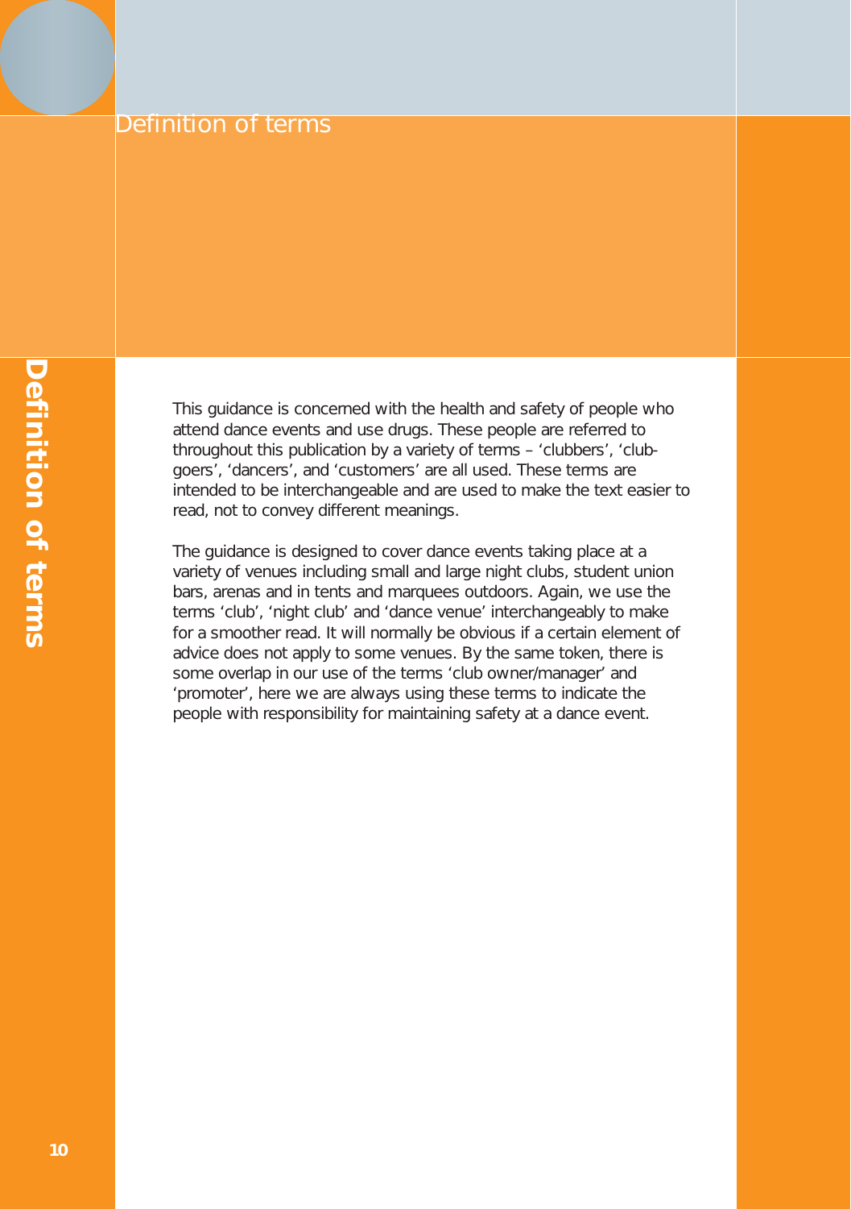# Definition of terms

This guidance is concerned with the health and safety of people who attend dance events and use drugs. These people are referred to throughout this publication by a variety of terms – 'clubbers', 'club-goers', 'dancers', and 'customers' are all used. These terms are intended to be interchangeable and are used to make the text easier to read, not to convey different meanings.

The guidance is designed to cover dance events taking place at a variety of venues including small and large night clubs, student union bars, arenas and in tents and marquees outdoors. Again, we use the terms 'club', 'night club' and 'dance venue' interchangeably to make for a smoother read. It will normally be obvious if a certain element of advice does not apply to some venues. By the same token, there is some overlap in our use of the terms 'club owner/manager' and 'promoter', here we are always using these terms to indicate the people with responsibility for maintaining safety at a dance event.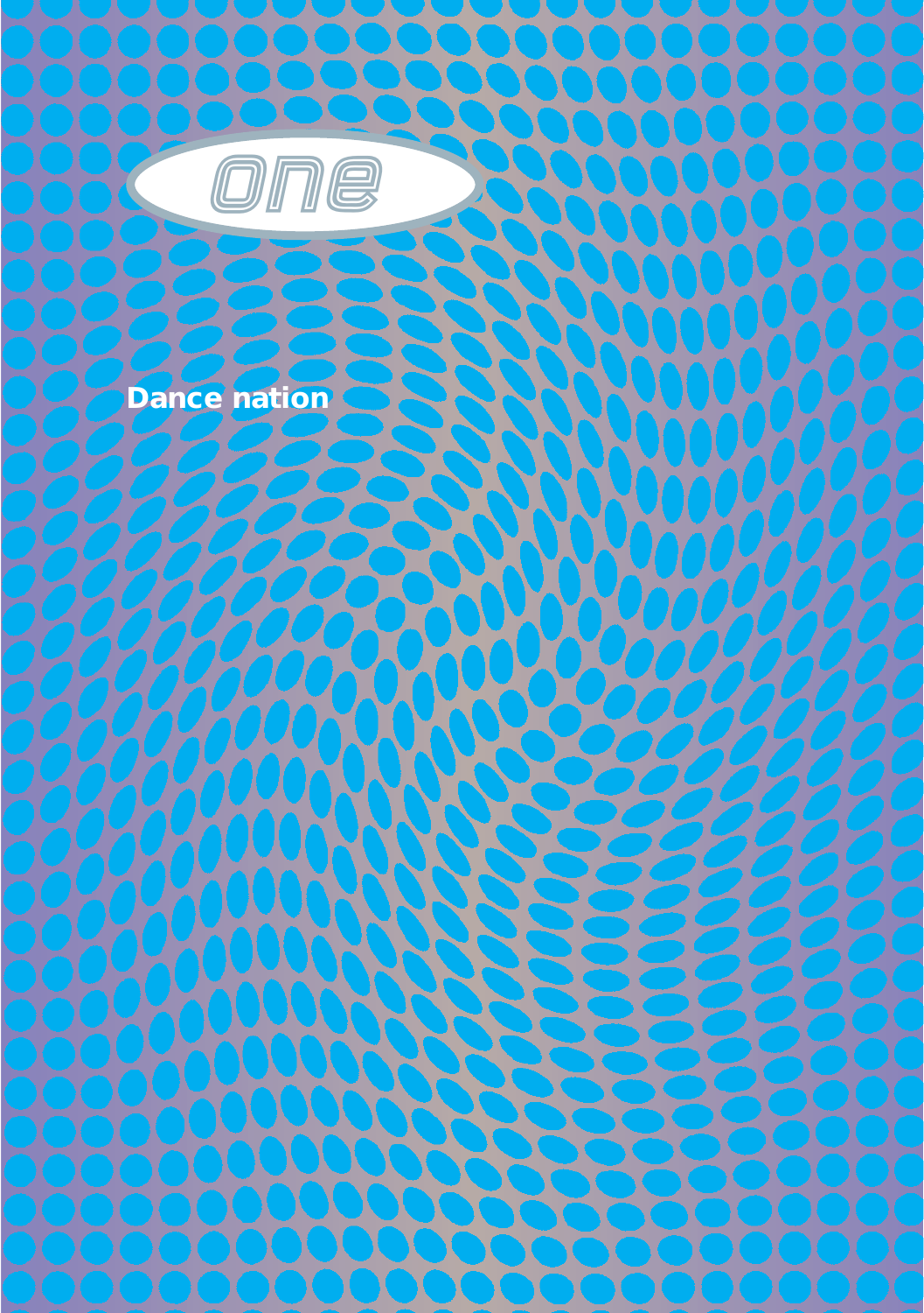one

# Dance nation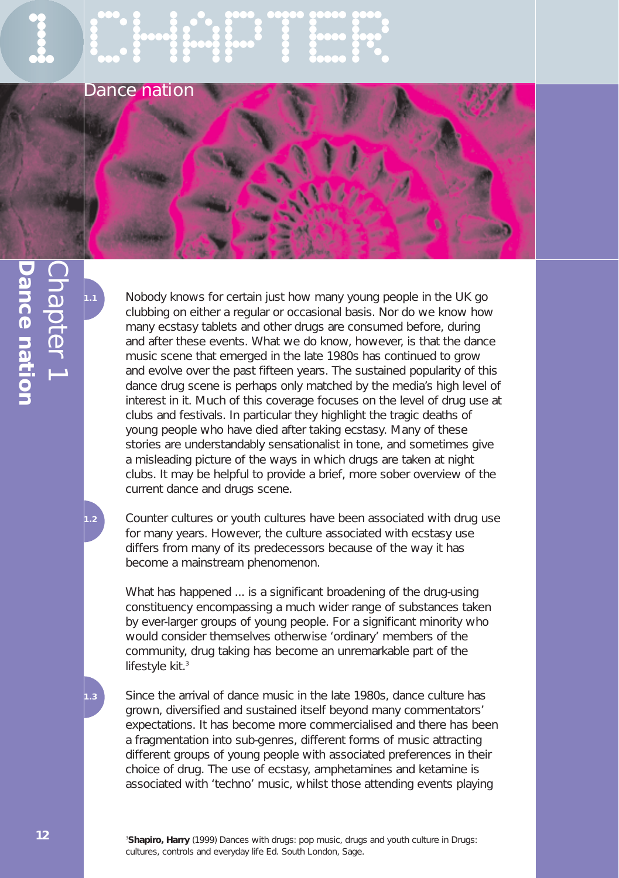# Chapter 1

## Dance nation

1.1 Nobody knows for certain just how many young people in the UK go clubbing on either a regular or occasional basis. Nor do we know how many ecstasy tablets and other drugs are consumed before, during and after these events. What we do know, however, is that the dance music scene that emerged in the late 1980s has continued to grow and evolve over the past fifteen years. The sustained popularity of this dance drug scene is perhaps only matched by the media's high level of interest in it. Much of this coverage focuses on the level of drug use at clubs and festivals. In particular they highlight the tragic deaths of young people who have died after taking ecstasy. Many of these stories are understandably sensationalist in tone, and sometimes give a misleading picture of the ways in which drugs are taken at night clubs. It may be helpful to provide a brief, more sober overview of the current dance and drugs scene.

1.2 Counter cultures or youth cultures have been associated with drug use for many years. However, the culture associated with ecstasy use differs from many of its predecessors because of the way it has become a mainstream phenomenon.

What has happened ... is a significant broadening of the drug-using constituency encompassing a much wider range of substances taken by ever-larger groups of young people. For a significant minority who would consider themselves otherwise 'ordinary' members of the community, drug taking has become an unremarkable part of the lifestyle kit.[3]

1.3 Since the arrival of dance music in the late 1980s, dance culture has grown, diversified and sustained itself beyond many commentators' expectations. It has become more commercialised and there has been a fragmentation into sub-genres, different forms of music attracting different groups of young people with associated preferences in their choice of drug. The use of ecstasy, amphetamines and ketamine is associated with 'techno' music, whilst those attending events playing

[3] **Shapiro, Harry** (1999) Dances with drugs: pop music, drugs and youth culture in Drugs: cultures, controls and everyday life Ed. South London, Sage.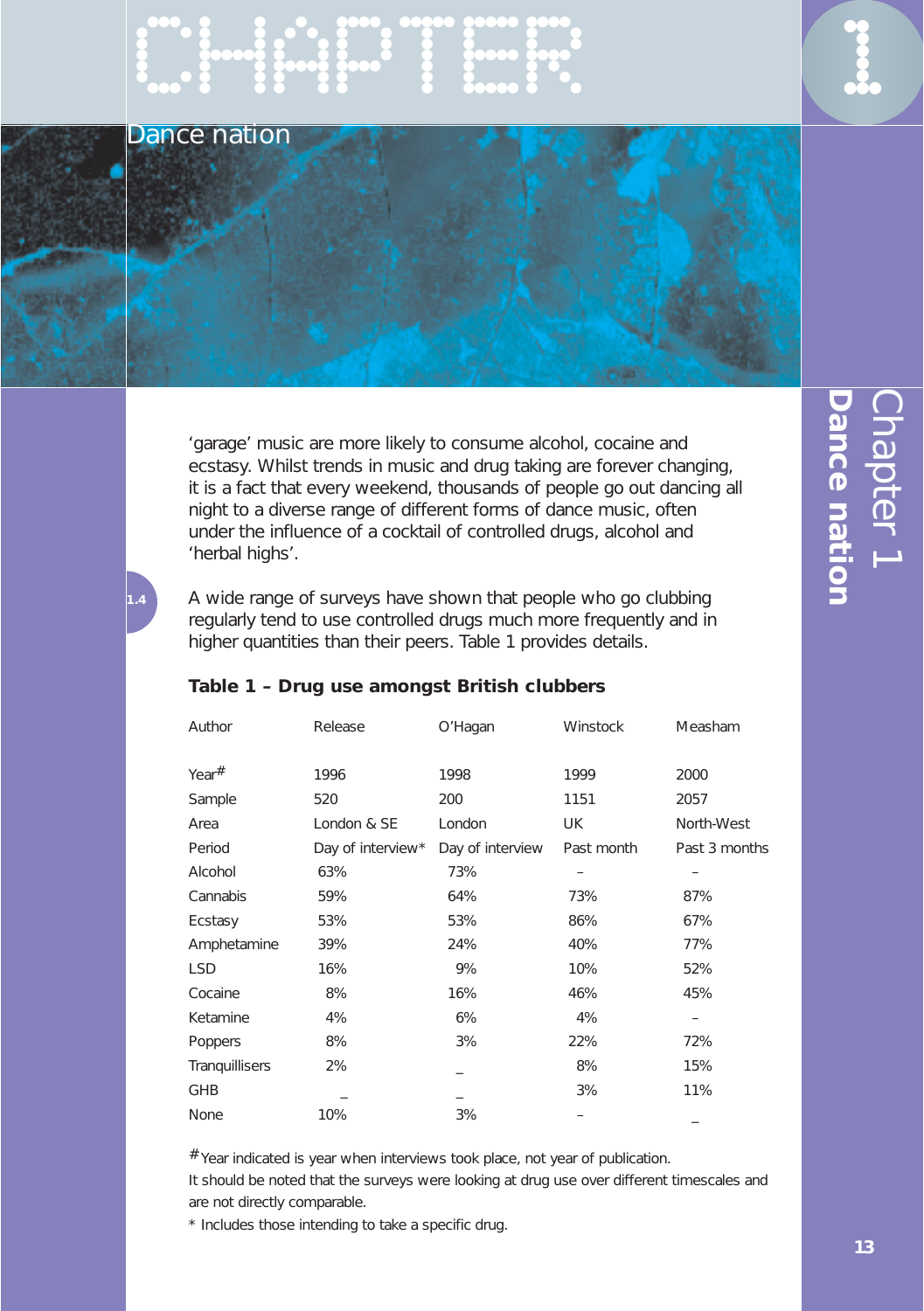‘garage’ music are more likely to consume alcohol, cocaine and ecstasy. Whilst trends in music and drug taking are forever changing, it is a fact that every weekend, thousands of people go out dancing all night to a diverse range of different forms of dance music, often under the influence of a cocktail of controlled drugs, alcohol and ‘herbal highs’.

1.4 A wide range of surveys have shown that people who go clubbing regularly tend to use controlled drugs much more frequently and in higher quantities than their peers. Table 1 provides details.

**Table 1 – Drug use amongst British clubbers**

| Author | Release | O’Hagan | Winstock | Measham |
|---|---|---|---|---|
| Year# | 1996 | 1998 | 1999 | 2000 |
| Sample | 520 | 200 | 1151 | 2057 |
| Area | London & SE | London | UK | North-West |
| Period | Day of interview* | Day of interview | Past month | Past 3 months |
| Alcohol | 63% | 73% | – | – |
| Cannabis | 59% | 64% | 73% | 87% |
| Ecstasy | 53% | 53% | 86% | 67% |
| Amphetamine | 39% | 24% | 40% | 77% |
| LSD | 16% | 9% | 10% | 52% |
| Cocaine | 8% | 16% | 46% | 45% |
| Ketamine | 4% | 6% | 4% | – |
| Poppers | 8% | 3% | 22% | 72% |
| Tranquillisers | 2% | – | 8% | 15% |
| GHB | – | – | 3% | 11% |
| None | 10% | 3% | – | – |

# Year indicated is year when interviews took place, not year of publication.
It should be noted that the surveys were looking at drug use over different timescales and are not directly comparable.
* Includes those intending to take a specific drug.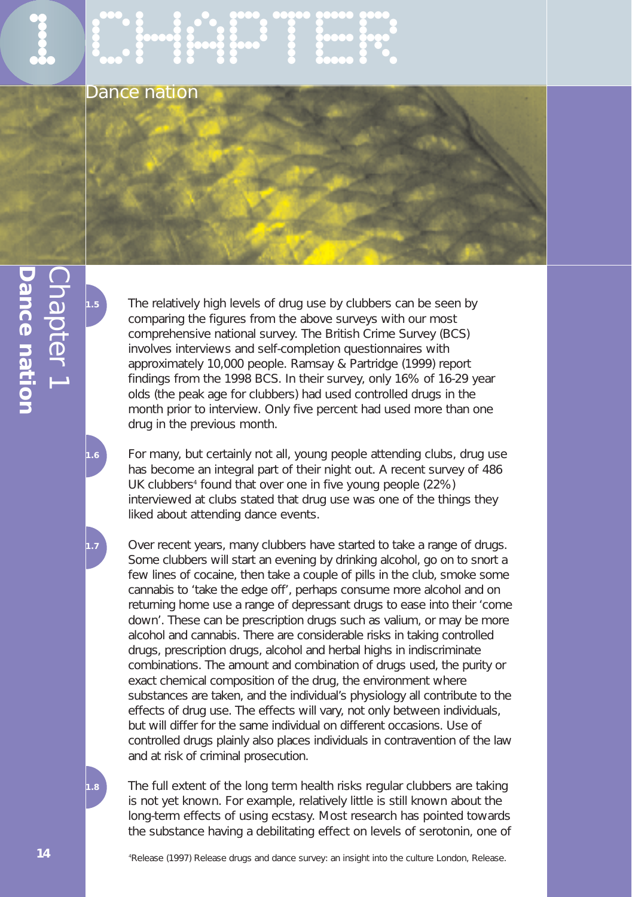# CHAPTER 1

## Dance nation

1.5 The relatively high levels of drug use by clubbers can be seen by comparing the figures from the above surveys with our most comprehensive national survey. The British Crime Survey (BCS) involves interviews and self-completion questionnaires with approximately 10,000 people. Ramsay & Partridge (1999) report findings from the 1998 BCS. In their survey, only 16% of 16-29 year olds (the peak age for clubbers) had used controlled drugs in the month prior to interview. Only five percent had used more than one drug in the previous month.

1.6 For many, but certainly not all, young people attending clubs, drug use has become an integral part of their night out. A recent survey of 486 UK clubbers[4] found that over one in five young people (22%) interviewed at clubs stated that drug use was one of the things they liked about attending dance events.

1.7 Over recent years, many clubbers have started to take a range of drugs. Some clubbers will start an evening by drinking alcohol, go on to snort a few lines of cocaine, then take a couple of pills in the club, smoke some cannabis to 'take the edge off', perhaps consume more alcohol and on returning home use a range of depressant drugs to ease into their 'come down'. These can be prescription drugs such as valium, or may be more alcohol and cannabis. There are considerable risks in taking controlled drugs, prescription drugs, alcohol and herbal highs in indiscriminate combinations. The amount and combination of drugs used, the purity or exact chemical composition of the drug, the environment where substances are taken, and the individual's physiology all contribute to the effects of drug use. The effects will vary, not only between individuals, but will differ for the same individual on different occasions. Use of controlled drugs plainly also places individuals in contravention of the law and at risk of criminal prosecution.

1.8 The full extent of the long term health risks regular clubbers are taking is not yet known. For example, relatively little is still known about the long-term effects of using ecstasy. Most research has pointed towards the substance having a debilitating effect on levels of serotonin, one of

[4] Release (1997) Release drugs and dance survey: an insight into the culture London, Release.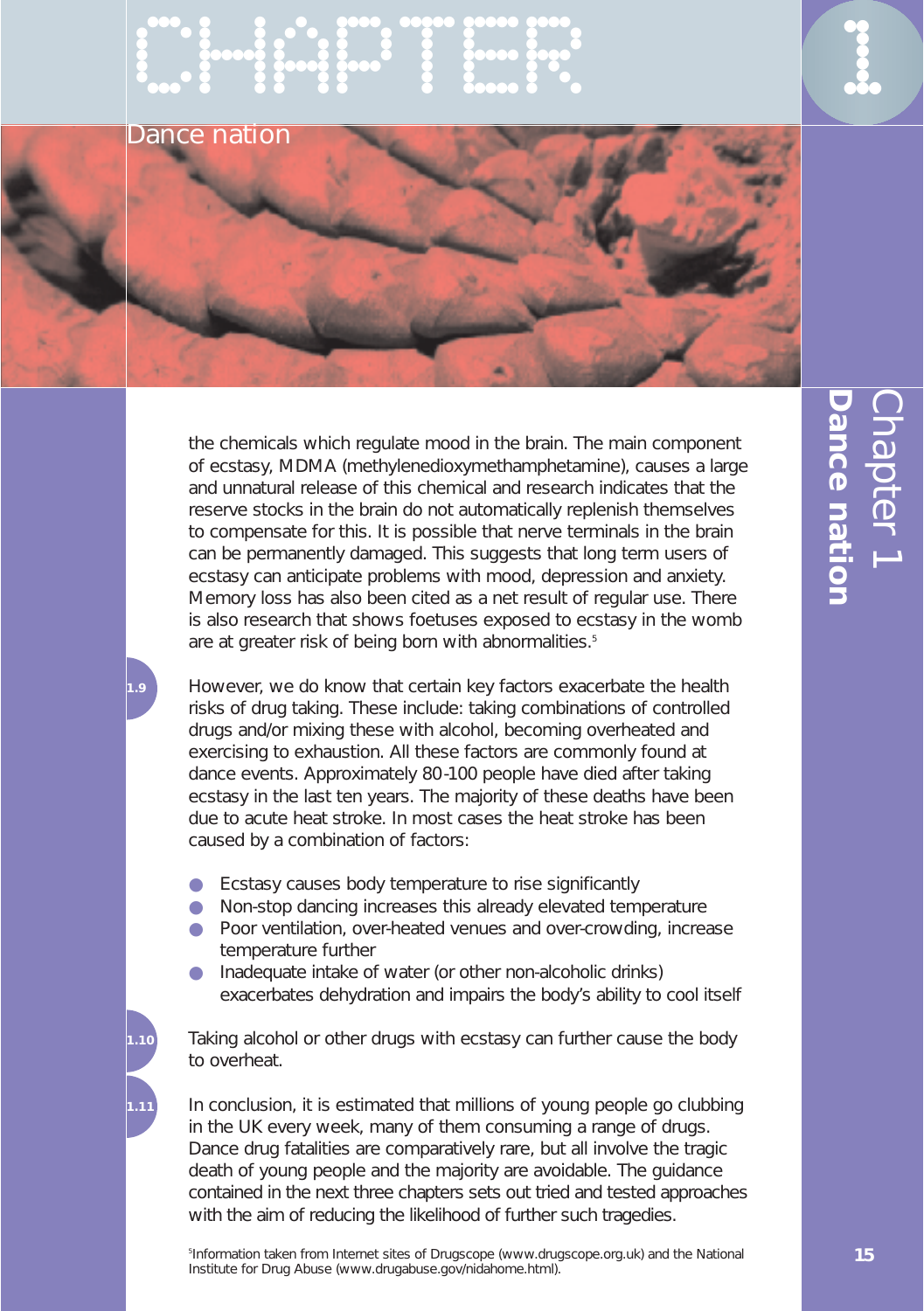the chemicals which regulate mood in the brain. The main component of ecstasy, MDMA (methylenedioxymethamphetamine), causes a large and unnatural release of this chemical and research indicates that the reserve stocks in the brain do not automatically replenish themselves to compensate for this. It is possible that nerve terminals in the brain can be permanently damaged. This suggests that long term users of ecstasy can anticipate problems with mood, depression and anxiety. Memory loss has also been cited as a net result of regular use. There is also research that shows foetuses exposed to ecstasy in the womb are at greater risk of being born with abnormalities.[5]

**1.9** However, we do know that certain key factors exacerbate the health risks of drug taking. These include: taking combinations of controlled drugs and/or mixing these with alcohol, becoming overheated and exercising to exhaustion. All these factors are commonly found at dance events. Approximately 80-100 people have died after taking ecstasy in the last ten years. The majority of these deaths have been due to acute heat stroke. In most cases the heat stroke has been caused by a combination of factors:

- Ecstasy causes body temperature to rise significantly
- Non-stop dancing increases this already elevated temperature
- Poor ventilation, over-heated venues and over-crowding, increase temperature further
- Inadequate intake of water (or other non-alcoholic drinks) exacerbates dehydration and impairs the body's ability to cool itself

**1.10** Taking alcohol or other drugs with ecstasy can further cause the body to overheat.

**1.11** In conclusion, it is estimated that millions of young people go clubbing in the UK every week, many of them consuming a range of drugs. Dance drug fatalities are comparatively rare, but all involve the tragic death of young people and the majority are avoidable. The guidance contained in the next three chapters sets out tried and tested approaches with the aim of reducing the likelihood of further such tragedies.

[5] Information taken from Internet sites of Drugscope (www.drugscope.org.uk) and the National Institute for Drug Abuse (www.drugabuse.gov/nidahome.html).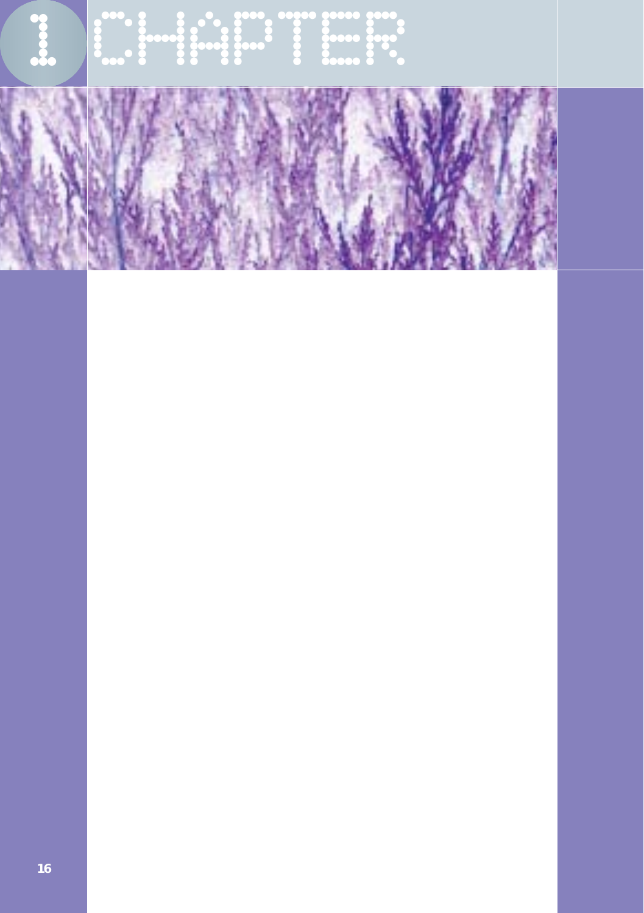# 1 CHAPTER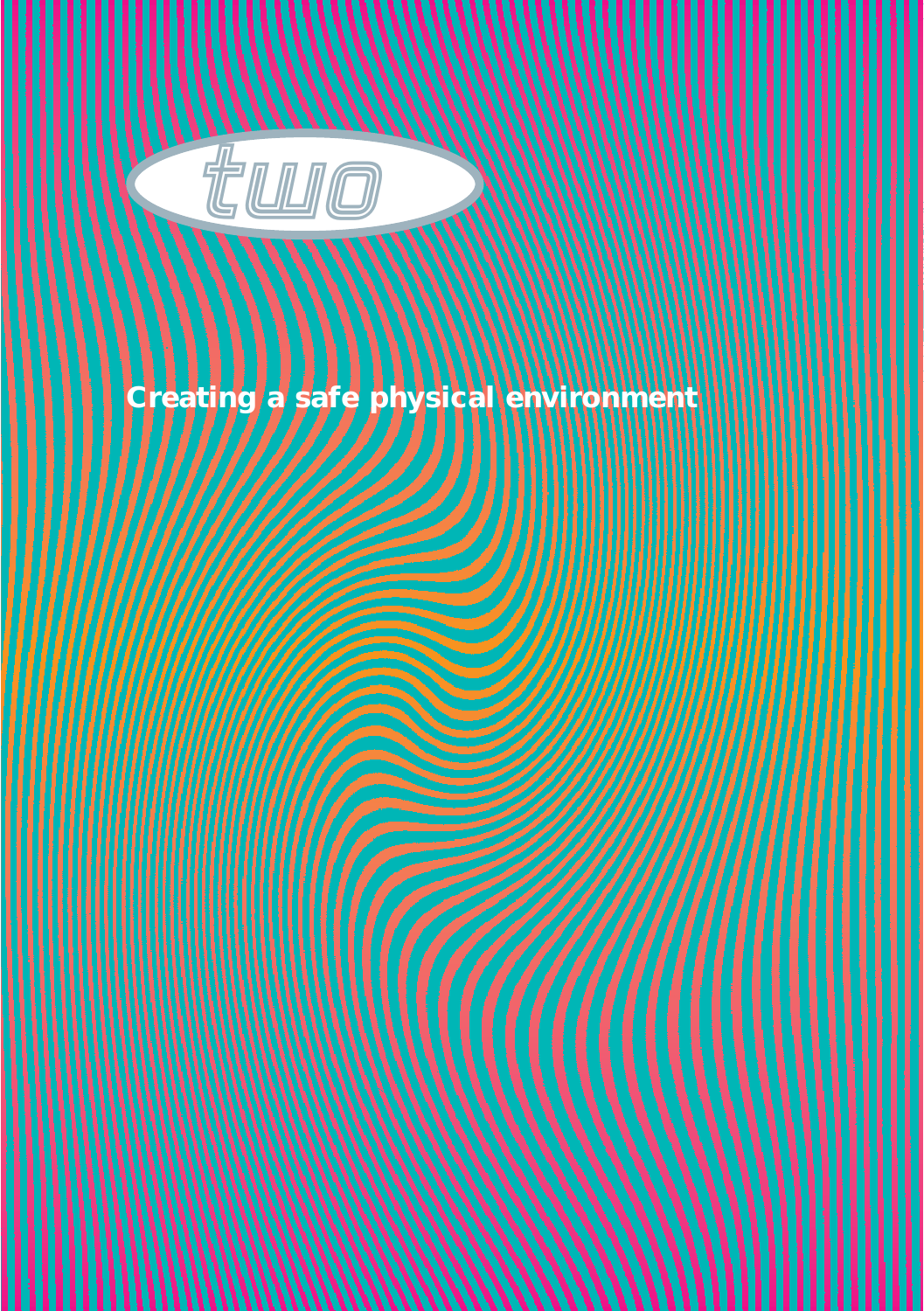# two

## Creating a safe physical environment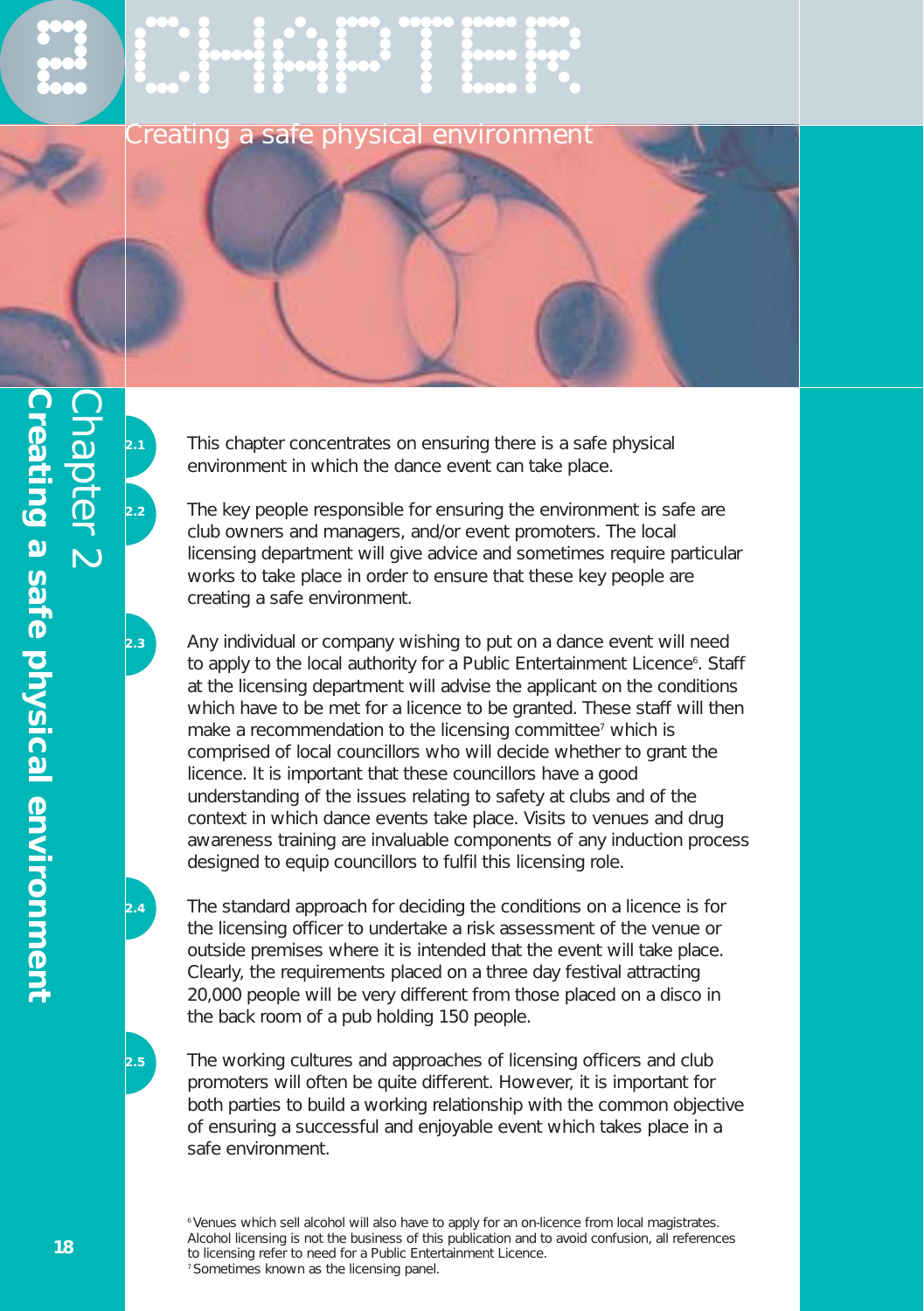# CHAPTER 2

## Creating a safe physical environment

2.1 This chapter concentrates on ensuring there is a safe physical environment in which the dance event can take place.

2.2 The key people responsible for ensuring the environment is safe are club owners and managers, and/or event promoters. The local licensing department will give advice and sometimes require particular works to take place in order to ensure that these key people are creating a safe environment.

2.3 Any individual or company wishing to put on a dance event will need to apply to the local authority for a Public Entertainment Licence[6]. Staff at the licensing department will advise the applicant on the conditions which have to be met for a licence to be granted. These staff will then make a recommendation to the licensing committee[7] which is comprised of local councillors who will decide whether to grant the licence. It is important that these councillors have a good understanding of the issues relating to safety at clubs and of the context in which dance events take place. Visits to venues and drug awareness training are invaluable components of any induction process designed to equip councillors to fulfil this licensing role.

2.4 The standard approach for deciding the conditions on a licence is for the licensing officer to undertake a risk assessment of the venue or outside premises where it is intended that the event will take place. Clearly, the requirements placed on a three day festival attracting 20,000 people will be very different from those placed on a disco in the back room of a pub holding 150 people.

2.5 The working cultures and approaches of licensing officers and club promoters will often be quite different. However, it is important for both parties to build a working relationship with the common objective of ensuring a successful and enjoyable event which takes place in a safe environment.

[6] Venues which sell alcohol will also have to apply for an on-licence from local magistrates. Alcohol licensing is not the business of this publication and to avoid confusion, all references to licensing refer to need for a Public Entertainment Licence.

[7] Sometimes known as the licensing panel.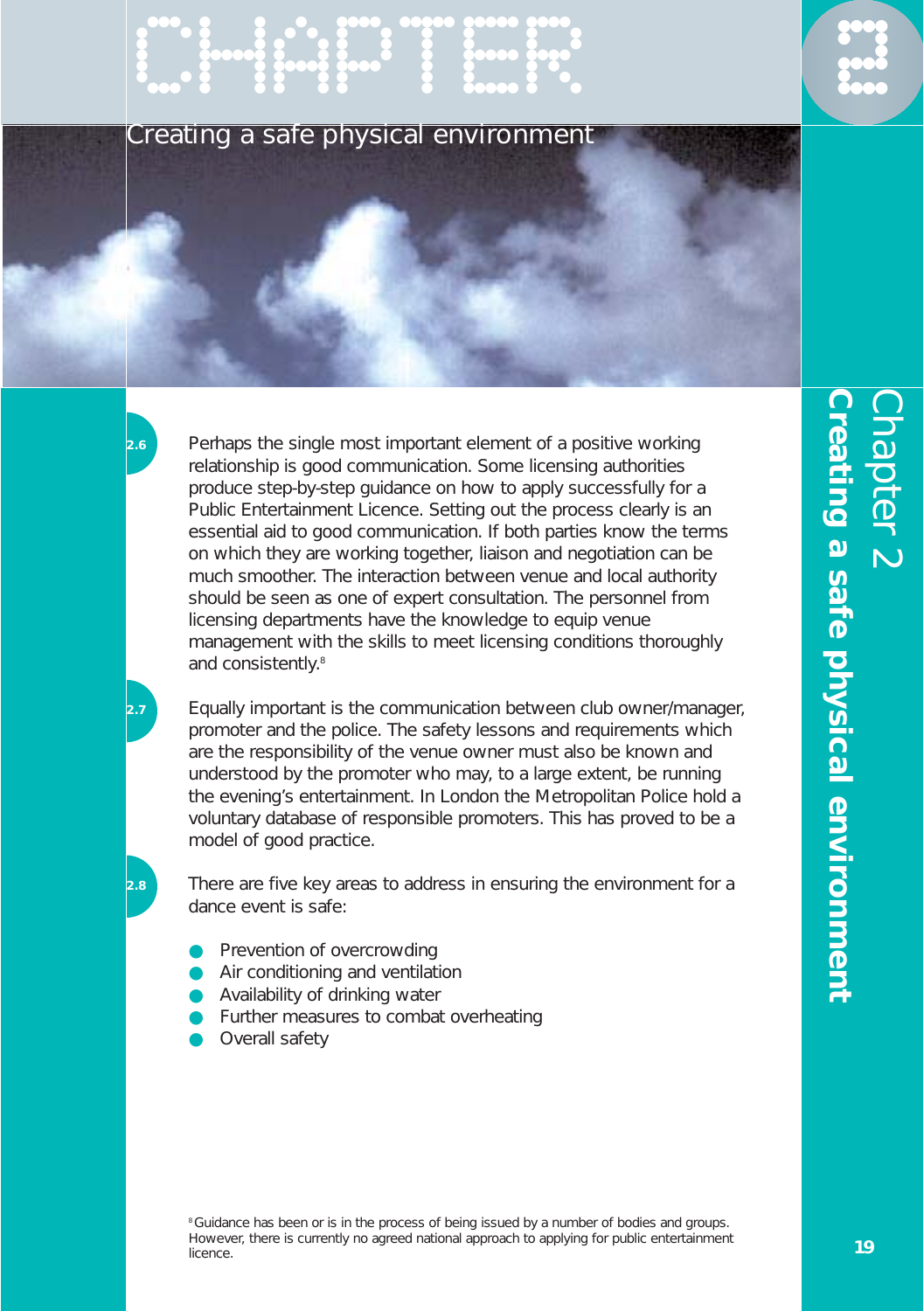# CHAPTER 2

## Creating a safe physical environment

2.6 Perhaps the single most important element of a positive working relationship is good communication. Some licensing authorities produce step-by-step guidance on how to apply successfully for a Public Entertainment Licence. Setting out the process clearly is an essential aid to good communication. If both parties know the terms on which they are working together, liaison and negotiation can be much smoother. The interaction between venue and local authority should be seen as one of expert consultation. The personnel from licensing departments have the knowledge to equip venue management with the skills to meet licensing conditions thoroughly and consistently.[8]

2.7 Equally important is the communication between club owner/manager, promoter and the police. The safety lessons and requirements which are the responsibility of the venue owner must also be known and understood by the promoter who may, to a large extent, be running the evening's entertainment. In London the Metropolitan Police hold a voluntary database of responsible promoters. This has proved to be a model of good practice.

2.8 There are five key areas to address in ensuring the environment for a dance event is safe:

- Prevention of overcrowding
- Air conditioning and ventilation
- Availability of drinking water
- Further measures to combat overheating
- Overall safety

[8] Guidance has been or is in the process of being issued by a number of bodies and groups. However, there is currently no agreed national approach to applying for public entertainment licence.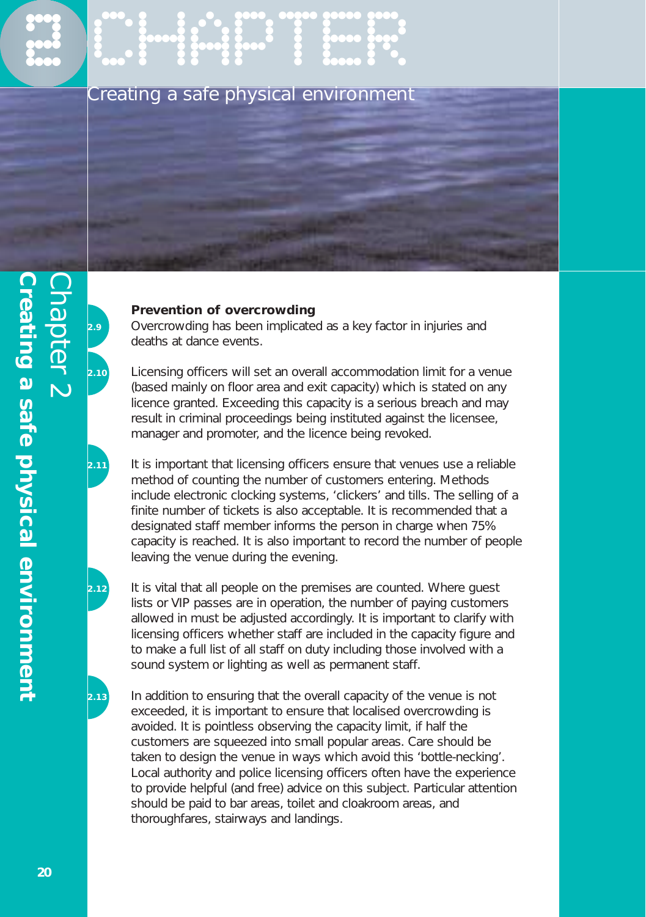# Chapter 2

## Creating a safe physical environment

### Prevention of overcrowding

2.9 Overcrowding has been implicated as a key factor in injuries and deaths at dance events.

2.10 Licensing officers will set an overall accommodation limit for a venue (based mainly on floor area and exit capacity) which is stated on any licence granted. Exceeding this capacity is a serious breach and may result in criminal proceedings being instituted against the licensee, manager and promoter, and the licence being revoked.

2.11 It is important that licensing officers ensure that venues use a reliable method of counting the number of customers entering. Methods include electronic clocking systems, 'clickers' and tills. The selling of a finite number of tickets is also acceptable. It is recommended that a designated staff member informs the person in charge when 75% capacity is reached. It is also important to record the number of people leaving the venue during the evening.

2.12 It is vital that all people on the premises are counted. Where guest lists or VIP passes are in operation, the number of paying customers allowed in must be adjusted accordingly. It is important to clarify with licensing officers whether staff are included in the capacity figure and to make a full list of all staff on duty including those involved with a sound system or lighting as well as permanent staff.

2.13 In addition to ensuring that the overall capacity of the venue is not exceeded, it is important to ensure that localised overcrowding is avoided. It is pointless observing the capacity limit, if half the customers are squeezed into small popular areas. Care should be taken to design the venue in ways which avoid this 'bottle-necking'. Local authority and police licensing officers often have the experience to provide helpful (and free) advice on this subject. Particular attention should be paid to bar areas, toilet and cloakroom areas, and thoroughfares, stairways and landings.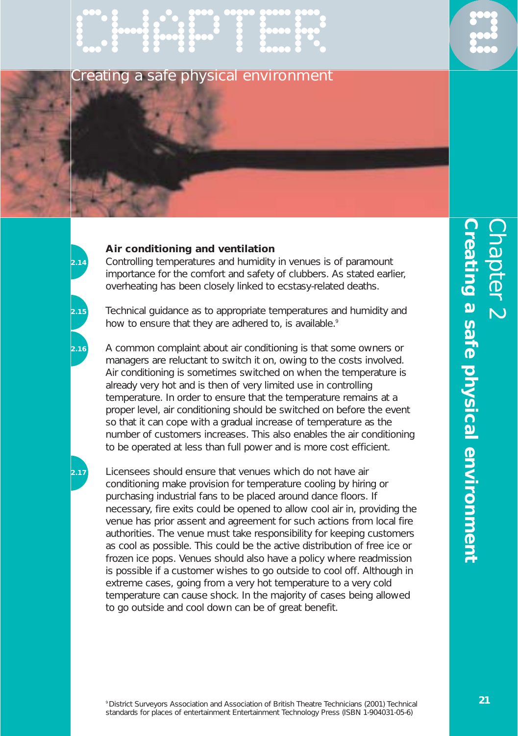### Air conditioning and ventilation

2.14 Controlling temperatures and humidity in venues is of paramount importance for the comfort and safety of clubbers. As stated earlier, overheating has been closely linked to ecstasy-related deaths.

2.15 Technical guidance as to appropriate temperatures and humidity and how to ensure that they are adhered to, is available.[9]

2.16 A common complaint about air conditioning is that some owners or managers are reluctant to switch it on, owing to the costs involved. Air conditioning is sometimes switched on when the temperature is already very hot and is then of very limited use in controlling temperature. In order to ensure that the temperature remains at a proper level, air conditioning should be switched on before the event so that it can cope with a gradual increase of temperature as the number of customers increases. This also enables the air conditioning to be operated at less than full power and is more cost efficient.

2.17 Licensees should ensure that venues which do not have air conditioning make provision for temperature cooling by hiring or purchasing industrial fans to be placed around dance floors. If necessary, fire exits could be opened to allow cool air in, providing the venue has prior assent and agreement for such actions from local fire authorities. The venue must take responsibility for keeping customers as cool as possible. This could be the active distribution of free ice or frozen ice pops. Venues should also have a policy where readmission is possible if a customer wishes to go outside to cool off. Although in extreme cases, going from a very hot temperature to a very cold temperature can cause shock. In the majority of cases being allowed to go outside and cool down can be of great benefit.

[9] District Surveyors Association and Association of British Theatre Technicians (2001) Technical standards for places of entertainment Entertainment Technology Press (ISBN 1-904031-05-6)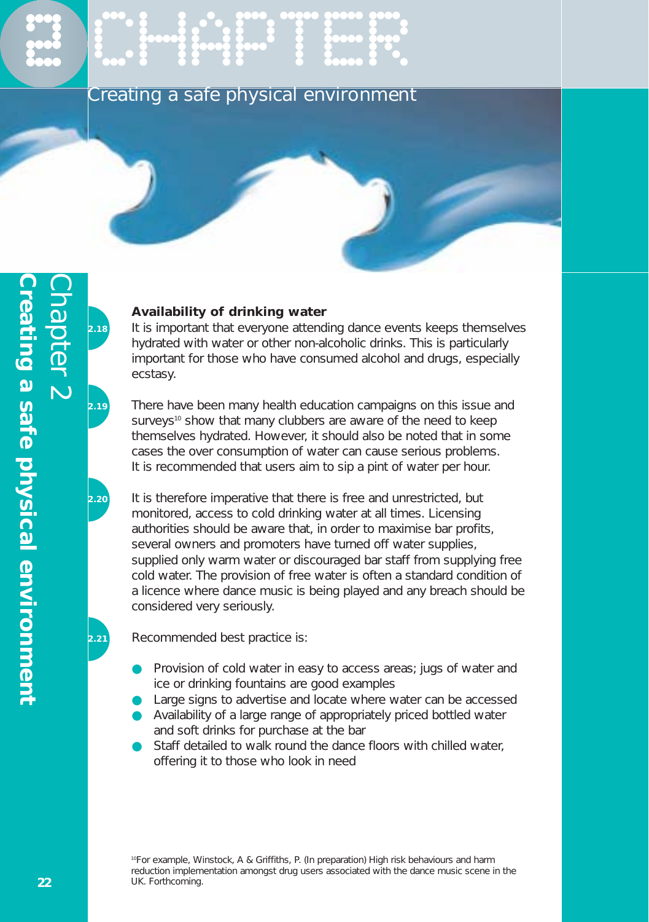## Availability of drinking water

2.18 It is important that everyone attending dance events keeps themselves hydrated with water or other non-alcoholic drinks. This is particularly important for those who have consumed alcohol and drugs, especially ecstasy.

2.19 There have been many health education campaigns on this issue and surveys[10] show that many clubbers are aware of the need to keep themselves hydrated. However, it should also be noted that in some cases the over consumption of water can cause serious problems. It is recommended that users aim to sip a pint of water per hour.

2.20 It is therefore imperative that there is free and unrestricted, but monitored, access to cold drinking water at all times. Licensing authorities should be aware that, in order to maximise bar profits, several owners and promoters have turned off water supplies, supplied only warm water or discouraged bar staff from supplying free cold water. The provision of free water is often a standard condition of a licence where dance music is being played and any breach should be considered very seriously.

2.21 Recommended best practice is:

- Provision of cold water in easy to access areas; jugs of water and ice or drinking fountains are good examples
- Large signs to advertise and locate where water can be accessed
- Availability of a large range of appropriately priced bottled water and soft drinks for purchase at the bar
- Staff detailed to walk round the dance floors with chilled water, offering it to those who look in need

[10] For example, Winstock, A & Griffiths, P. (In preparation) High risk behaviours and harm reduction implementation amongst drug users associated with the dance music scene in the UK. Forthcoming.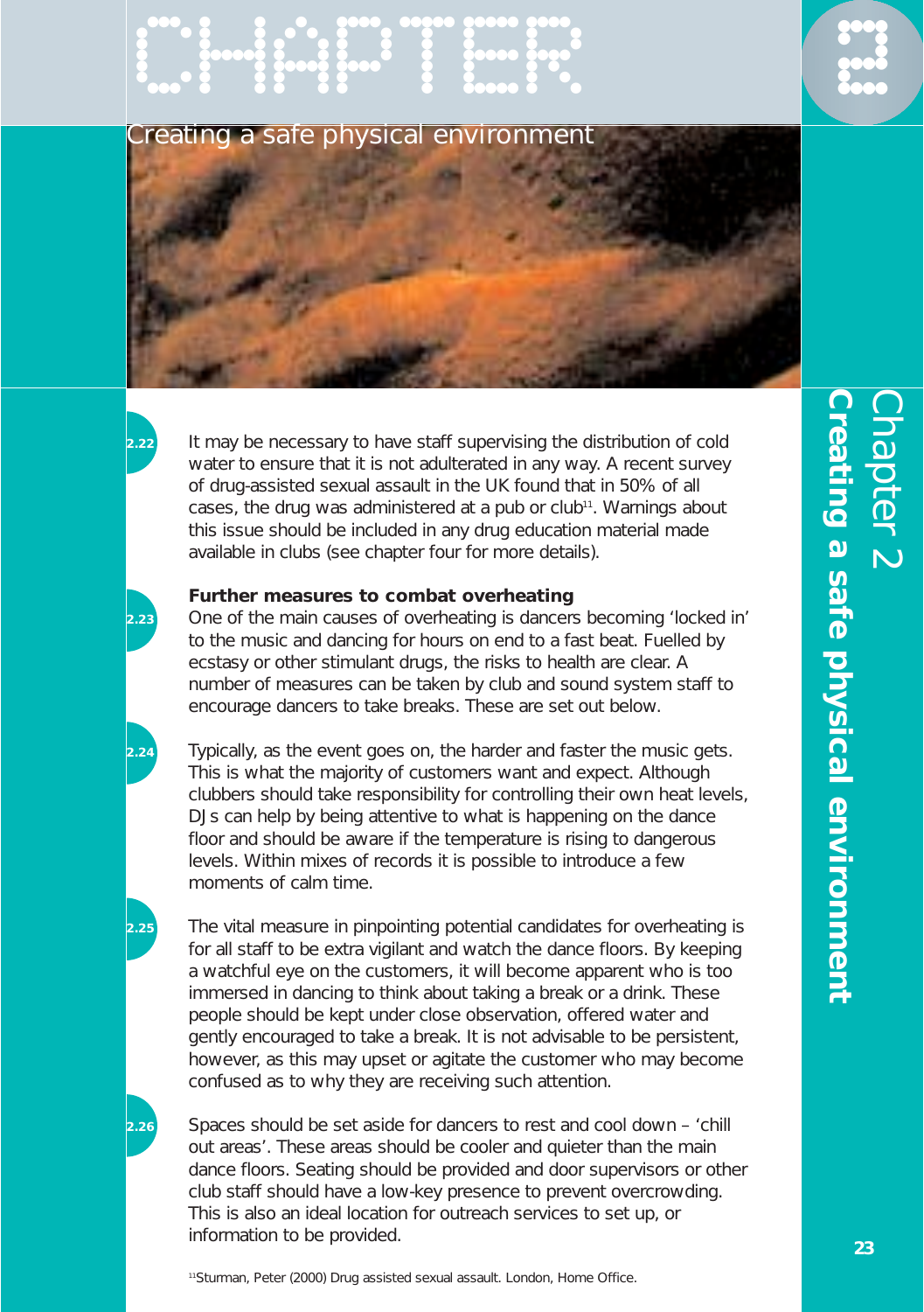2.22 It may be necessary to have staff supervising the distribution of cold water to ensure that it is not adulterated in any way. A recent survey of drug-assisted sexual assault in the UK found that in 50% of all cases, the drug was administered at a pub or club[11]. Warnings about this issue should be included in any drug education material made available in clubs (see chapter four for more details).

### Further measures to combat overheating

2.23 One of the main causes of overheating is dancers becoming 'locked in' to the music and dancing for hours on end to a fast beat. Fuelled by ecstasy or other stimulant drugs, the risks to health are clear. A number of measures can be taken by club and sound system staff to encourage dancers to take breaks. These are set out below.

2.24 Typically, as the event goes on, the harder and faster the music gets. This is what the majority of customers want and expect. Although clubbers should take responsibility for controlling their own heat levels, DJs can help by being attentive to what is happening on the dance floor and should be aware if the temperature is rising to dangerous levels. Within mixes of records it is possible to introduce a few moments of calm time.

2.25 The vital measure in pinpointing potential candidates for overheating is for all staff to be extra vigilant and watch the dance floors. By keeping a watchful eye on the customers, it will become apparent who is too immersed in dancing to think about taking a break or a drink. These people should be kept under close observation, offered water and gently encouraged to take a break. It is not advisable to be persistent, however, as this may upset or agitate the customer who may become confused as to why they are receiving such attention.

2.26 Spaces should be set aside for dancers to rest and cool down – 'chill out areas'. These areas should be cooler and quieter than the main dance floors. Seating should be provided and door supervisors or other club staff should have a low-key presence to prevent overcrowding. This is also an ideal location for outreach services to set up, or information to be provided.

[11] Sturman, Peter (2000) Drug assisted sexual assault. London, Home Office.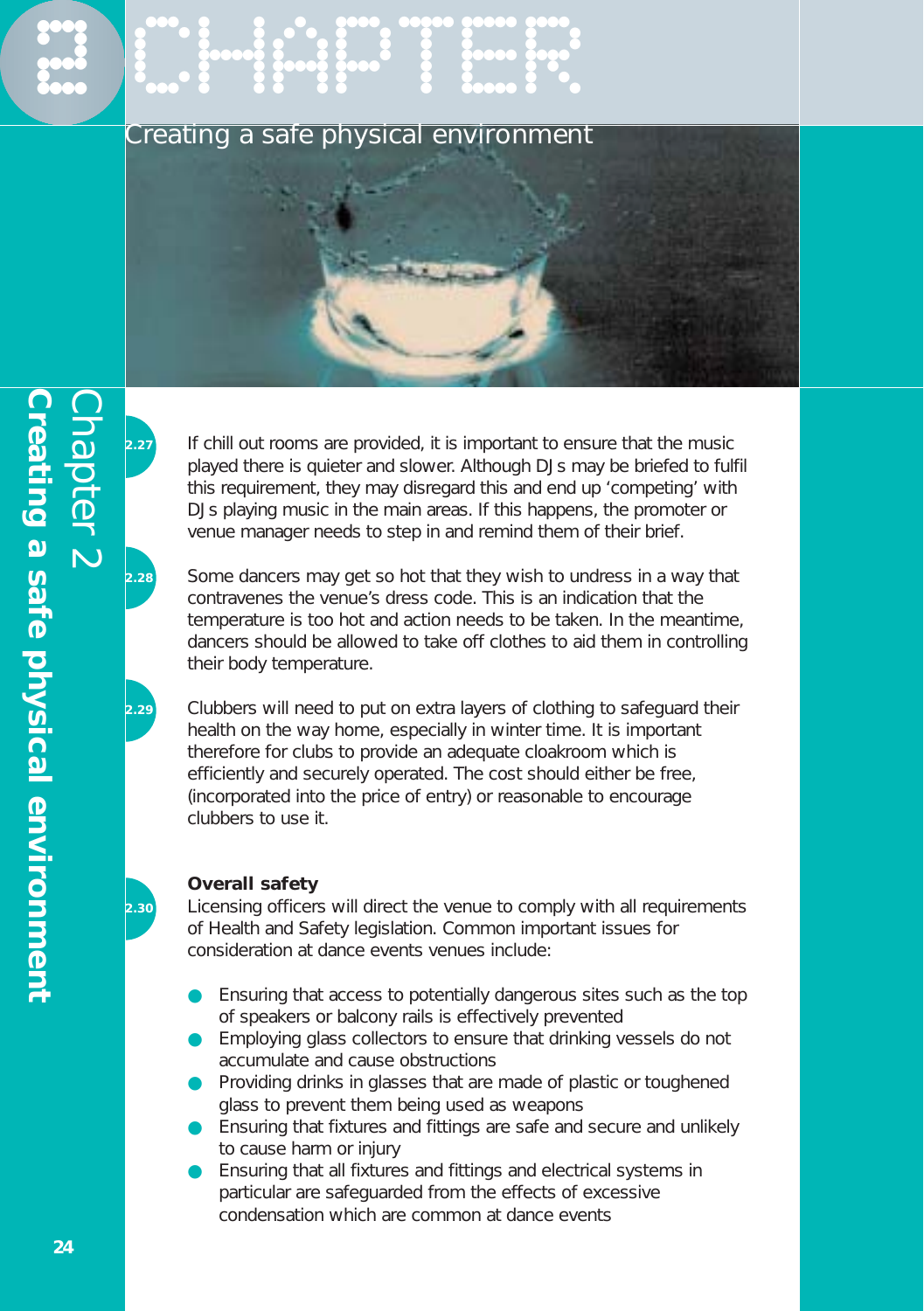2.27 If chill out rooms are provided, it is important to ensure that the music played there is quieter and slower. Although DJs may be briefed to fulfil this requirement, they may disregard this and end up 'competing' with DJs playing music in the main areas. If this happens, the promoter or venue manager needs to step in and remind them of their brief.

2.28 Some dancers may get so hot that they wish to undress in a way that contravenes the venue's dress code. This is an indication that the temperature is too hot and action needs to be taken. In the meantime, dancers should be allowed to take off clothes to aid them in controlling their body temperature.

2.29 Clubbers will need to put on extra layers of clothing to safeguard their health on the way home, especially in winter time. It is important therefore for clubs to provide an adequate cloakroom which is efficiently and securely operated. The cost should either be free, (incorporated into the price of entry) or reasonable to encourage clubbers to use it.

**Overall safety**

2.30 Licensing officers will direct the venue to comply with all requirements of Health and Safety legislation. Common important issues for consideration at dance events venues include:

- Ensuring that access to potentially dangerous sites such as the top of speakers or balcony rails is effectively prevented
- Employing glass collectors to ensure that drinking vessels do not accumulate and cause obstructions
- Providing drinks in glasses that are made of plastic or toughened glass to prevent them being used as weapons
- Ensuring that fixtures and fittings are safe and secure and unlikely to cause harm or injury
- Ensuring that all fixtures and fittings and electrical systems in particular are safeguarded from the effects of excessive condensation which are common at dance events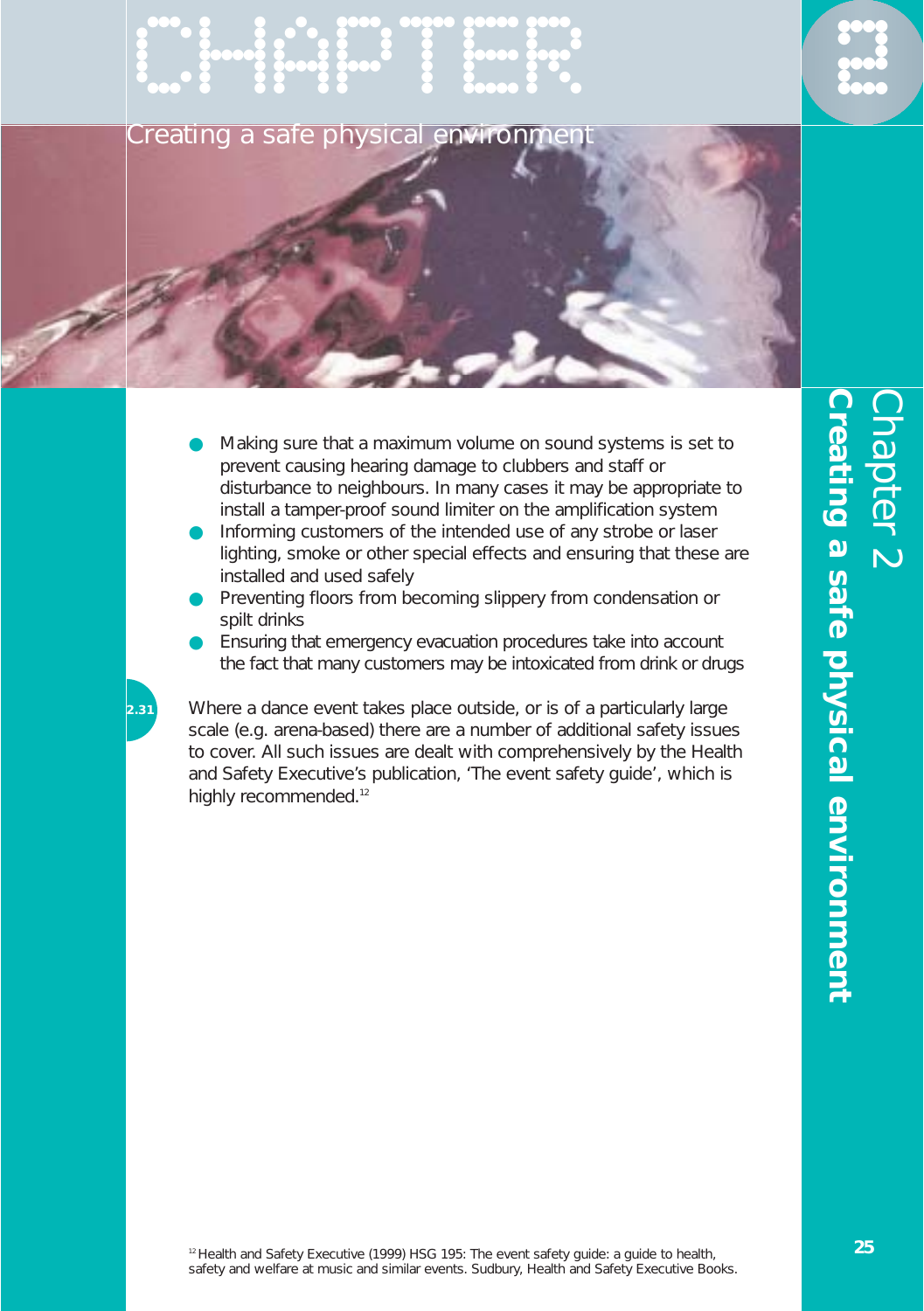- Making sure that a maximum volume on sound systems is set to prevent causing hearing damage to clubbers and staff or disturbance to neighbours. In many cases it may be appropriate to install a tamper-proof sound limiter on the amplification system
- Informing customers of the intended use of any strobe or laser lighting, smoke or other special effects and ensuring that these are installed and used safely
- Preventing floors from becoming slippery from condensation or spilt drinks
- Ensuring that emergency evacuation procedures take into account the fact that many customers may be intoxicated from drink or drugs

2.31 Where a dance event takes place outside, or is of a particularly large scale (e.g. arena-based) there are a number of additional safety issues to cover. All such issues are dealt with comprehensively by the Health and Safety Executive's publication, 'The event safety guide', which is highly recommended.[12]

[12] Health and Safety Executive (1999) HSG 195: The event safety guide: a guide to health, safety and welfare at music and similar events. Sudbury, Health and Safety Executive Books.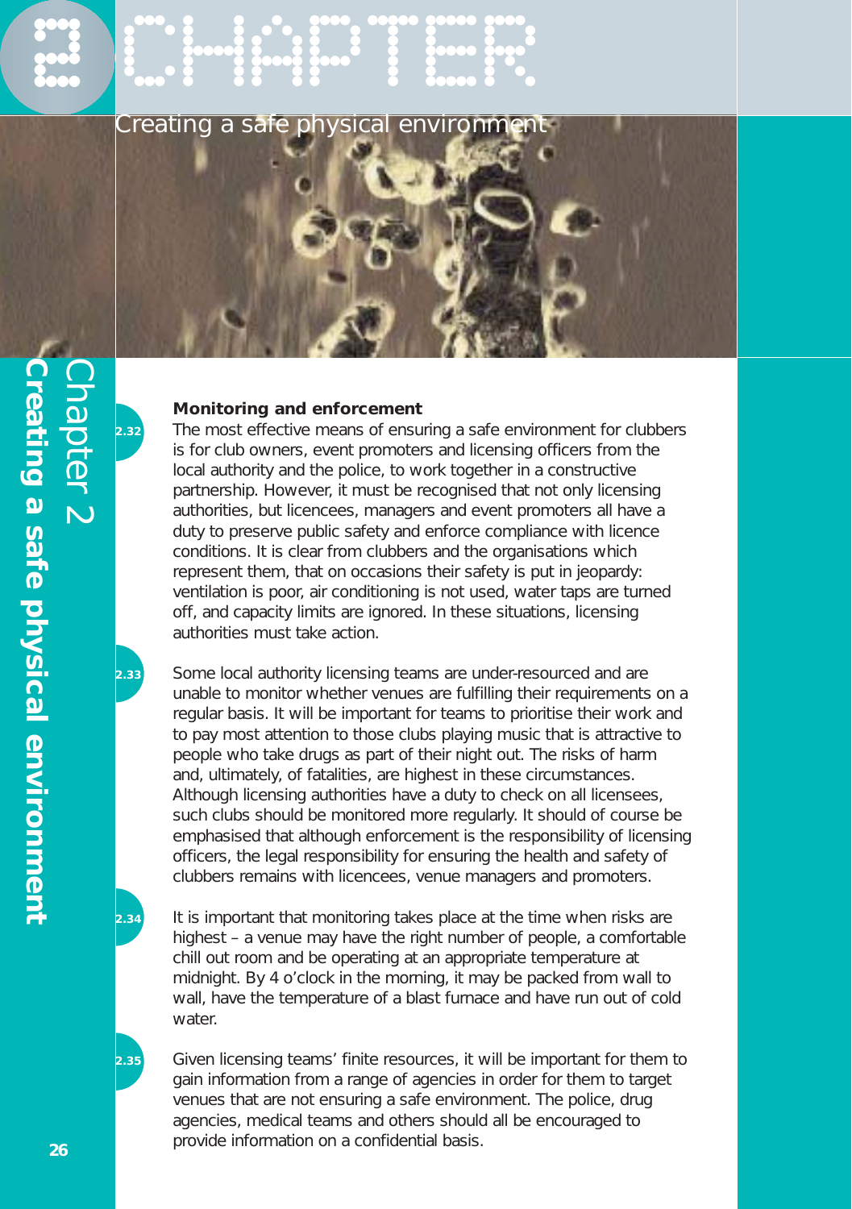### Monitoring and enforcement

2.32 The most effective means of ensuring a safe environment for clubbers is for club owners, event promoters and licensing officers from the local authority and the police, to work together in a constructive partnership. However, it must be recognised that not only licensing authorities, but licencees, managers and event promoters all have a duty to preserve public safety and enforce compliance with licence conditions. It is clear from clubbers and the organisations which represent them, that on occasions their safety is put in jeopardy: ventilation is poor, air conditioning is not used, water taps are turned off, and capacity limits are ignored. In these situations, licensing authorities must take action.

2.33 Some local authority licensing teams are under-resourced and are unable to monitor whether venues are fulfilling their requirements on a regular basis. It will be important for teams to prioritise their work and to pay most attention to those clubs playing music that is attractive to people who take drugs as part of their night out. The risks of harm and, ultimately, of fatalities, are highest in these circumstances. Although licensing authorities have a duty to check on all licensees, such clubs should be monitored more regularly. It should of course be emphasised that although enforcement is the responsibility of licensing officers, the legal responsibility for ensuring the health and safety of clubbers remains with licencees, venue managers and promoters.

2.34 It is important that monitoring takes place at the time when risks are highest – a venue may have the right number of people, a comfortable chill out room and be operating at an appropriate temperature at midnight. By 4 o'clock in the morning, it may be packed from wall to wall, have the temperature of a blast furnace and have run out of cold water.

2.35 Given licensing teams' finite resources, it will be important for them to gain information from a range of agencies in order for them to target venues that are not ensuring a safe environment. The police, drug agencies, medical teams and others should all be encouraged to provide information on a confidential basis.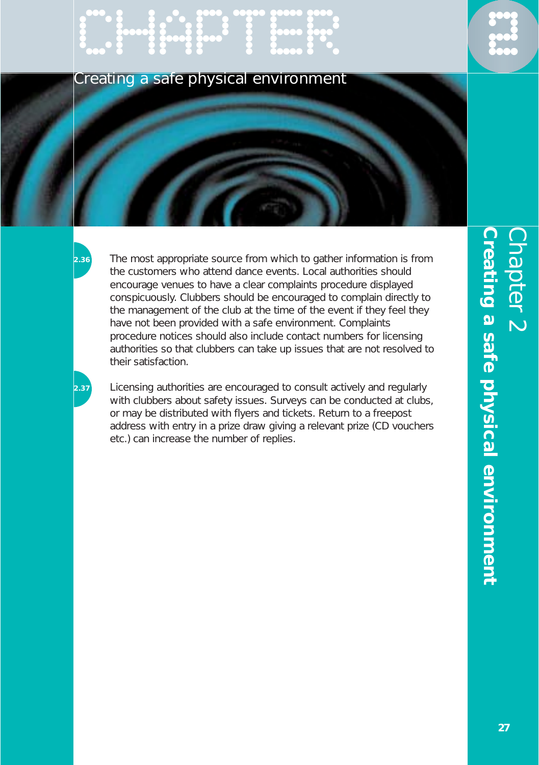2.36 The most appropriate source from which to gather information is from the customers who attend dance events. Local authorities should encourage venues to have a clear complaints procedure displayed conspicuously. Clubbers should be encouraged to complain directly to the management of the club at the time of the event if they feel they have not been provided with a safe environment. Complaints procedure notices should also include contact numbers for licensing authorities so that clubbers can take up issues that are not resolved to their satisfaction.

2.37 Licensing authorities are encouraged to consult actively and regularly with clubbers about safety issues. Surveys can be conducted at clubs, or may be distributed with flyers and tickets. Return to a freepost address with entry in a prize draw giving a relevant prize (CD vouchers etc.) can increase the number of replies.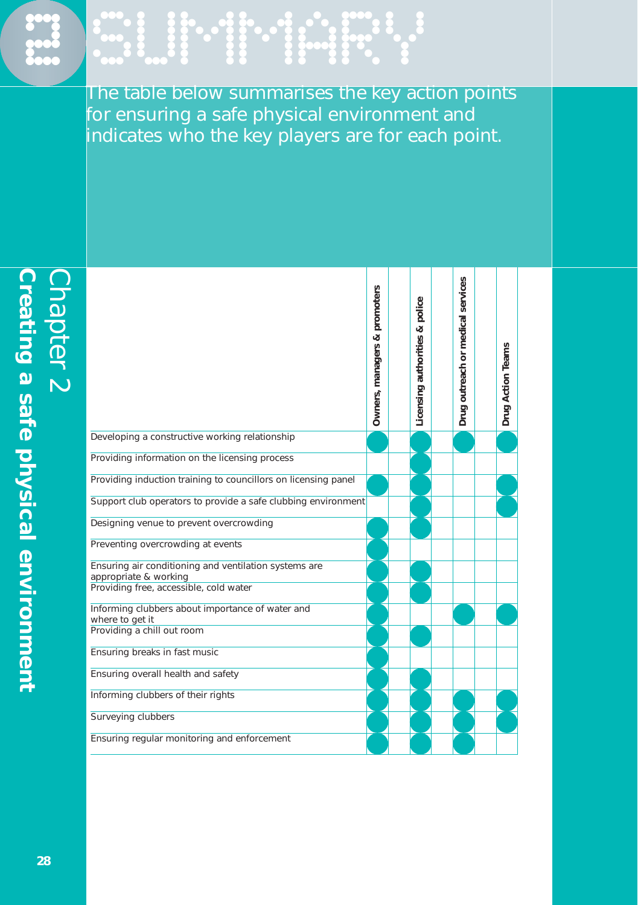# SUMMARY

## Chapter 2 Creating a safe physical environment

The table below summarises the key action points for ensuring a safe physical environment and indicates who the key players are for each point.

| | Owners, managers & promoters | Licensing authorities & police | Drug outreach or medical services | Drug Action Teams |
|---|---|---|---|---|
| Developing a constructive working relationship | ● | ● | ● | ● |
| Providing information on the licensing process | | ● | | |
| Providing induction training to councillors on licensing panel | ● | ● | | ● |
| Support club operators to provide a safe clubbing environment | | ● | | ● |
| Designing venue to prevent overcrowding | ● | ● | | |
| Preventing overcrowding at events | ● | | | |
| Ensuring air conditioning and ventilation systems are appropriate & working | ● | ● | | |
| Providing free, accessible, cold water | ● | ● | | |
| Informing clubbers about importance of water and where to get it | ● | | ● | ● |
| Providing a chill out room | ● | ● | | |
| Ensuring breaks in fast music | ● | | | |
| Ensuring overall health and safety | ● | ● | | |
| Informing clubbers of their rights | ● | ● | ● | ● |
| Surveying clubbers | ● | ● | ● | ● |
| Ensuring regular monitoring and enforcement | ● | ● | ● | |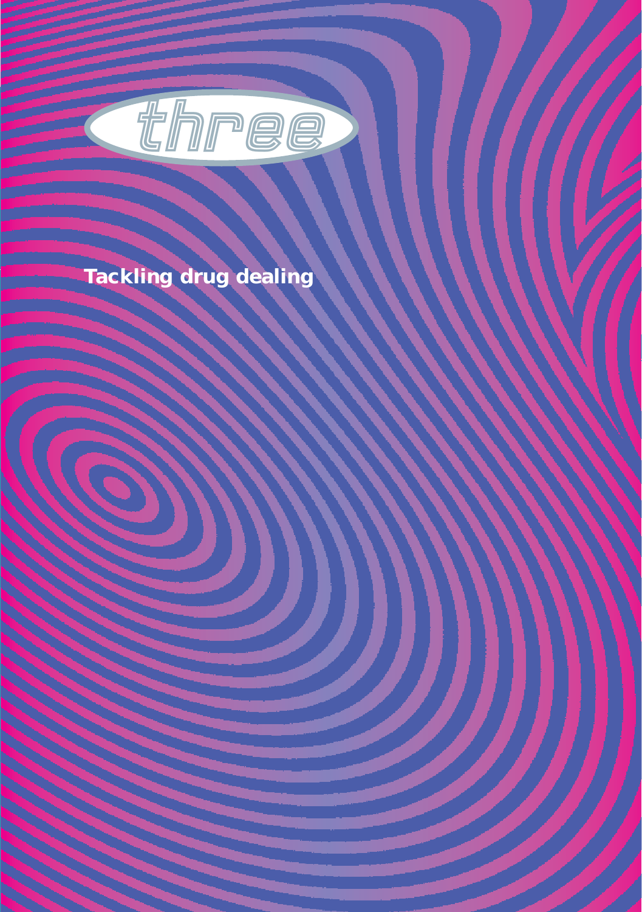# three

## Tackling drug dealing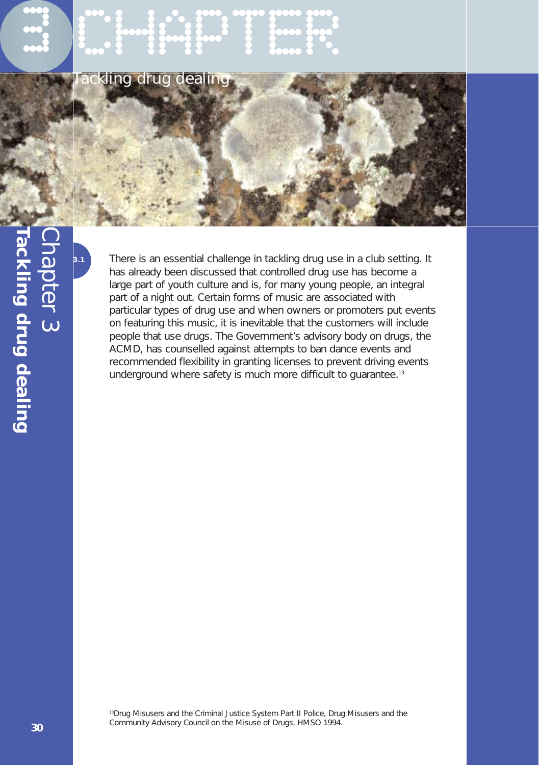# Chapter 3

## Tackling drug dealing

3.1 There is an essential challenge in tackling drug use in a club setting. It has already been discussed that controlled drug use has become a large part of youth culture and is, for many young people, an integral part of a night out. Certain forms of music are associated with particular types of drug use and when owners or promoters put events on featuring this music, it is inevitable that the customers will include people that use drugs. The Government's advisory body on drugs, the ACMD, has counselled against attempts to ban dance events and recommended flexibility in granting licenses to prevent driving events underground where safety is much more difficult to guarantee.[13]

[13] Drug Misusers and the Criminal Justice System Part II Police, Drug Misusers and the Community Advisory Council on the Misuse of Drugs, HMSO 1994.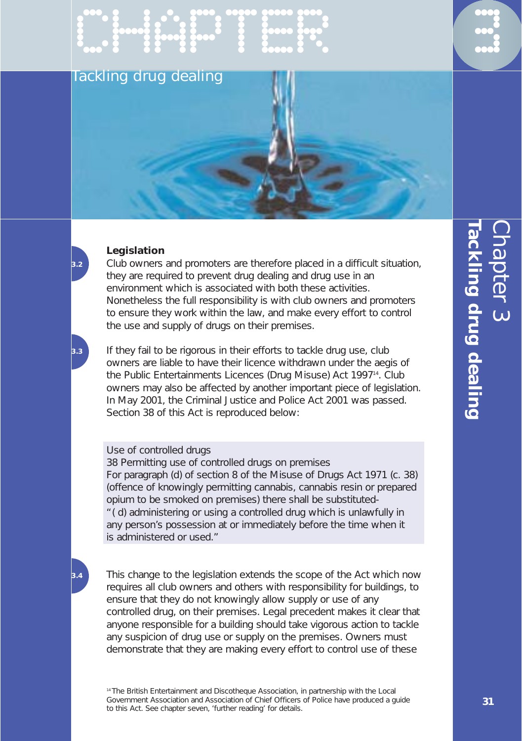# CHAPTER 3

## Tackling drug dealing

### Legislation

3.2 Club owners and promoters are therefore placed in a difficult situation, they are required to prevent drug dealing and drug use in an environment which is associated with both these activities. Nonetheless the full responsibility is with club owners and promoters to ensure they work within the law, and make every effort to control the use and supply of drugs on their premises.

3.3 If they fail to be rigorous in their efforts to tackle drug use, club owners are liable to have their licence withdrawn under the aegis of the Public Entertainments Licences (Drug Misuse) Act 1997[14]. Club owners may also be affected by another important piece of legislation. In May 2001, the Criminal Justice and Police Act 2001 was passed. Section 38 of this Act is reproduced below:

> Use of controlled drugs
> 38 Permitting use of controlled drugs on premises
> For paragraph (d) of section 8 of the Misuse of Drugs Act 1971 (c. 38) (offence of knowingly permitting cannabis, cannabis resin or prepared opium to be smoked on premises) there shall be substituted-
> "( d) administering or using a controlled drug which is unlawfully in any person's possession at or immediately before the time when it is administered or used."

3.4 This change to the legislation extends the scope of the Act which now requires all club owners and others with responsibility for buildings, to ensure that they do not knowingly allow supply or use of any controlled drug, on their premises. Legal precedent makes it clear that anyone responsible for a building should take vigorous action to tackle any suspicion of drug use or supply on the premises. Owners must demonstrate that they are making every effort to control use of these

[14] The British Entertainment and Discotheque Association, in partnership with the Local Government Association and Association of Chief Officers of Police have produced a guide to this Act. See chapter seven, 'further reading' for details.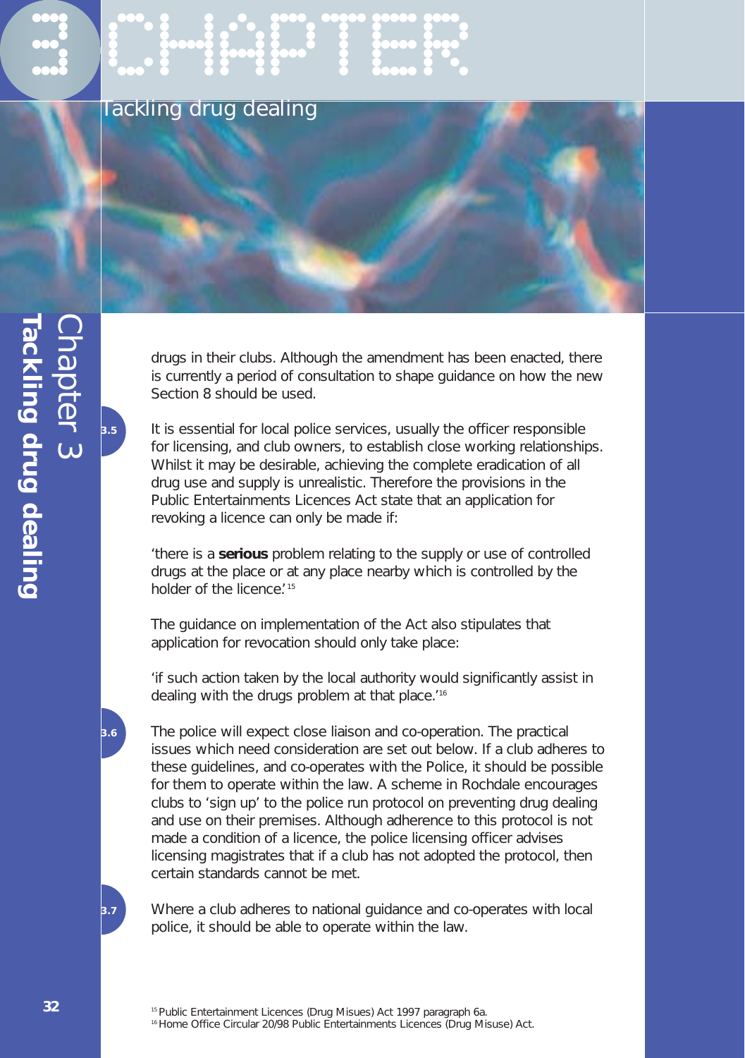drugs in their clubs. Although the amendment has been enacted, there is currently a period of consultation to shape guidance on how the new Section 8 should be used.

3.5 It is essential for local police services, usually the officer responsible for licensing, and club owners, to establish close working relationships. Whilst it may be desirable, achieving the complete eradication of all drug use and supply is unrealistic. Therefore the provisions in the Public Entertainments Licences Act state that an application for revoking a licence can only be made if:

'there is a **serious** problem relating to the supply or use of controlled drugs at the place or at any place nearby which is controlled by the holder of the licence.'[15]

The guidance on implementation of the Act also stipulates that application for revocation should only take place:

'if such action taken by the local authority would significantly assist in dealing with the drugs problem at that place.'[16]

3.6 The police will expect close liaison and co-operation. The practical issues which need consideration are set out below. If a club adheres to these guidelines, and co-operates with the Police, it should be possible for them to operate within the law. A scheme in Rochdale encourages clubs to 'sign up' to the police run protocol on preventing drug dealing and use on their premises. Although adherence to this protocol is not made a condition of a licence, the police licensing officer advises licensing magistrates that if a club has not adopted the protocol, then certain standards cannot be met.

3.7 Where a club adheres to national guidance and co-operates with local police, it should be able to operate within the law.

[15] Public Entertainment Licences (Drug Misues) Act 1997 paragraph 6a.
[16] Home Office Circular 20/98 Public Entertainments Licences (Drug Misuse) Act.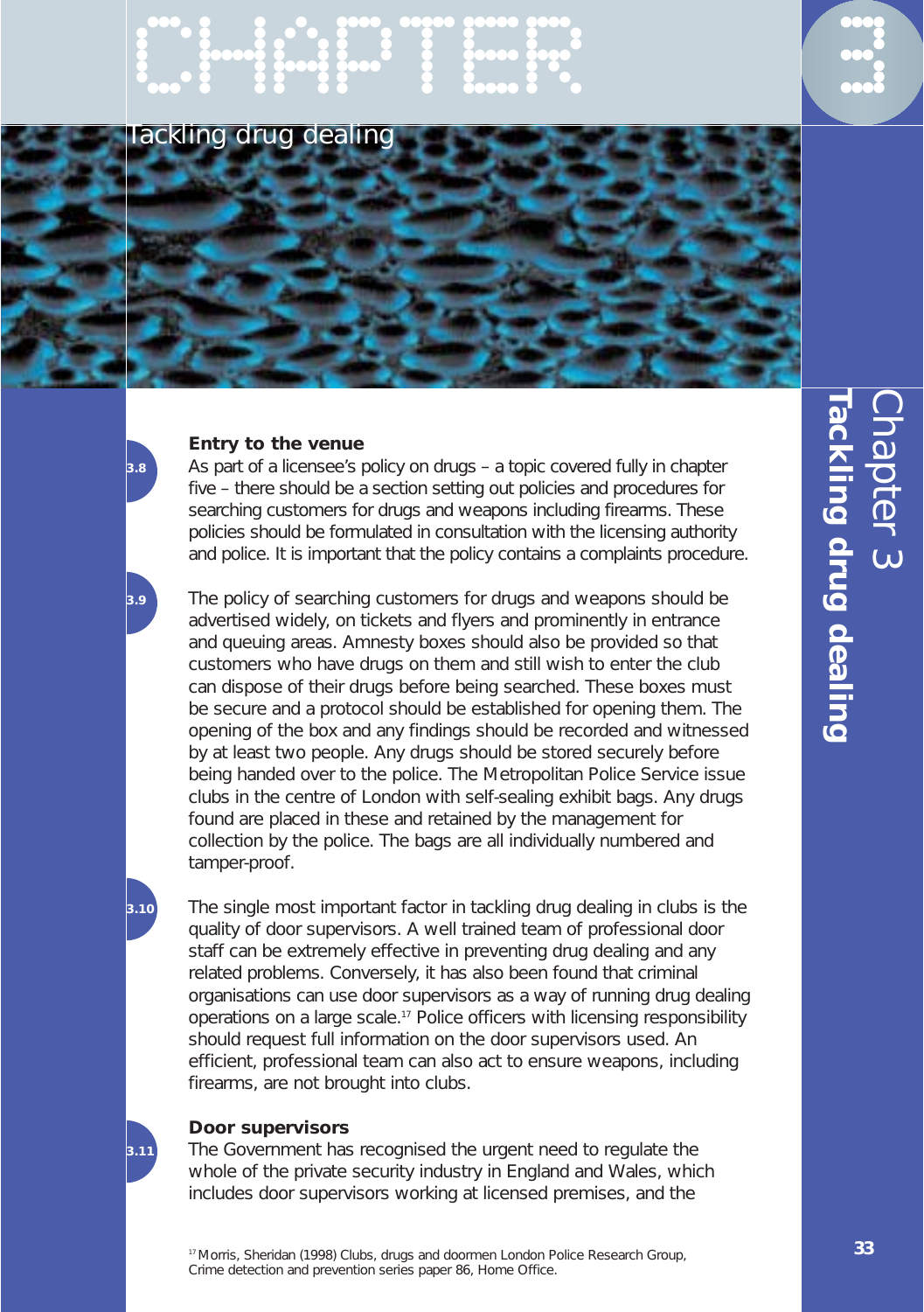# CHAPTER 3

## Tackling drug dealing

### Entry to the venue

3.8 As part of a licensee's policy on drugs – a topic covered fully in chapter five – there should be a section setting out policies and procedures for searching customers for drugs and weapons including firearms. These policies should be formulated in consultation with the licensing authority and police. It is important that the policy contains a complaints procedure.

3.9 The policy of searching customers for drugs and weapons should be advertised widely, on tickets and flyers and prominently in entrance and queuing areas. Amnesty boxes should also be provided so that customers who have drugs on them and still wish to enter the club can dispose of their drugs before being searched. These boxes must be secure and a protocol should be established for opening them. The opening of the box and any findings should be recorded and witnessed by at least two people. Any drugs should be stored securely before being handed over to the police. The Metropolitan Police Service issue clubs in the centre of London with self-sealing exhibit bags. Any drugs found are placed in these and retained by the management for collection by the police. The bags are all individually numbered and tamper-proof.

3.10 The single most important factor in tackling drug dealing in clubs is the quality of door supervisors. A well trained team of professional door staff can be extremely effective in preventing drug dealing and any related problems. Conversely, it has also been found that criminal organisations can use door supervisors as a way of running drug dealing operations on a large scale.[17] Police officers with licensing responsibility should request full information on the door supervisors used. An efficient, professional team can also act to ensure weapons, including firearms, are not brought into clubs.

### Door supervisors

3.11 The Government has recognised the urgent need to regulate the whole of the private security industry in England and Wales, which includes door supervisors working at licensed premises, and the

[17] Morris, Sheridan (1998) Clubs, drugs and doormen London Police Research Group, Crime detection and prevention series paper 86, Home Office.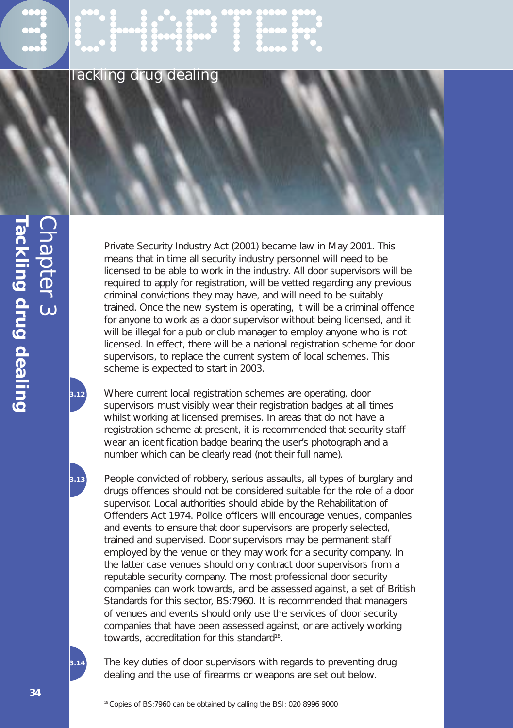# Tackling drug dealing

Private Security Industry Act (2001) became law in May 2001. This means that in time all security industry personnel will need to be licensed to be able to work in the industry. All door supervisors will be required to apply for registration, will be vetted regarding any previous criminal convictions they may have, and will need to be suitably trained. Once the new system is operating, it will be a criminal offence for anyone to work as a door supervisor without being licensed, and it will be illegal for a pub or club manager to employ anyone who is not licensed. In effect, there will be a national registration scheme for door supervisors, to replace the current system of local schemes. This scheme is expected to start in 2003.

3.12 Where current local registration schemes are operating, door supervisors must visibly wear their registration badges at all times whilst working at licensed premises. In areas that do not have a registration scheme at present, it is recommended that security staff wear an identification badge bearing the user's photograph and a number which can be clearly read (not their full name).

3.13 People convicted of robbery, serious assaults, all types of burglary and drugs offences should not be considered suitable for the role of a door supervisor. Local authorities should abide by the Rehabilitation of Offenders Act 1974. Police officers will encourage venues, companies and events to ensure that door supervisors are properly selected, trained and supervised. Door supervisors may be permanent staff employed by the venue or they may work for a security company. In the latter case venues should only contract door supervisors from a reputable security company. The most professional door security companies can work towards, and be assessed against, a set of British Standards for this sector, BS:7960. It is recommended that managers of venues and events should only use the services of door security companies that have been assessed against, or are actively working towards, accreditation for this standard[18].

3.14 The key duties of door supervisors with regards to preventing drug dealing and the use of firearms or weapons are set out below.

[18] Copies of BS:7960 can be obtained by calling the BSI: 020 8996 9000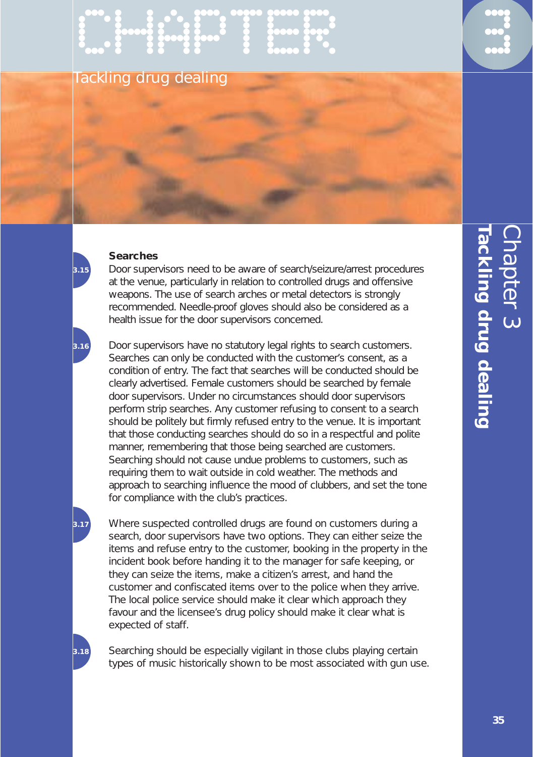### Searches

3.15 Door supervisors need to be aware of search/seizure/arrest procedures at the venue, particularly in relation to controlled drugs and offensive weapons. The use of search arches or metal detectors is strongly recommended. Needle-proof gloves should also be considered as a health issue for the door supervisors concerned.

3.16 Door supervisors have no statutory legal rights to search customers. Searches can only be conducted with the customer's consent, as a condition of entry. The fact that searches will be conducted should be clearly advertised. Female customers should be searched by female door supervisors. Under no circumstances should door supervisors perform strip searches. Any customer refusing to consent to a search should be politely but firmly refused entry to the venue. It is important that those conducting searches should do so in a respectful and polite manner, remembering that those being searched are customers. Searching should not cause undue problems to customers, such as requiring them to wait outside in cold weather. The methods and approach to searching influence the mood of clubbers, and set the tone for compliance with the club's practices.

3.17 Where suspected controlled drugs are found on customers during a search, door supervisors have two options. They can either seize the items and refuse entry to the customer, booking in the property in the incident book before handing it to the manager for safe keeping, or they can seize the items, make a citizen's arrest, and hand the customer and confiscated items over to the police when they arrive. The local police service should make it clear which approach they favour and the licensee's drug policy should make it clear what is expected of staff.

3.18 Searching should be especially vigilant in those clubs playing certain types of music historically shown to be most associated with gun use.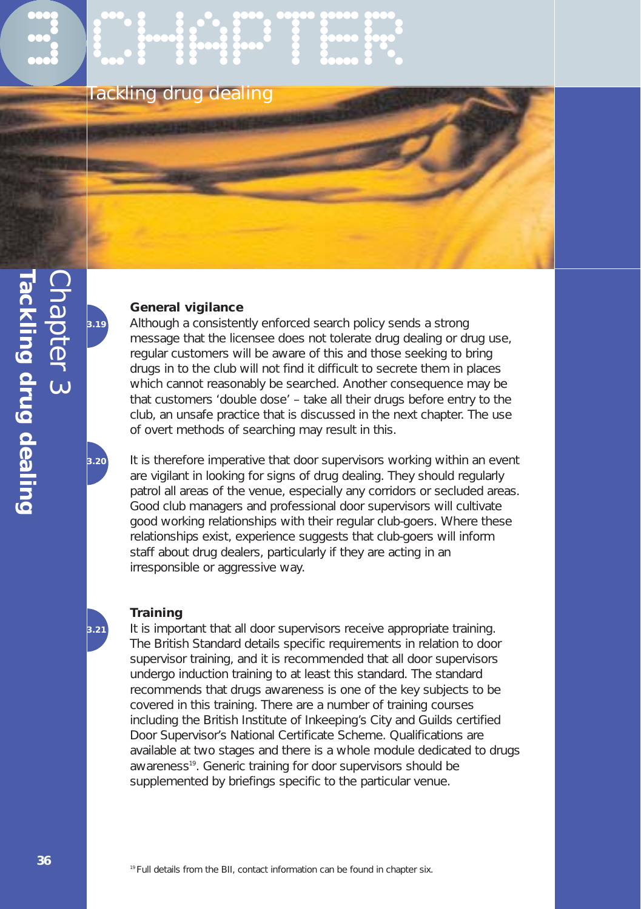## General vigilance

3.19 Although a consistently enforced search policy sends a strong message that the licensee does not tolerate drug dealing or drug use, regular customers will be aware of this and those seeking to bring drugs in to the club will not find it difficult to secrete them in places which cannot reasonably be searched. Another consequence may be that customers ‘double dose’ – take all their drugs before entry to the club, an unsafe practice that is discussed in the next chapter. The use of overt methods of searching may result in this.

3.20 It is therefore imperative that door supervisors working within an event are vigilant in looking for signs of drug dealing. They should regularly patrol all areas of the venue, especially any corridors or secluded areas. Good club managers and professional door supervisors will cultivate good working relationships with their regular club-goers. Where these relationships exist, experience suggests that club-goers will inform staff about drug dealers, particularly if they are acting in an irresponsible or aggressive way.

## Training

3.21 It is important that all door supervisors receive appropriate training. The British Standard details specific requirements in relation to door supervisor training, and it is recommended that all door supervisors undergo induction training to at least this standard. The standard recommends that drugs awareness is one of the key subjects to be covered in this training. There are a number of training courses including the British Institute of Inkeeping’s City and Guilds certified Door Supervisor’s National Certificate Scheme. Qualifications are available at two stages and there is a whole module dedicated to drugs awareness[19]. Generic training for door supervisors should be supplemented by briefings specific to the particular venue.

[19] Full details from the BII, contact information can be found in chapter six.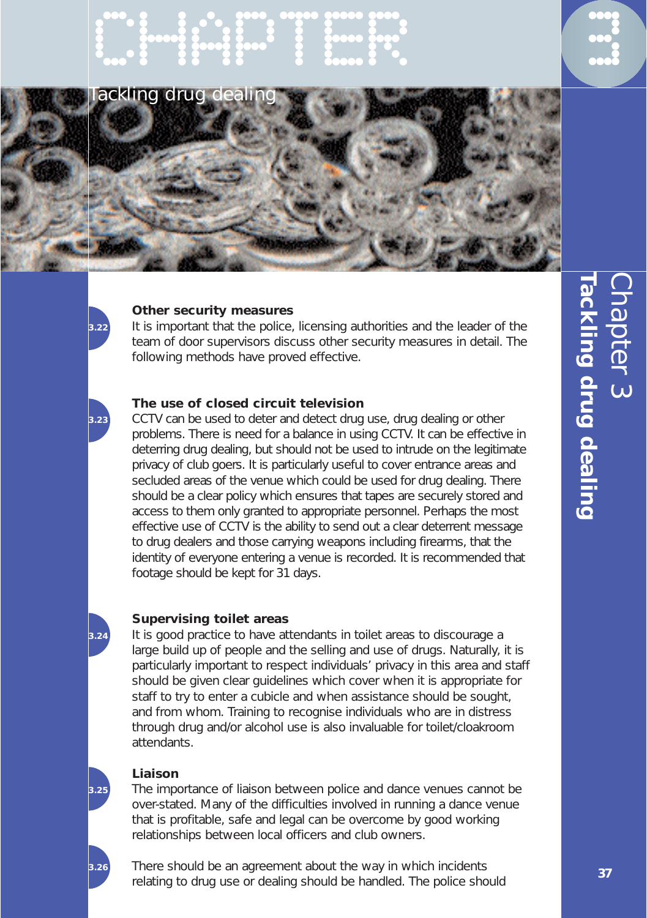### Other security measures

3.22 It is important that the police, licensing authorities and the leader of the team of door supervisors discuss other security measures in detail. The following methods have proved effective.

### The use of closed circuit television

3.23 CCTV can be used to deter and detect drug use, drug dealing or other problems. There is need for a balance in using CCTV. It can be effective in deterring drug dealing, but should not be used to intrude on the legitimate privacy of club goers. It is particularly useful to cover entrance areas and secluded areas of the venue which could be used for drug dealing. There should be a clear policy which ensures that tapes are securely stored and access to them only granted to appropriate personnel. Perhaps the most effective use of CCTV is the ability to send out a clear deterrent message to drug dealers and those carrying weapons including firearms, that the identity of everyone entering a venue is recorded. It is recommended that footage should be kept for 31 days.

### Supervising toilet areas

3.24 It is good practice to have attendants in toilet areas to discourage a large build up of people and the selling and use of drugs. Naturally, it is particularly important to respect individuals' privacy in this area and staff should be given clear guidelines which cover when it is appropriate for staff to try to enter a cubicle and when assistance should be sought, and from whom. Training to recognise individuals who are in distress through drug and/or alcohol use is also invaluable for toilet/cloakroom attendants.

### Liaison

3.25 The importance of liaison between police and dance venues cannot be over-stated. Many of the difficulties involved in running a dance venue that is profitable, safe and legal can be overcome by good working relationships between local officers and club owners.

3.26 There should be an agreement about the way in which incidents relating to drug use or dealing should be handled. The police should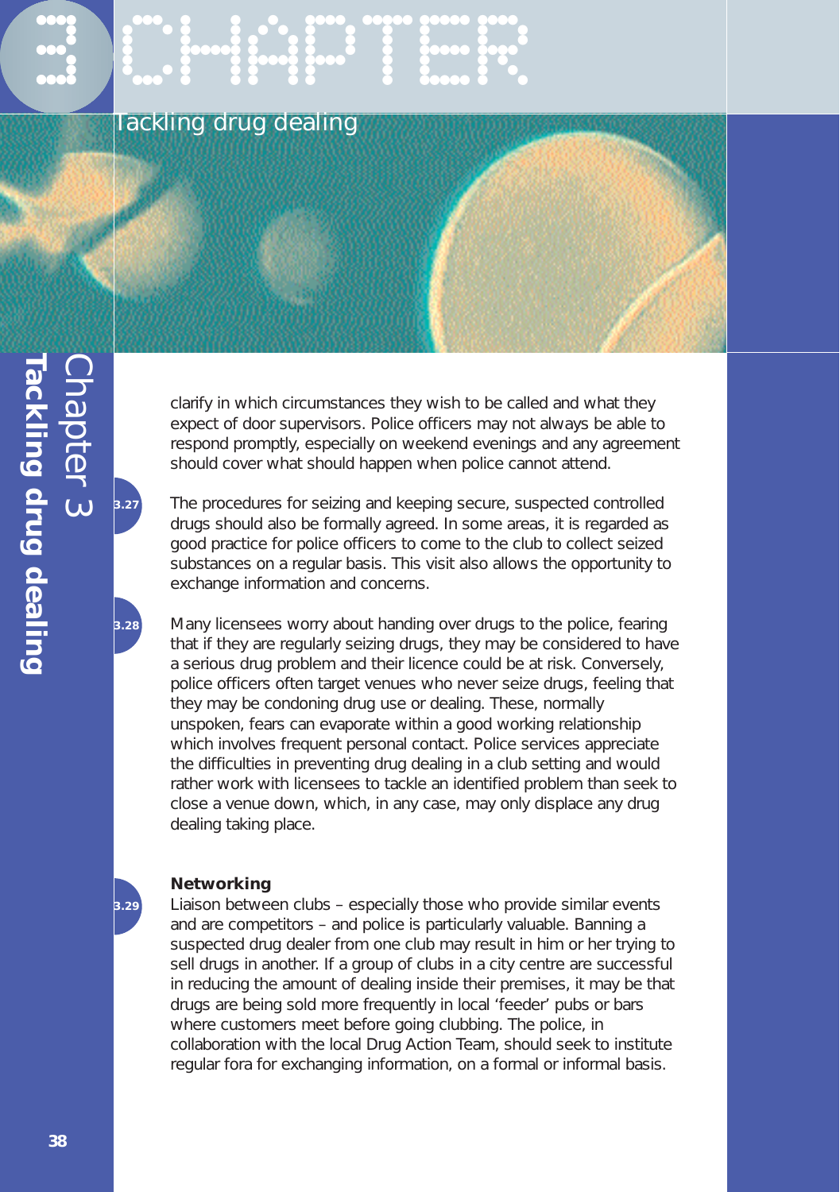clarify in which circumstances they wish to be called and what they expect of door supervisors. Police officers may not always be able to respond promptly, especially on weekend evenings and any agreement should cover what should happen when police cannot attend.

3.27 The procedures for seizing and keeping secure, suspected controlled drugs should also be formally agreed. In some areas, it is regarded as good practice for police officers to come to the club to collect seized substances on a regular basis. This visit also allows the opportunity to exchange information and concerns.

3.28 Many licensees worry about handing over drugs to the police, fearing that if they are regularly seizing drugs, they may be considered to have a serious drug problem and their licence could be at risk. Conversely, police officers often target venues who never seize drugs, feeling that they may be condoning drug use or dealing. These, normally unspoken, fears can evaporate within a good working relationship which involves frequent personal contact. Police services appreciate the difficulties in preventing drug dealing in a club setting and would rather work with licensees to tackle an identified problem than seek to close a venue down, which, in any case, may only displace any drug dealing taking place.

### Networking

3.29 Liaison between clubs – especially those who provide similar events and are competitors – and police is particularly valuable. Banning a suspected drug dealer from one club may result in him or her trying to sell drugs in another. If a group of clubs in a city centre are successful in reducing the amount of dealing inside their premises, it may be that drugs are being sold more frequently in local 'feeder' pubs or bars where customers meet before going clubbing. The police, in collaboration with the local Drug Action Team, should seek to institute regular fora for exchanging information, on a formal or informal basis.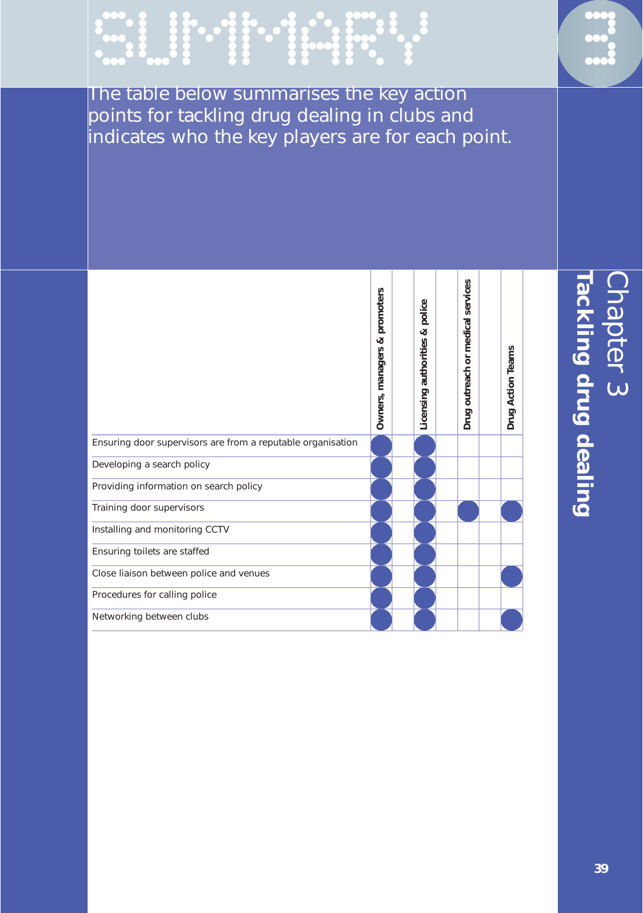# SUMMARY

The table below summarises the key action points for tackling drug dealing in clubs and indicates who the key players are for each point.

| | Owners, managers & promoters | Licensing authorities & police | Drug outreach or medical services | Drug Action Teams |
|---|---|---|---|---|
| Ensuring door supervisors are from a reputable organisation | ● | ● | | |
| Developing a search policy | ● | ● | | |
| Providing information on search policy | ● | ● | | |
| Training door supervisors | ● | ● | ● | ● |
| Installing and monitoring CCTV | ● | ● | | |
| Ensuring toilets are staffed | ● | ● | | |
| Close liaison between police and venues | ● | ● | | ● |
| Procedures for calling police | ● | ● | | |
| Networking between clubs | ● | ● | | ● |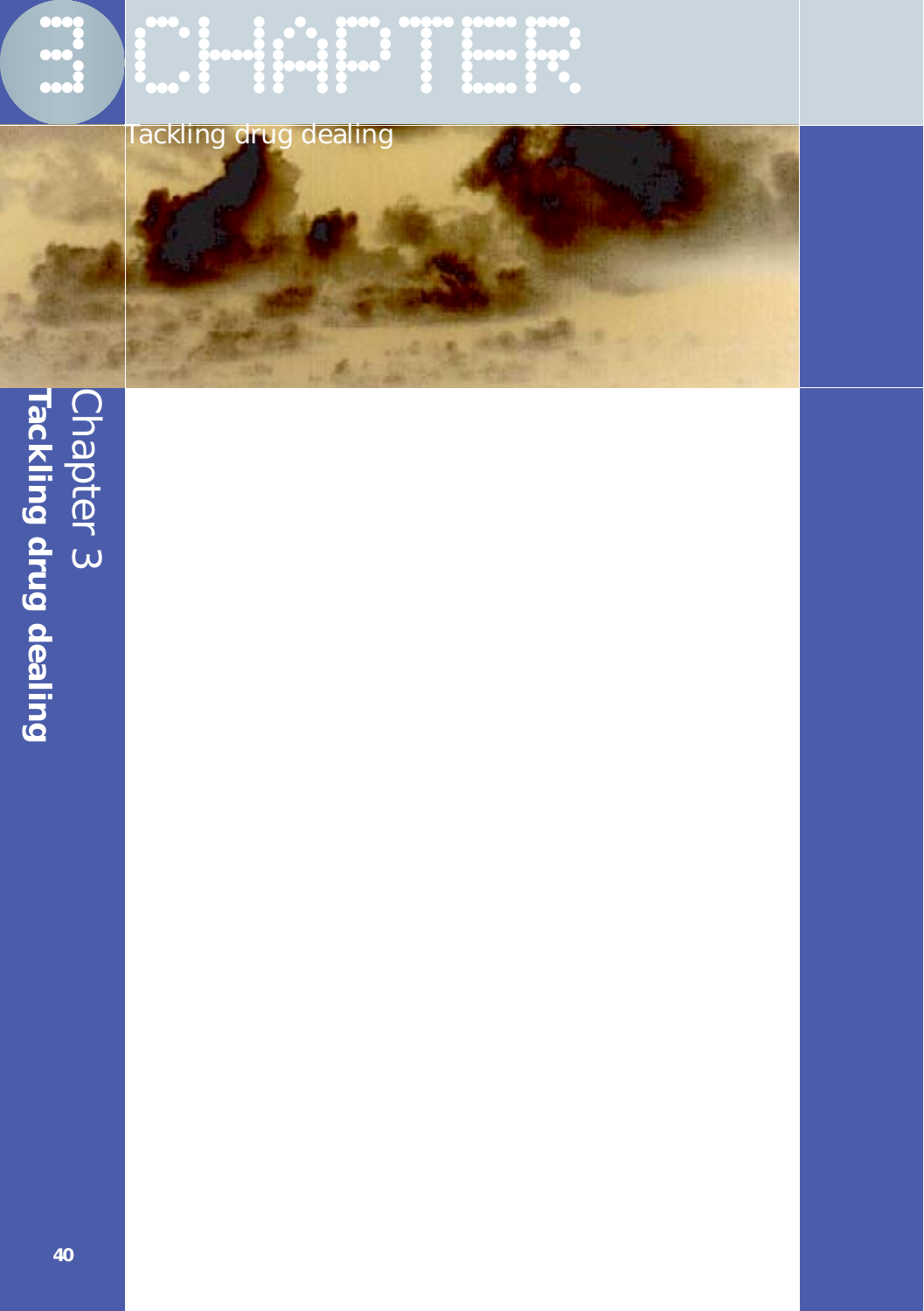# 3 CHAPTER

## Tackling drug dealing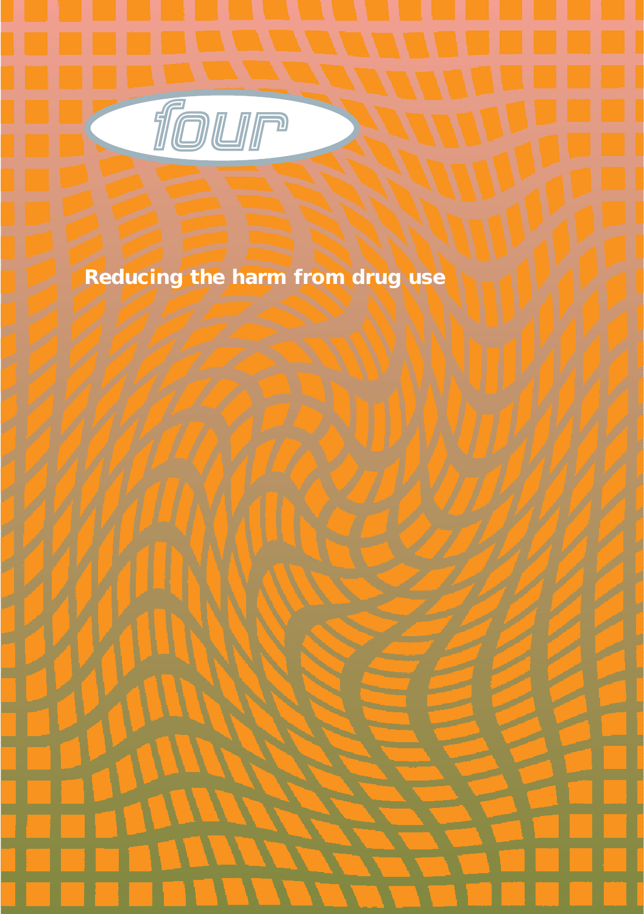# four

## Reducing the harm from drug use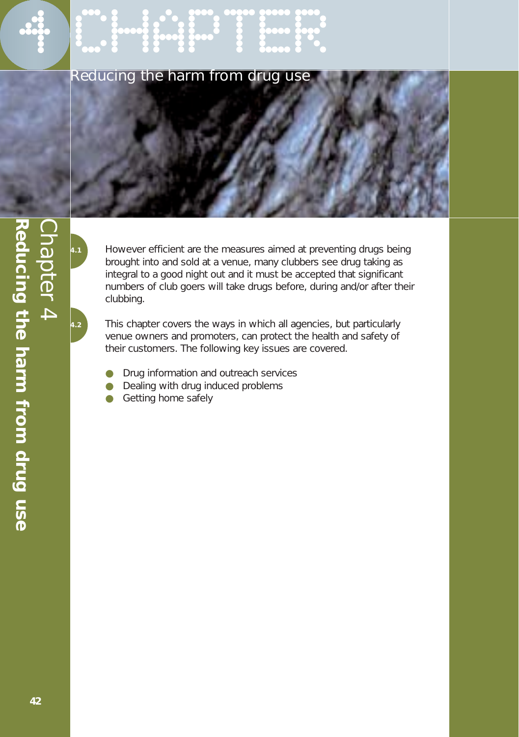# CHAPTER 4

## Reducing the harm from drug use

4.1 However efficient are the measures aimed at preventing drugs being brought into and sold at a venue, many clubbers see drug taking as integral to a good night out and it must be accepted that significant numbers of club goers will take drugs before, during and/or after their clubbing.

4.2 This chapter covers the ways in which all agencies, but particularly venue owners and promoters, can protect the health and safety of their customers. The following key issues are covered.

- Drug information and outreach services
- Dealing with drug induced problems
- Getting home safely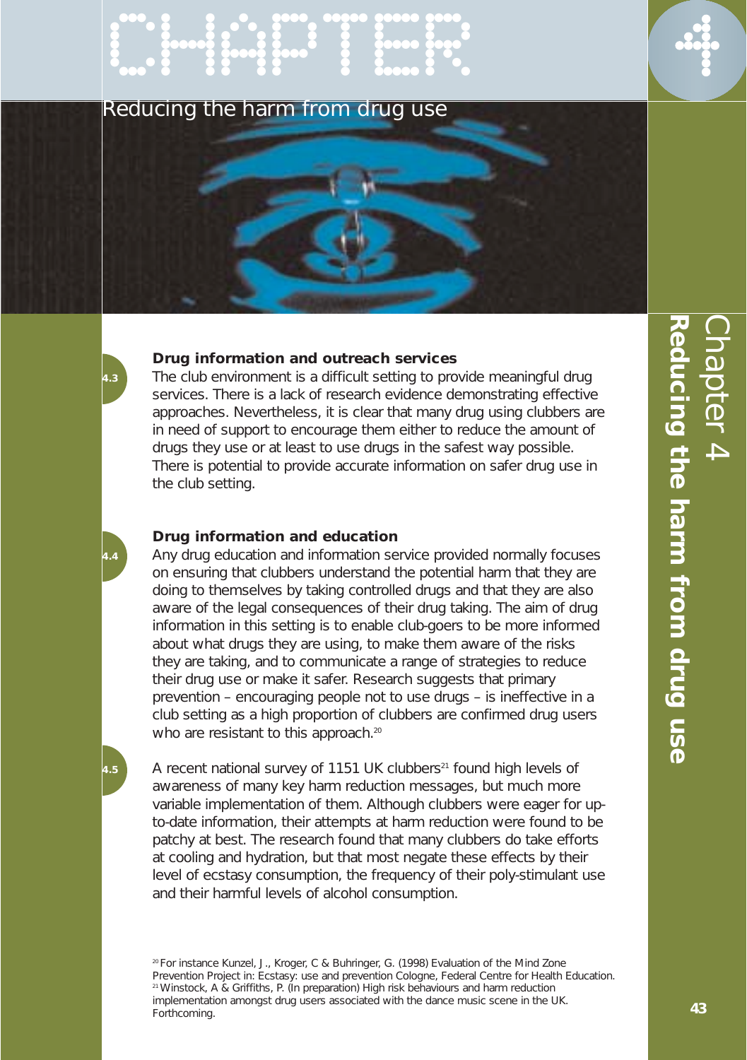# CHAPTER 4

## Reducing the harm from drug use

### Drug information and outreach services

4.3 The club environment is a difficult setting to provide meaningful drug services. There is a lack of research evidence demonstrating effective approaches. Nevertheless, it is clear that many drug using clubbers are in need of support to encourage them either to reduce the amount of drugs they use or at least to use drugs in the safest way possible. There is potential to provide accurate information on safer drug use in the club setting.

### Drug information and education

4.4 Any drug education and information service provided normally focuses on ensuring that clubbers understand the potential harm that they are doing to themselves by taking controlled drugs and that they are also aware of the legal consequences of their drug taking. The aim of drug information in this setting is to enable club-goers to be more informed about what drugs they are using, to make them aware of the risks they are taking, and to communicate a range of strategies to reduce their drug use or make it safer. Research suggests that primary prevention – encouraging people not to use drugs – is ineffective in a club setting as a high proportion of clubbers are confirmed drug users who are resistant to this approach.[20]

4.5 A recent national survey of 1151 UK clubbers[21] found high levels of awareness of many key harm reduction messages, but much more variable implementation of them. Although clubbers were eager for up-to-date information, their attempts at harm reduction were found to be patchy at best. The research found that many clubbers do take efforts at cooling and hydration, but that most negate these effects by their level of ecstasy consumption, the frequency of their poly-stimulant use and their harmful levels of alcohol consumption.

[20] For instance Kunzel, J., Kroger, C & Buhringer, G. (1998) Evaluation of the Mind Zone Prevention Project in: Ecstasy: use and prevention Cologne, Federal Centre for Health Education.

[21] Winstock, A & Griffiths, P. (In preparation) High risk behaviours and harm reduction implementation amongst drug users associated with the dance music scene in the UK. Forthcoming.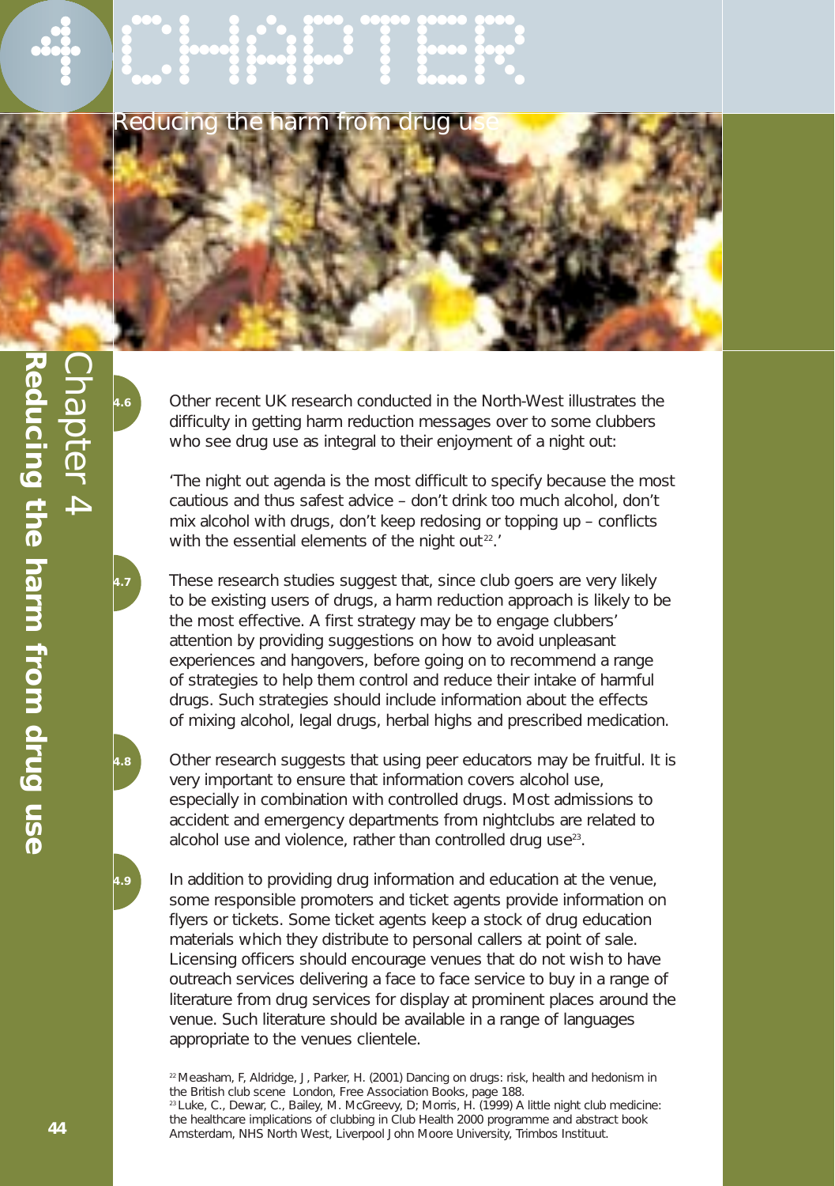4.6 Other recent UK research conducted in the North-West illustrates the difficulty in getting harm reduction messages over to some clubbers who see drug use as integral to their enjoyment of a night out:

'The night out agenda is the most difficult to specify because the most cautious and thus safest advice – don't drink too much alcohol, don't mix alcohol with drugs, don't keep redosing or topping up – conflicts with the essential elements of the night out[22].'

4.7 These research studies suggest that, since club goers are very likely to be existing users of drugs, a harm reduction approach is likely to be the most effective. A first strategy may be to engage clubbers' attention by providing suggestions on how to avoid unpleasant experiences and hangovers, before going on to recommend a range of strategies to help them control and reduce their intake of harmful drugs. Such strategies should include information about the effects of mixing alcohol, legal drugs, herbal highs and prescribed medication.

4.8 Other research suggests that using peer educators may be fruitful. It is very important to ensure that information covers alcohol use, especially in combination with controlled drugs. Most admissions to accident and emergency departments from nightclubs are related to alcohol use and violence, rather than controlled drug use[23].

4.9 In addition to providing drug information and education at the venue, some responsible promoters and ticket agents provide information on flyers or tickets. Some ticket agents keep a stock of drug education materials which they distribute to personal callers at point of sale. Licensing officers should encourage venues that do not wish to have outreach services delivering a face to face service to buy in a range of literature from drug services for display at prominent places around the venue. Such literature should be available in a range of languages appropriate to the venues clientele.

[22] Measham, F, Aldridge, J, Parker, H. (2001) Dancing on drugs: risk, health and hedonism in the British club scene London, Free Association Books, page 188.

[23] Luke, C., Dewar, C., Bailey, M. McGreevy, D; Morris, H. (1999) A little night club medicine: the healthcare implications of clubbing in Club Health 2000 programme and abstract book Amsterdam, NHS North West, Liverpool John Moore University, Trimbos Instituut.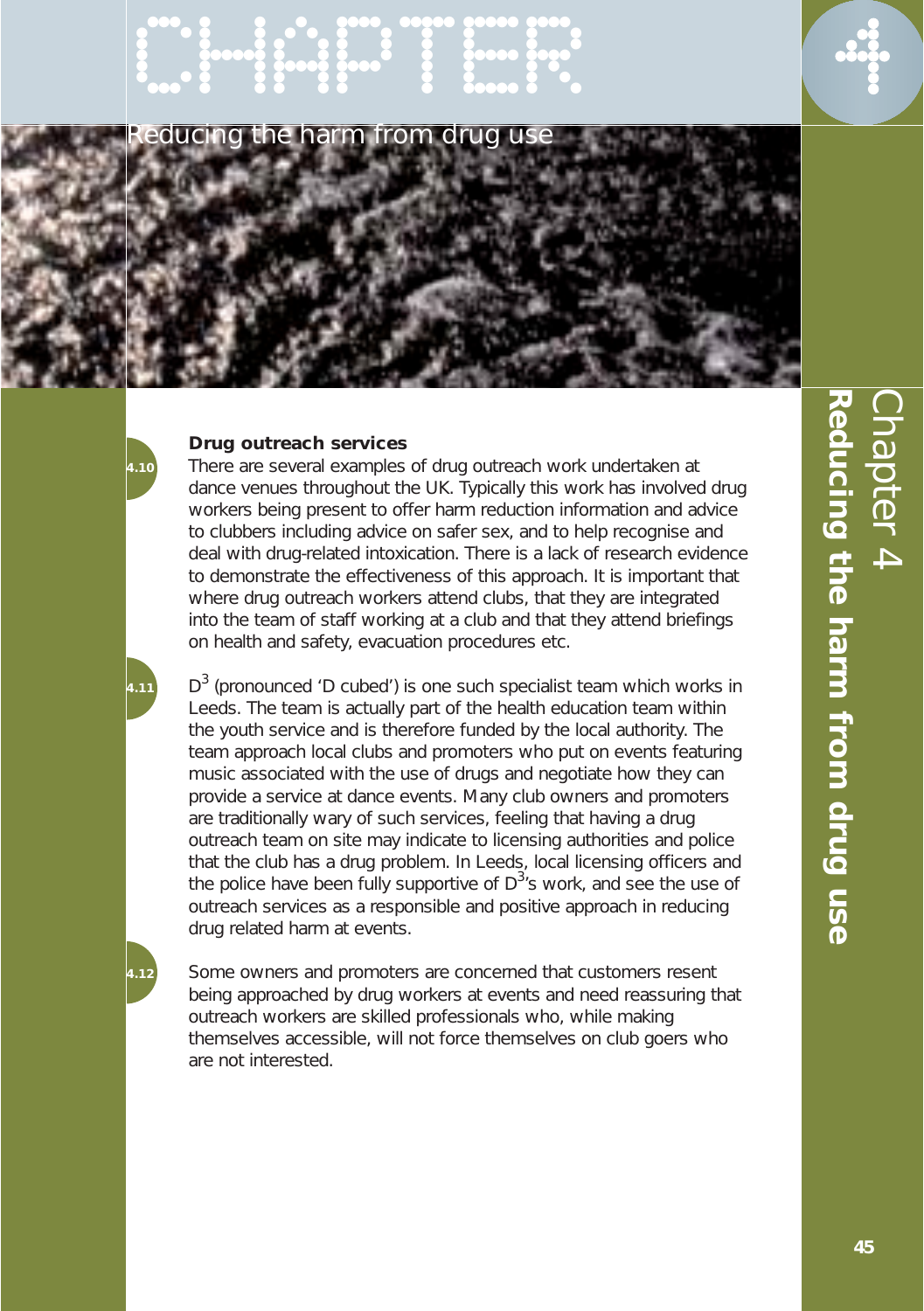# Chapter 4

## Reducing the harm from drug use

### Drug outreach services

4.10 There are several examples of drug outreach work undertaken at dance venues throughout the UK. Typically this work has involved drug workers being present to offer harm reduction information and advice to clubbers including advice on safer sex, and to help recognise and deal with drug-related intoxication. There is a lack of research evidence to demonstrate the effectiveness of this approach. It is important that where drug outreach workers attend clubs, that they are integrated into the team of staff working at a club and that they attend briefings on health and safety, evacuation procedures etc.

4.11 $D^3$ (pronounced 'D cubed') is one such specialist team which works in Leeds. The team is actually part of the health education team within the youth service and is therefore funded by the local authority. The team approach local clubs and promoters who put on events featuring music associated with the use of drugs and negotiate how they can provide a service at dance events. Many club owners and promoters are traditionally wary of such services, feeling that having a drug outreach team on site may indicate to licensing authorities and police that the club has a drug problem. In Leeds, local licensing officers and the police have been fully supportive of $D^3$'s work, and see the use of outreach services as a responsible and positive approach in reducing drug related harm at events.

4.12 Some owners and promoters are concerned that customers resent being approached by drug workers at events and need reassuring that outreach workers are skilled professionals who, while making themselves accessible, will not force themselves on club goers who are not interested.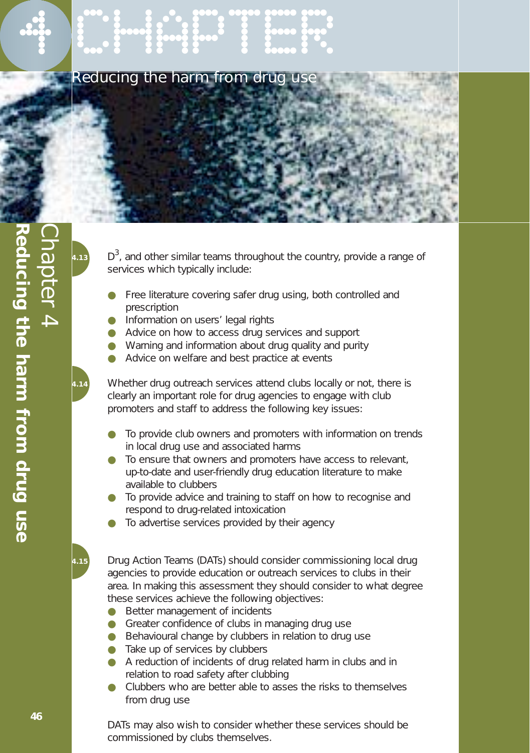4.13 D[3], and other similar teams throughout the country, provide a range of services which typically include:

- Free literature covering safer drug using, both controlled and prescription
- Information on users' legal rights
- Advice on how to access drug services and support
- Warning and information about drug quality and purity
- Advice on welfare and best practice at events

4.14 Whether drug outreach services attend clubs locally or not, there is clearly an important role for drug agencies to engage with club promoters and staff to address the following key issues:

- To provide club owners and promoters with information on trends in local drug use and associated harms
- To ensure that owners and promoters have access to relevant, up-to-date and user-friendly drug education literature to make available to clubbers
- To provide advice and training to staff on how to recognise and respond to drug-related intoxication
- To advertise services provided by their agency

4.15 Drug Action Teams (DATs) should consider commissioning local drug agencies to provide education or outreach services to clubs in their area. In making this assessment they should consider to what degree these services achieve the following objectives:

- Better management of incidents
- Greater confidence of clubs in managing drug use
- Behavioural change by clubbers in relation to drug use
- Take up of services by clubbers
- A reduction of incidents of drug related harm in clubs and in relation to road safety after clubbing
- Clubbers who are better able to asses the risks to themselves from drug use

DATs may also wish to consider whether these services should be commissioned by clubs themselves.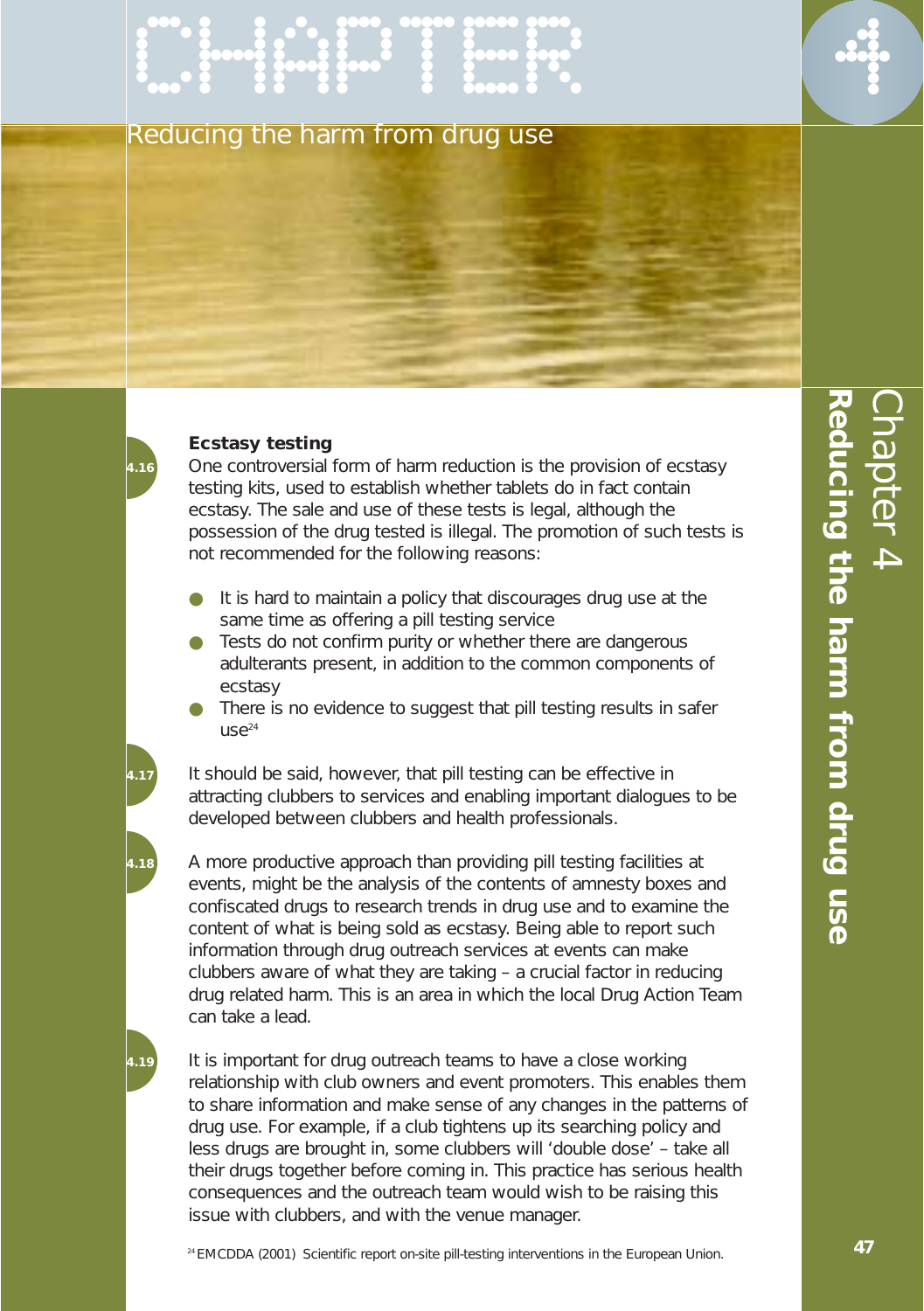#### Ecstasy testing

4.16 One controversial form of harm reduction is the provision of ecstasy testing kits, used to establish whether tablets do in fact contain ecstasy. The sale and use of these tests is legal, although the possession of the drug tested is illegal. The promotion of such tests is not recommended for the following reasons:

- It is hard to maintain a policy that discourages drug use at the same time as offering a pill testing service
- Tests do not confirm purity or whether there are dangerous adulterants present, in addition to the common components of ecstasy
- There is no evidence to suggest that pill testing results in safer use[24]

4.17 It should be said, however, that pill testing can be effective in attracting clubbers to services and enabling important dialogues to be developed between clubbers and health professionals.

4.18 A more productive approach than providing pill testing facilities at events, might be the analysis of the contents of amnesty boxes and confiscated drugs to research trends in drug use and to examine the content of what is being sold as ecstasy. Being able to report such information through drug outreach services at events can make clubbers aware of what they are taking – a crucial factor in reducing drug related harm. This is an area in which the local Drug Action Team can take a lead.

4.19 It is important for drug outreach teams to have a close working relationship with club owners and event promoters. This enables them to share information and make sense of any changes in the patterns of drug use. For example, if a club tightens up its searching policy and less drugs are brought in, some clubbers will 'double dose' – take all their drugs together before coming in. This practice has serious health consequences and the outreach team would wish to be raising this issue with clubbers, and with the venue manager.

[24] EMCDDA (2001) Scientific report on-site pill-testing interventions in the European Union.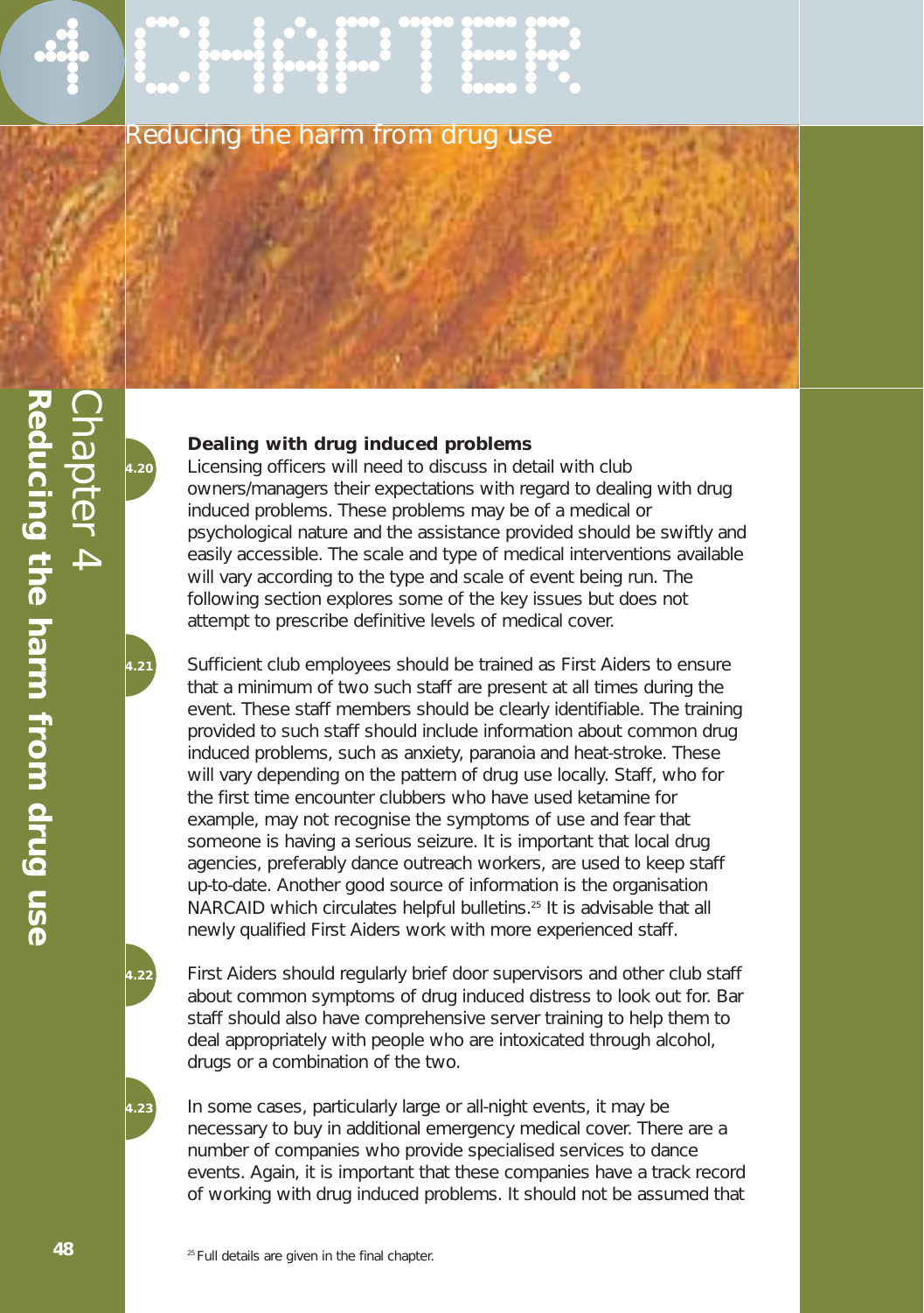### Dealing with drug induced problems

4.20 Licensing officers will need to discuss in detail with club owners/managers their expectations with regard to dealing with drug induced problems. These problems may be of a medical or psychological nature and the assistance provided should be swiftly and easily accessible. The scale and type of medical interventions available will vary according to the type and scale of event being run. The following section explores some of the key issues but does not attempt to prescribe definitive levels of medical cover.

4.21 Sufficient club employees should be trained as First Aiders to ensure that a minimum of two such staff are present at all times during the event. These staff members should be clearly identifiable. The training provided to such staff should include information about common drug induced problems, such as anxiety, paranoia and heat-stroke. These will vary depending on the pattern of drug use locally. Staff, who for the first time encounter clubbers who have used ketamine for example, may not recognise the symptoms of use and fear that someone is having a serious seizure. It is important that local drug agencies, preferably dance outreach workers, are used to keep staff up-to-date. Another good source of information is the organisation NARCAID which circulates helpful bulletins.[25] It is advisable that all newly qualified First Aiders work with more experienced staff.

4.22 First Aiders should regularly brief door supervisors and other club staff about common symptoms of drug induced distress to look out for. Bar staff should also have comprehensive server training to help them to deal appropriately with people who are intoxicated through alcohol, drugs or a combination of the two.

4.23 In some cases, particularly large or all-night events, it may be necessary to buy in additional emergency medical cover. There are a number of companies who provide specialised services to dance events. Again, it is important that these companies have a track record of working with drug induced problems. It should not be assumed that

[25] Full details are given in the final chapter.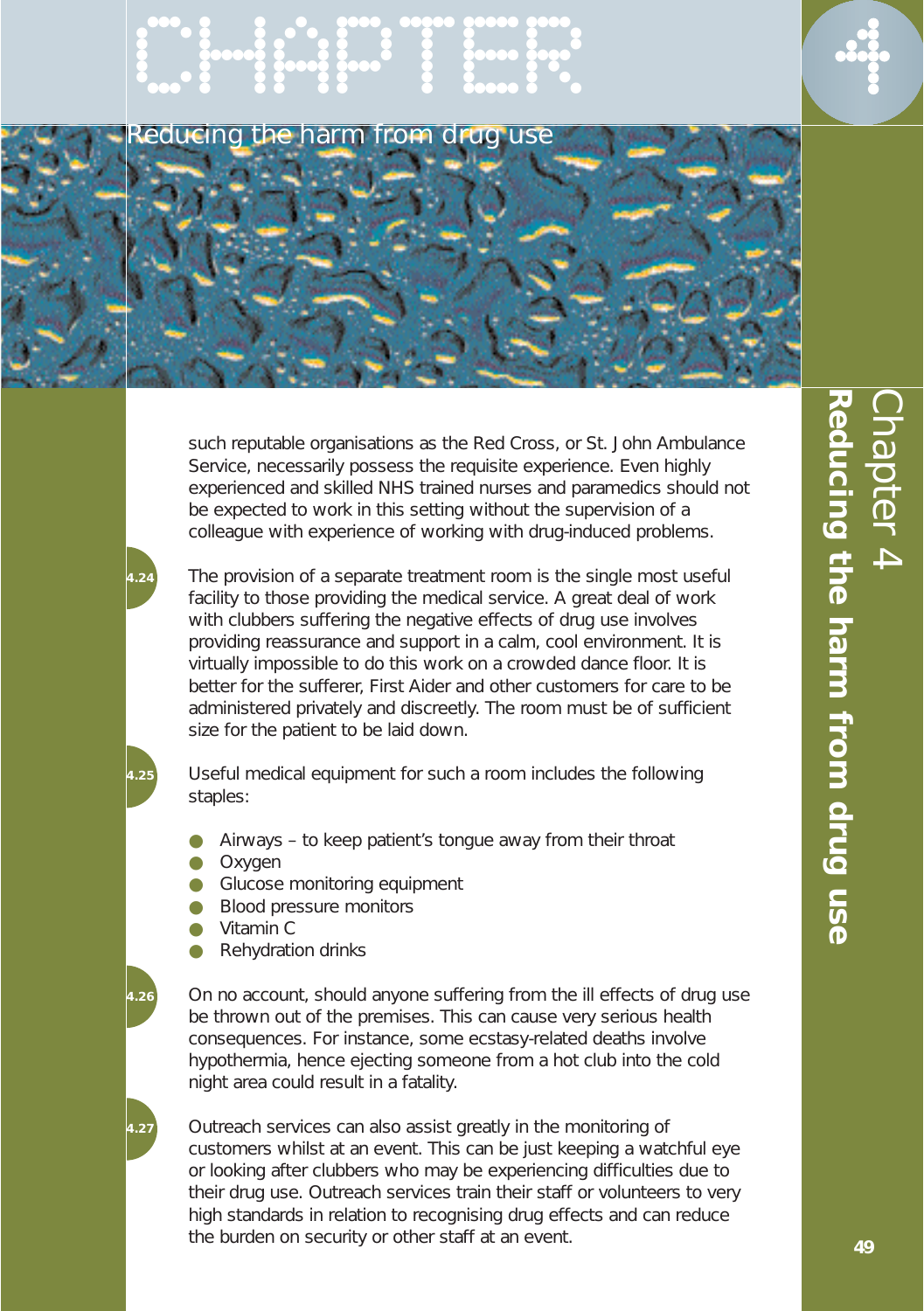such reputable organisations as the Red Cross, or St. John Ambulance Service, necessarily possess the requisite experience. Even highly experienced and skilled NHS trained nurses and paramedics should not be expected to work in this setting without the supervision of a colleague with experience of working with drug-induced problems.

4.24 The provision of a separate treatment room is the single most useful facility to those providing the medical service. A great deal of work with clubbers suffering the negative effects of drug use involves providing reassurance and support in a calm, cool environment. It is virtually impossible to do this work on a crowded dance floor. It is better for the sufferer, First Aider and other customers for care to be administered privately and discreetly. The room must be of sufficient size for the patient to be laid down.

4.25 Useful medical equipment for such a room includes the following staples:

- Airways – to keep patient's tongue away from their throat
- Oxygen
- Glucose monitoring equipment
- Blood pressure monitors
- Vitamin C
- Rehydration drinks

4.26 On no account, should anyone suffering from the ill effects of drug use be thrown out of the premises. This can cause very serious health consequences. For instance, some ecstasy-related deaths involve hypothermia, hence ejecting someone from a hot club into the cold night area could result in a fatality.

4.27 Outreach services can also assist greatly in the monitoring of customers whilst at an event. This can be just keeping a watchful eye or looking after clubbers who may be experiencing difficulties due to their drug use. Outreach services train their staff or volunteers to very high standards in relation to recognising drug effects and can reduce the burden on security or other staff at an event.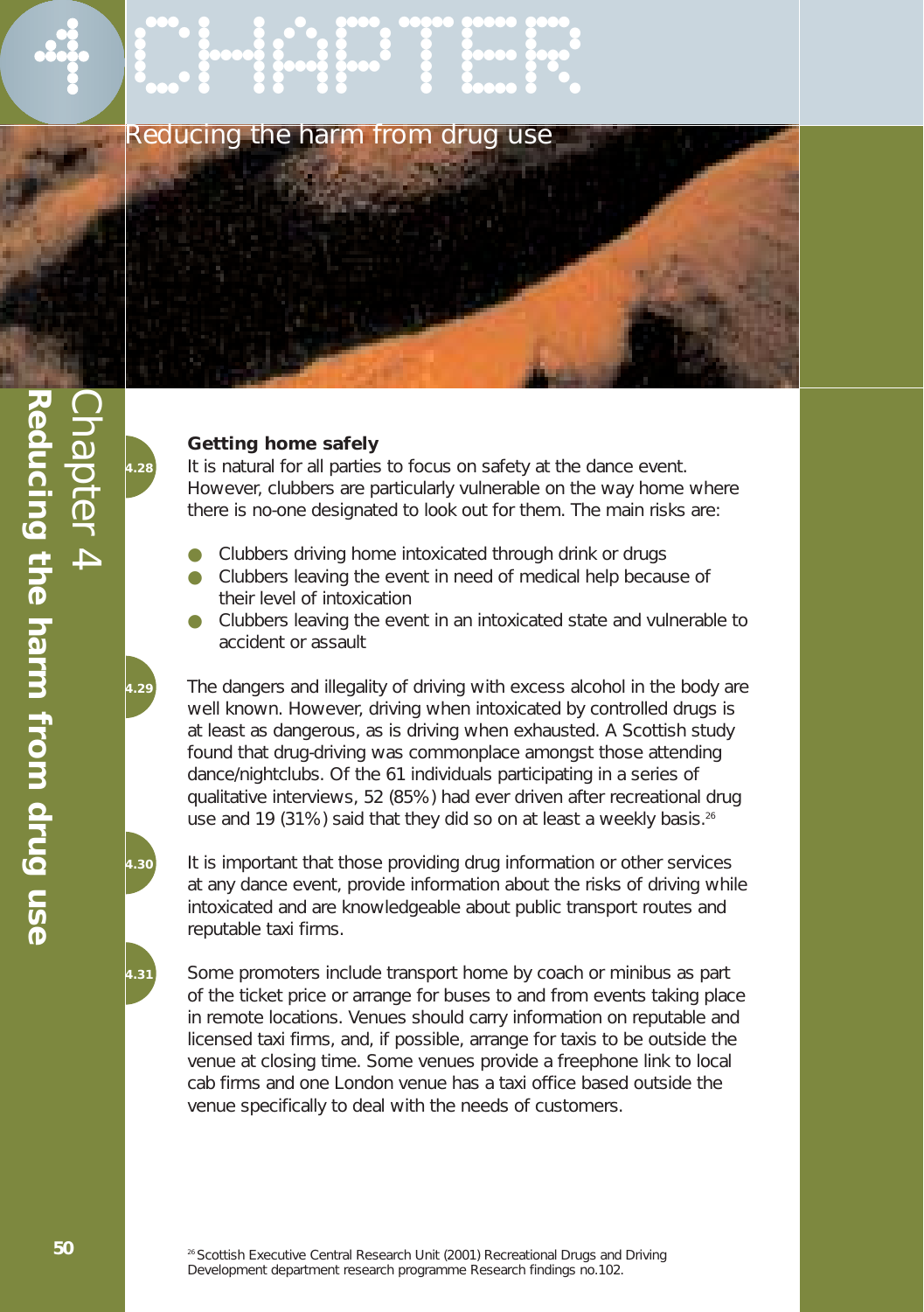### Getting home safely

4.28 It is natural for all parties to focus on safety at the dance event. However, clubbers are particularly vulnerable on the way home where there is no-one designated to look out for them. The main risks are:

- Clubbers driving home intoxicated through drink or drugs
- Clubbers leaving the event in need of medical help because of their level of intoxication
- Clubbers leaving the event in an intoxicated state and vulnerable to accident or assault

4.29 The dangers and illegality of driving with excess alcohol in the body are well known. However, driving when intoxicated by controlled drugs is at least as dangerous, as is driving when exhausted. A Scottish study found that drug-driving was commonplace amongst those attending dance/nightclubs. Of the 61 individuals participating in a series of qualitative interviews, 52 (85%) had ever driven after recreational drug use and 19 (31%) said that they did so on at least a weekly basis.[26]

4.30 It is important that those providing drug information or other services at any dance event, provide information about the risks of driving while intoxicated and are knowledgeable about public transport routes and reputable taxi firms.

4.31 Some promoters include transport home by coach or minibus as part of the ticket price or arrange for buses to and from events taking place in remote locations. Venues should carry information on reputable and licensed taxi firms, and, if possible, arrange for taxis to be outside the venue at closing time. Some venues provide a freephone link to local cab firms and one London venue has a taxi office based outside the venue specifically to deal with the needs of customers.

[26] Scottish Executive Central Research Unit (2001) Recreational Drugs and Driving Development department research programme Research findings no.102.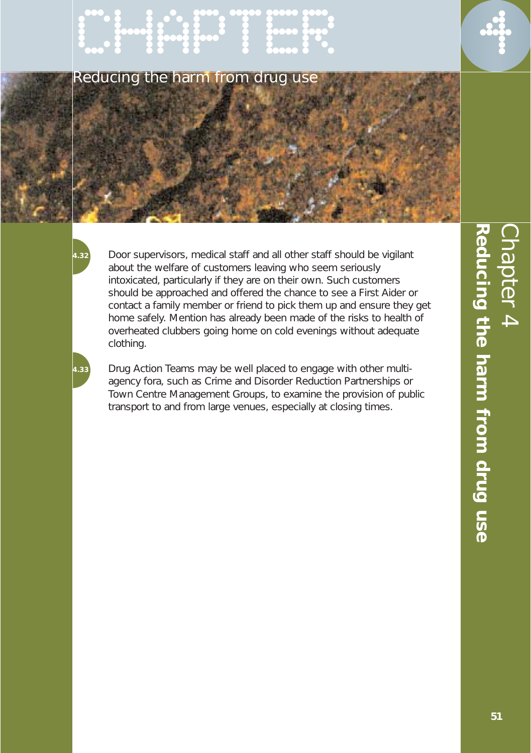4.32 Door supervisors, medical staff and all other staff should be vigilant about the welfare of customers leaving who seem seriously intoxicated, particularly if they are on their own. Such customers should be approached and offered the chance to see a First Aider or contact a family member or friend to pick them up and ensure they get home safely. Mention has already been made of the risks to health of overheated clubbers going home on cold evenings without adequate clothing.

4.33 Drug Action Teams may be well placed to engage with other multi-agency fora, such as Crime and Disorder Reduction Partnerships or Town Centre Management Groups, to examine the provision of public transport to and from large venues, especially at closing times.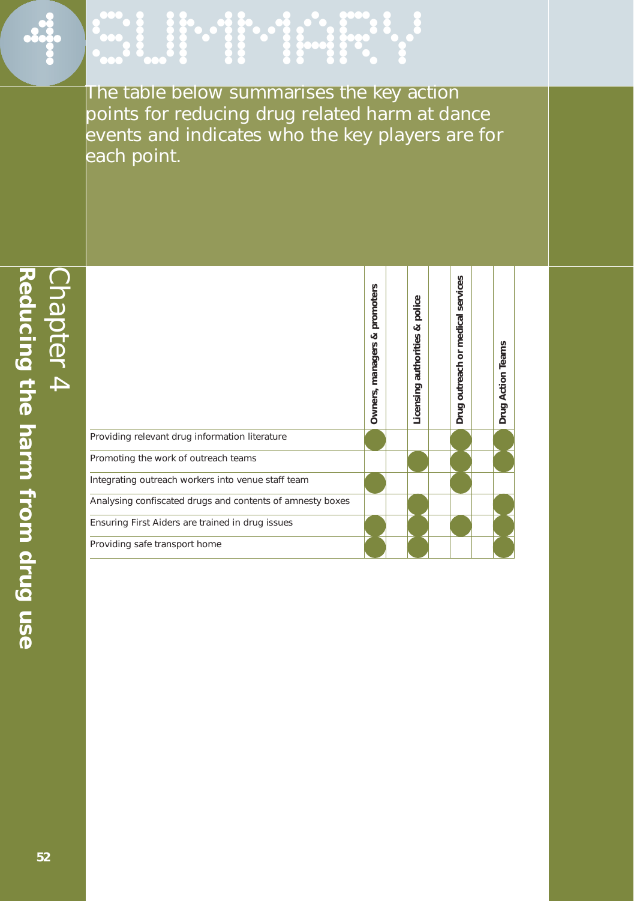# 4 SUMMARY

The table below summarises the key action points for reducing drug related harm at dance events and indicates who the key players are for each point.

| | Owners, managers & promoters | Licensing authorities & police | Drug outreach or medical services | Drug Action Teams |
|---|---|---|---|---|
| Providing relevant drug information literature | ● | | ● | ● |
| Promoting the work of outreach teams | | ● | ● | ● |
| Integrating outreach workers into venue staff team | ● | | ● | |
| Analysing confiscated drugs and contents of amnesty boxes | | ● | | ● |
| Ensuring First Aiders are trained in drug issues | ● | ● | ● | ● |
| Providing safe transport home | ● | ● | | ● |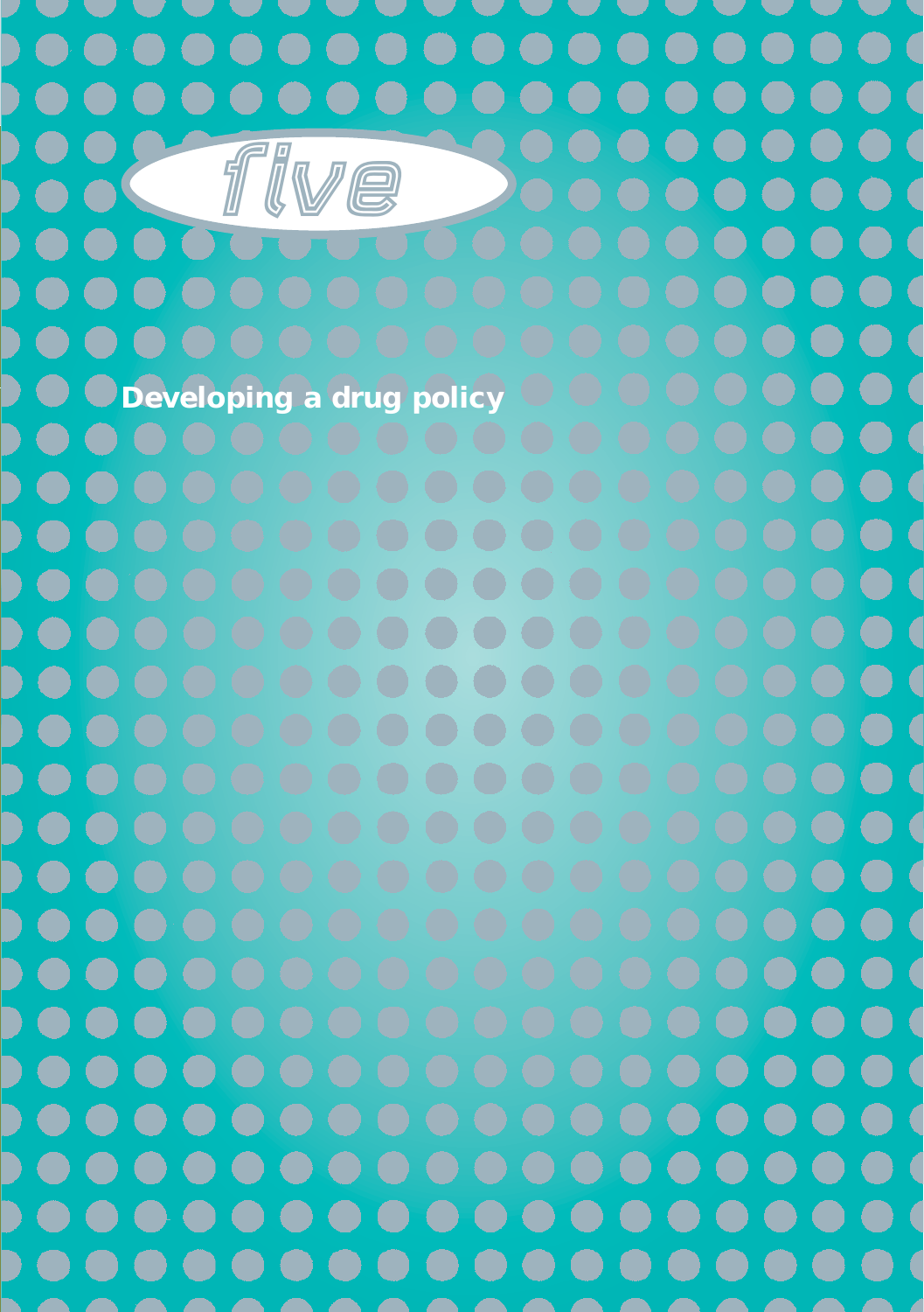# five

## Developing a drug policy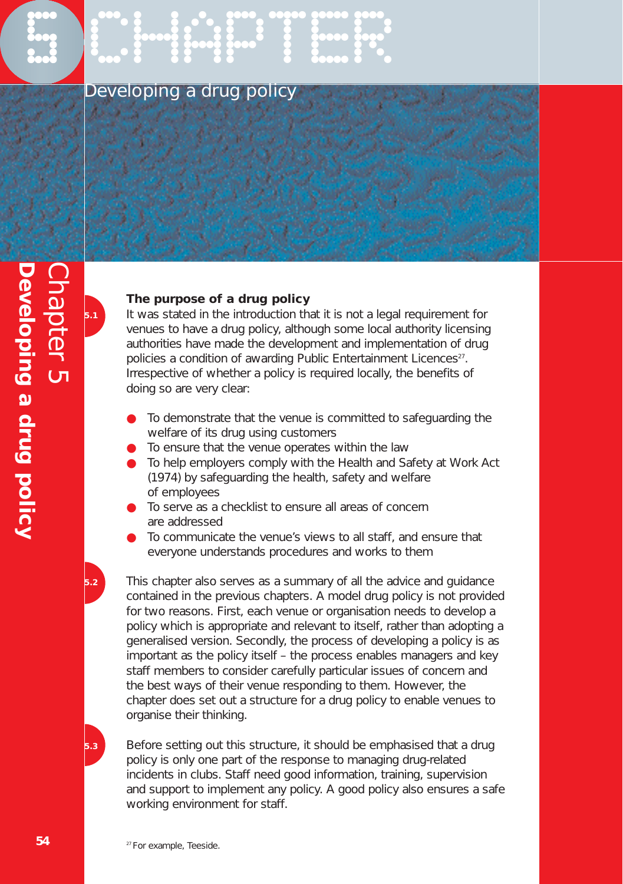# Chapter 5 Developing a drug policy

### The purpose of a drug policy

5.1 It was stated in the introduction that it is not a legal requirement for venues to have a drug policy, although some local authority licensing authorities have made the development and implementation of drug policies a condition of awarding Public Entertainment Licences[27]. Irrespective of whether a policy is required locally, the benefits of doing so are very clear:

- To demonstrate that the venue is committed to safeguarding the welfare of its drug using customers
- To ensure that the venue operates within the law
- To help employers comply with the Health and Safety at Work Act (1974) by safeguarding the health, safety and welfare of employees
- To serve as a checklist to ensure all areas of concern are addressed
- To communicate the venue's views to all staff, and ensure that everyone understands procedures and works to them

5.2 This chapter also serves as a summary of all the advice and guidance contained in the previous chapters. A model drug policy is not provided for two reasons. First, each venue or organisation needs to develop a policy which is appropriate and relevant to itself, rather than adopting a generalised version. Secondly, the process of developing a policy is as important as the policy itself – the process enables managers and key staff members to consider carefully particular issues of concern and the best ways of their venue responding to them. However, the chapter does set out a structure for a drug policy to enable venues to organise their thinking.

5.3 Before setting out this structure, it should be emphasised that a drug policy is only one part of the response to managing drug-related incidents in clubs. Staff need good information, training, supervision and support to implement any policy. A good policy also ensures a safe working environment for staff.

[27] For example, Teeside.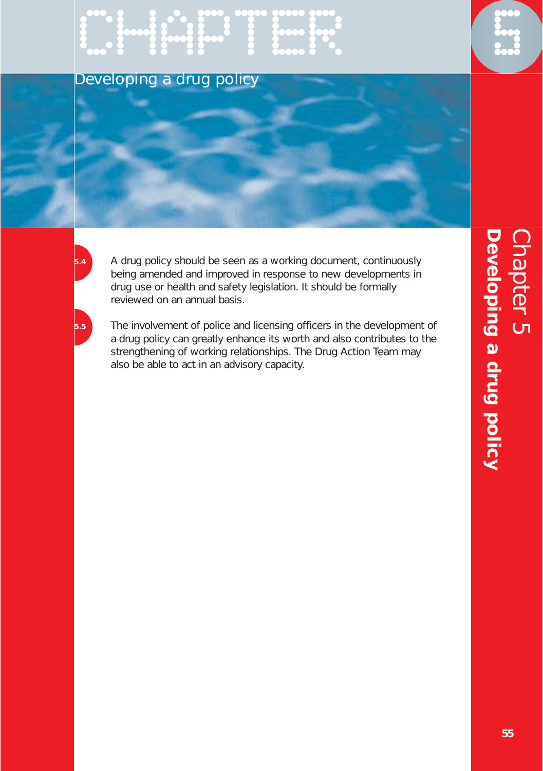**5.4** A drug policy should be seen as a working document, continuously being amended and improved in response to new developments in drug use or health and safety legislation. It should be formally reviewed on an annual basis.

**5.5** The involvement of police and licensing officers in the development of a drug policy can greatly enhance its worth and also contributes to the strengthening of working relationships. The Drug Action Team may also be able to act in an advisory capacity.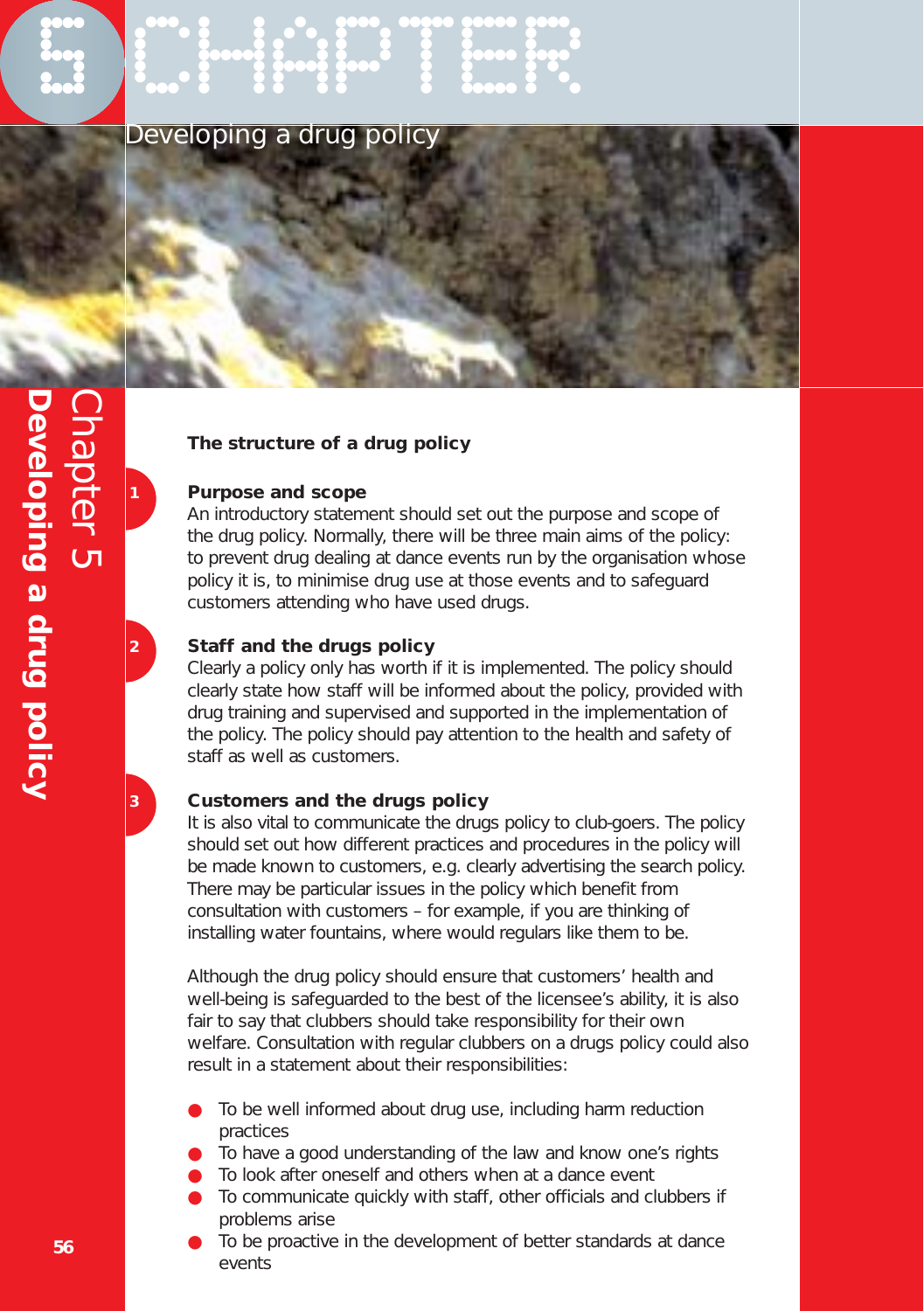# Chapter 5

## Developing a drug policy

### The structure of a drug policy

**1 Purpose and scope**

An introductory statement should set out the purpose and scope of the drug policy. Normally, there will be three main aims of the policy: to prevent drug dealing at dance events run by the organisation whose policy it is, to minimise drug use at those events and to safeguard customers attending who have used drugs.

**2 Staff and the drugs policy**

Clearly a policy only has worth if it is implemented. The policy should clearly state how staff will be informed about the policy, provided with drug training and supervised and supported in the implementation of the policy. The policy should pay attention to the health and safety of staff as well as customers.

**3 Customers and the drugs policy**

It is also vital to communicate the drugs policy to club-goers. The policy should set out how different practices and procedures in the policy will be made known to customers, e.g. clearly advertising the search policy. There may be particular issues in the policy which benefit from consultation with customers – for example, if you are thinking of installing water fountains, where would regulars like them to be.

Although the drug policy should ensure that customers' health and well-being is safeguarded to the best of the licensee's ability, it is also fair to say that clubbers should take responsibility for their own welfare. Consultation with regular clubbers on a drugs policy could also result in a statement about their responsibilities:

- To be well informed about drug use, including harm reduction practices
- To have a good understanding of the law and know one's rights
- To look after oneself and others when at a dance event
- To communicate quickly with staff, other officials and clubbers if problems arise
- To be proactive in the development of better standards at dance events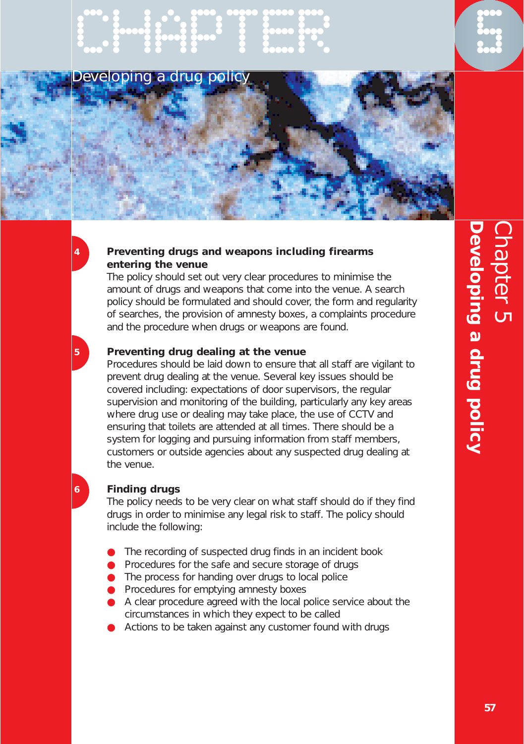### 4 Preventing drugs and weapons including firearms entering the venue

The policy should set out very clear procedures to minimise the amount of drugs and weapons that come into the venue. A search policy should be formulated and should cover, the form and regularity of searches, the provision of amnesty boxes, a complaints procedure and the procedure when drugs or weapons are found.

### 5 Preventing drug dealing at the venue

Procedures should be laid down to ensure that all staff are vigilant to prevent drug dealing at the venue. Several key issues should be covered including: expectations of door supervisors, the regular supervision and monitoring of the building, particularly any key areas where drug use or dealing may take place, the use of CCTV and ensuring that toilets are attended at all times. There should be a system for logging and pursuing information from staff members, customers or outside agencies about any suspected drug dealing at the venue.

### 6 Finding drugs

The policy needs to be very clear on what staff should do if they find drugs in order to minimise any legal risk to staff. The policy should include the following:

- The recording of suspected drug finds in an incident book
- Procedures for the safe and secure storage of drugs
- The process for handing over drugs to local police
- Procedures for emptying amnesty boxes
- A clear procedure agreed with the local police service about the circumstances in which they expect to be called
- Actions to be taken against any customer found with drugs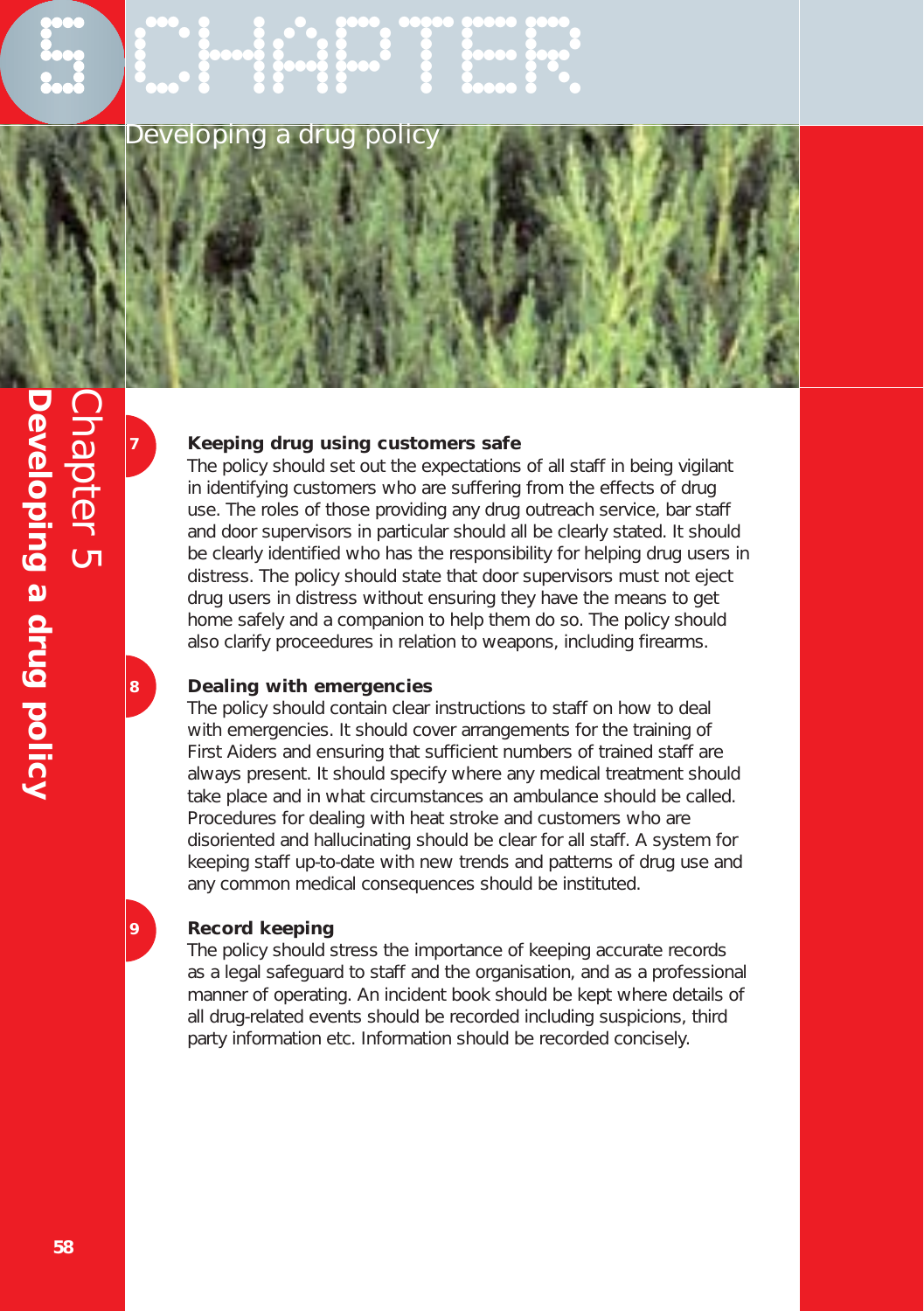## 7 Keeping drug using customers safe

The policy should set out the expectations of all staff in being vigilant in identifying customers who are suffering from the effects of drug use. The roles of those providing any drug outreach service, bar staff and door supervisors in particular should all be clearly stated. It should be clearly identified who has the responsibility for helping drug users in distress. The policy should state that door supervisors must not eject drug users in distress without ensuring they have the means to get home safely and a companion to help them do so. The policy should also clarify proceedures in relation to weapons, including firearms.

## 8 Dealing with emergencies

The policy should contain clear instructions to staff on how to deal with emergencies. It should cover arrangements for the training of First Aiders and ensuring that sufficient numbers of trained staff are always present. It should specify where any medical treatment should take place and in what circumstances an ambulance should be called. Procedures for dealing with heat stroke and customers who are disoriented and hallucinating should be clear for all staff. A system for keeping staff up-to-date with new trends and patterns of drug use and any common medical consequences should be instituted.

## 9 Record keeping

The policy should stress the importance of keeping accurate records as a legal safeguard to staff and the organisation, and as a professional manner of operating. An incident book should be kept where details of all drug-related events should be recorded including suspicions, third party information etc. Information should be recorded concisely.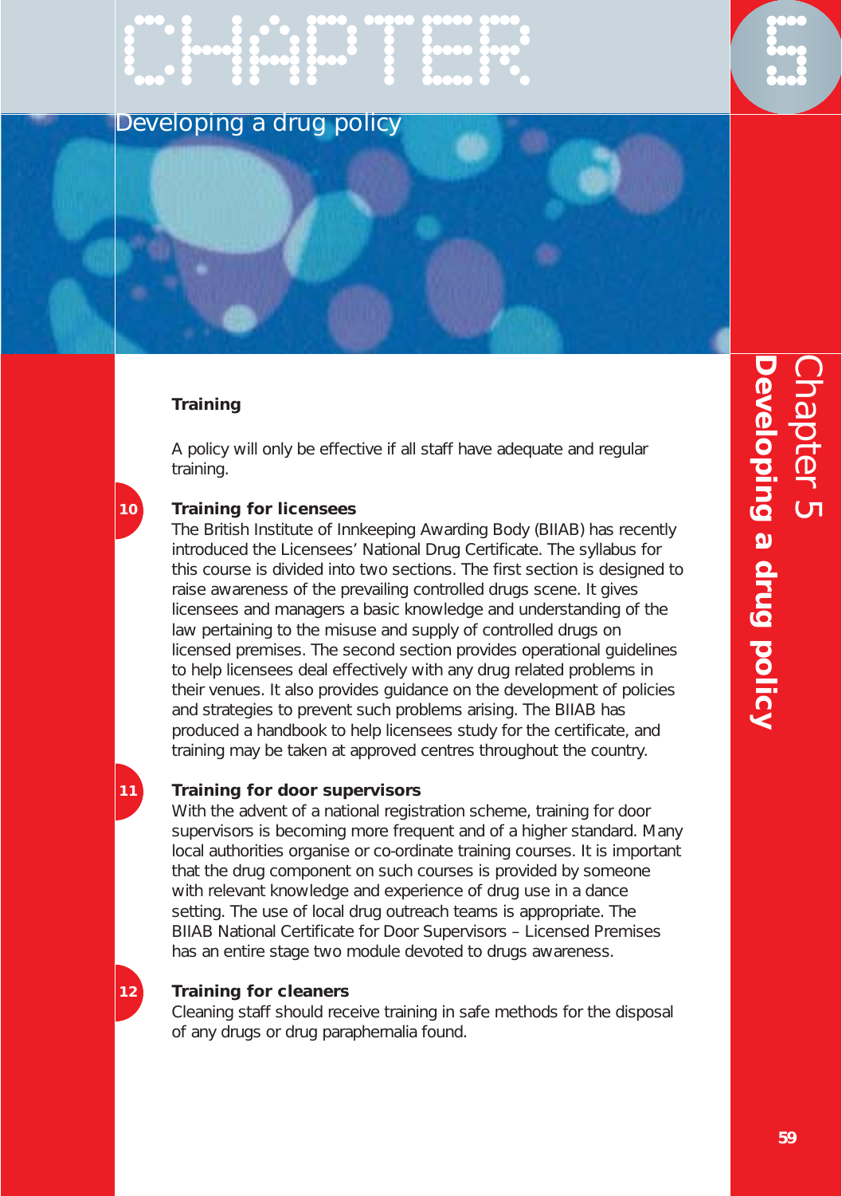## Training

A policy will only be effective if all staff have adequate and regular training.

### 10 Training for licensees

The British Institute of Innkeeping Awarding Body (BIIAB) has recently introduced the Licensees' National Drug Certificate. The syllabus for this course is divided into two sections. The first section is designed to raise awareness of the prevailing controlled drugs scene. It gives licensees and managers a basic knowledge and understanding of the law pertaining to the misuse and supply of controlled drugs on licensed premises. The second section provides operational guidelines to help licensees deal effectively with any drug related problems in their venues. It also provides guidance on the development of policies and strategies to prevent such problems arising. The BIIAB has produced a handbook to help licensees study for the certificate, and training may be taken at approved centres throughout the country.

### 11 Training for door supervisors

With the advent of a national registration scheme, training for door supervisors is becoming more frequent and of a higher standard. Many local authorities organise or co-ordinate training courses. It is important that the drug component on such courses is provided by someone with relevant knowledge and experience of drug use in a dance setting. The use of local drug outreach teams is appropriate. The BIIAB National Certificate for Door Supervisors – Licensed Premises has an entire stage two module devoted to drugs awareness.

### 12 Training for cleaners

Cleaning staff should receive training in safe methods for the disposal of any drugs or drug paraphernalia found.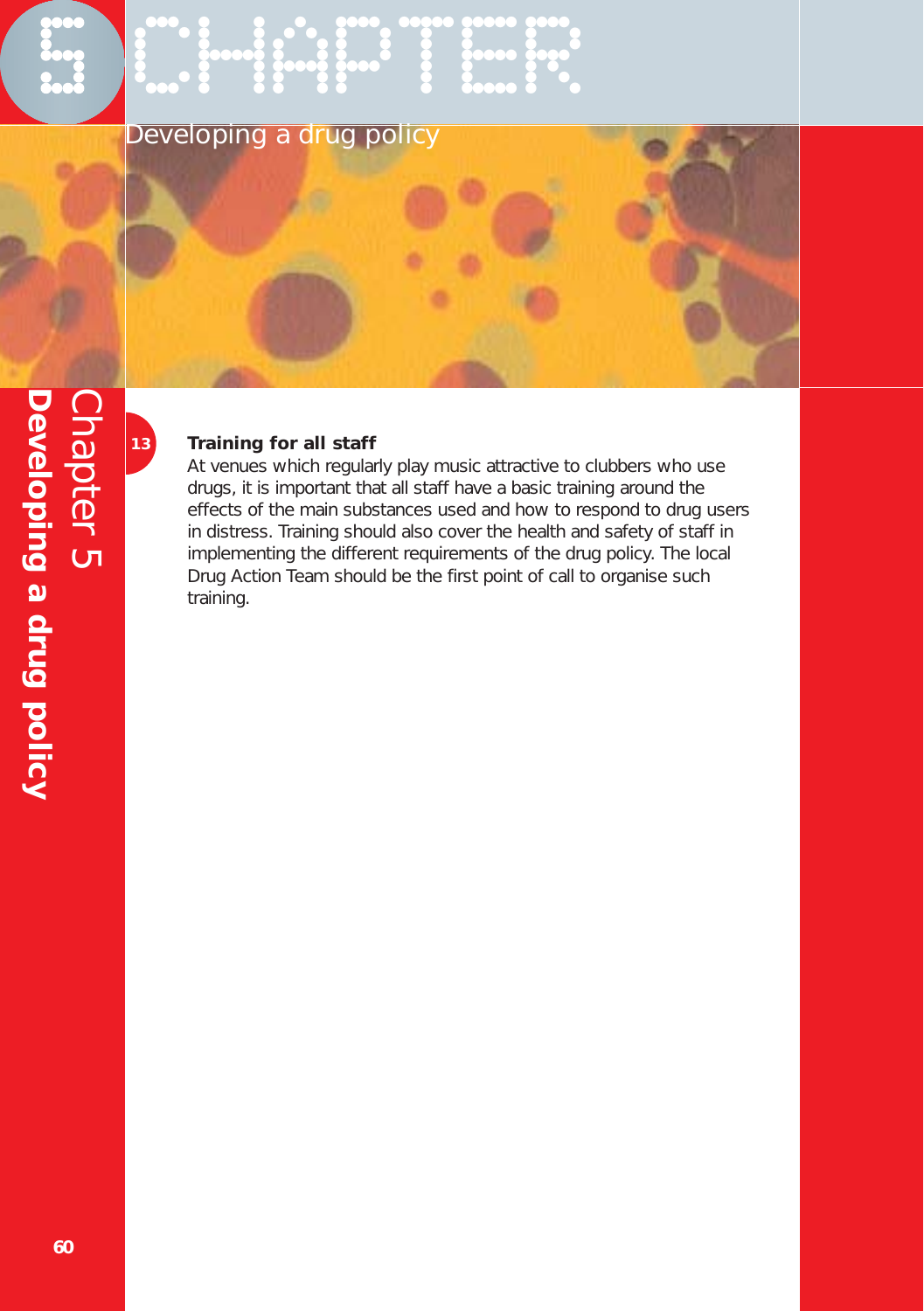**13** **Training for all staff**

At venues which regularly play music attractive to clubbers who use drugs, it is important that all staff have a basic training around the effects of the main substances used and how to respond to drug users in distress. Training should also cover the health and safety of staff in implementing the different requirements of the drug policy. The local Drug Action Team should be the first point of call to organise such training.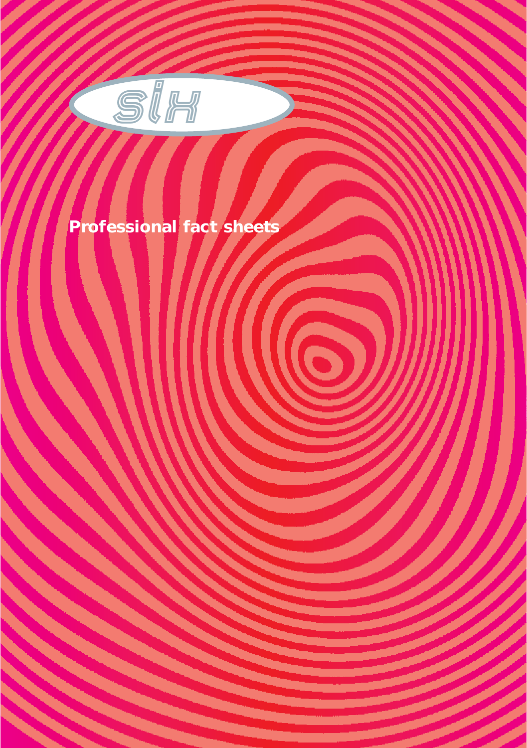six

# Professional fact sheets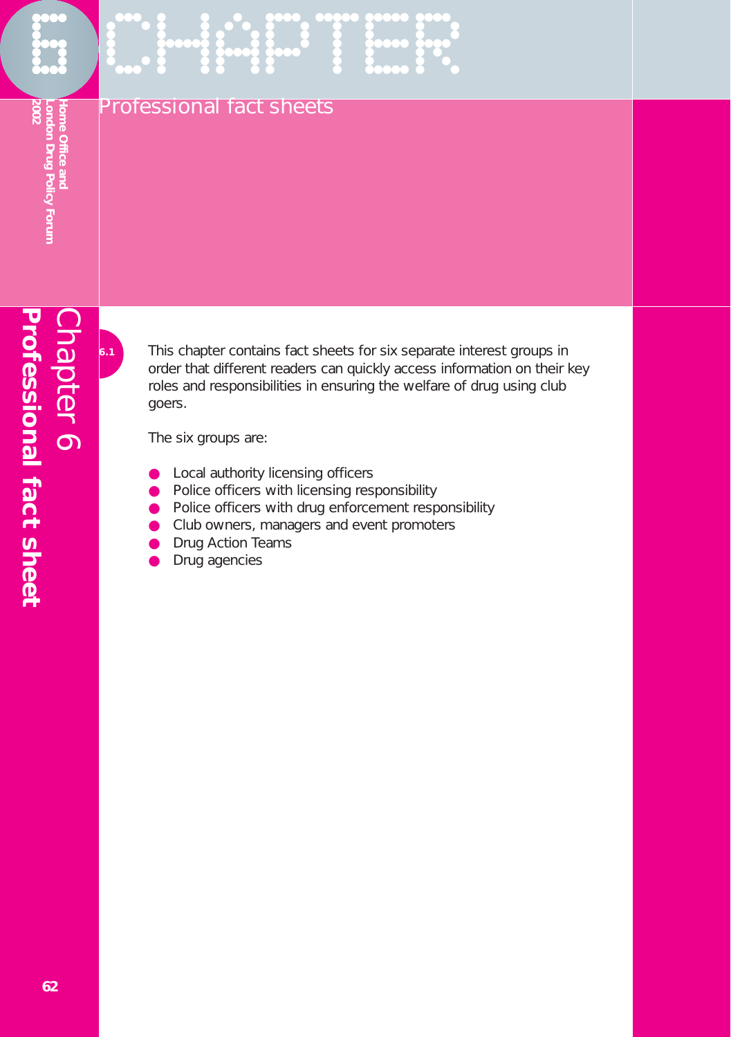# Chapter 6

## Professional fact sheets

**6.1** This chapter contains fact sheets for six separate interest groups in order that different readers can quickly access information on their key roles and responsibilities in ensuring the welfare of drug using club goers.

The six groups are:

- Local authority licensing officers
- Police officers with licensing responsibility
- Police officers with drug enforcement responsibility
- Club owners, managers and event promoters
- Drug Action Teams
- Drug agencies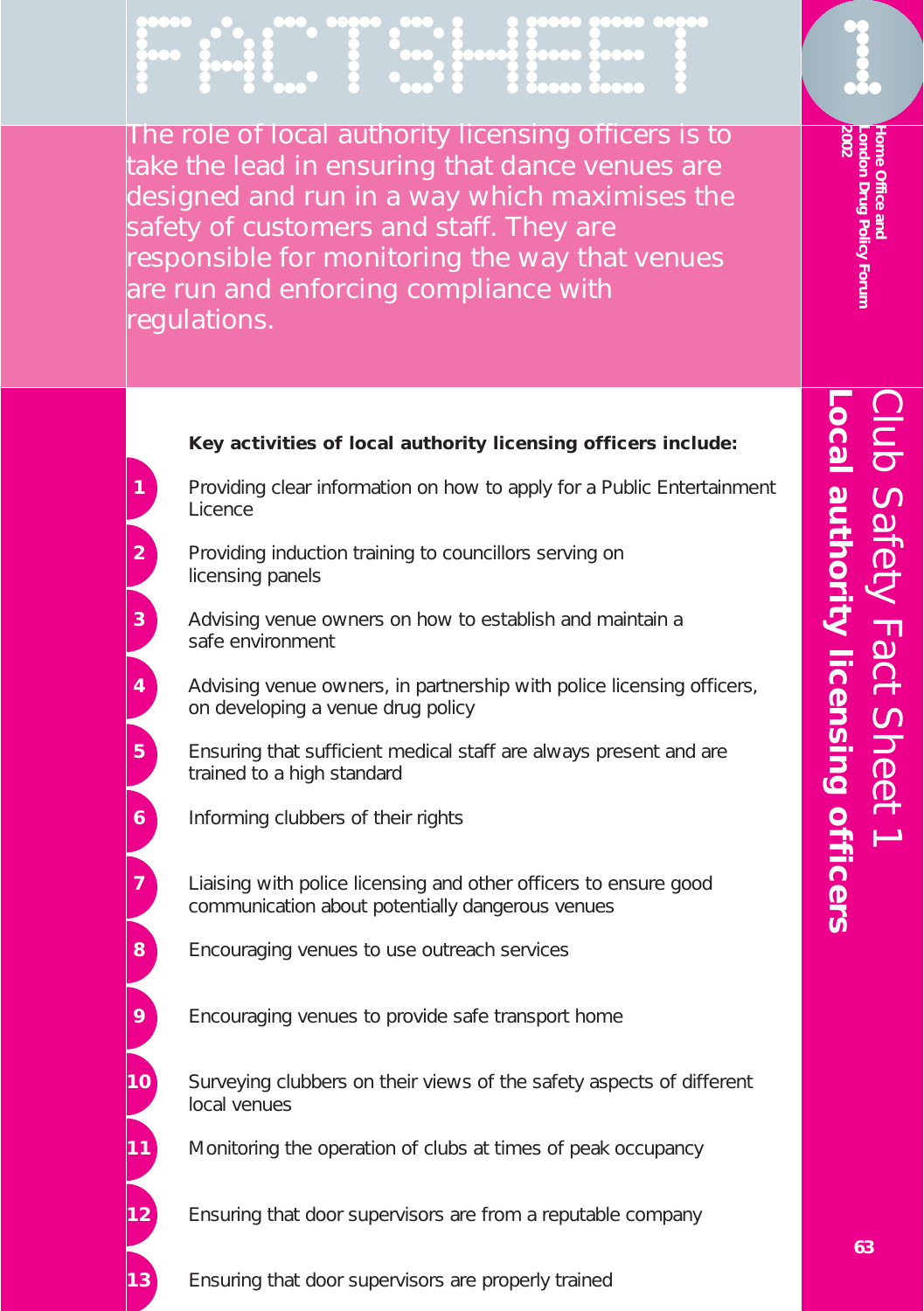# FACTSHEET 1

**Home Office and London Drug Policy Forum 2002**

## Club Safety Fact Sheet 1

## Local authority licensing officers

The role of local authority licensing officers is to take the lead in ensuring that dance venues are designed and run in a way which maximises the safety of customers and staff. They are responsible for monitoring the way that venues are run and enforcing compliance with regulations.

**Key activities of local authority licensing officers include:**

1. Providing clear information on how to apply for a Public Entertainment Licence
2. Providing induction training to councillors serving on licensing panels
3. Advising venue owners on how to establish and maintain a safe environment
4. Advising venue owners, in partnership with police licensing officers, on developing a venue drug policy
5. Ensuring that sufficient medical staff are always present and are trained to a high standard
6. Informing clubbers of their rights
7. Liaising with police licensing and other officers to ensure good communication about potentially dangerous venues
8. Encouraging venues to use outreach services
9. Encouraging venues to provide safe transport home
10. Surveying clubbers on their views of the safety aspects of different local venues
11. Monitoring the operation of clubs at times of peak occupancy
12. Ensuring that door supervisors are from a reputable company
13. Ensuring that door supervisors are properly trained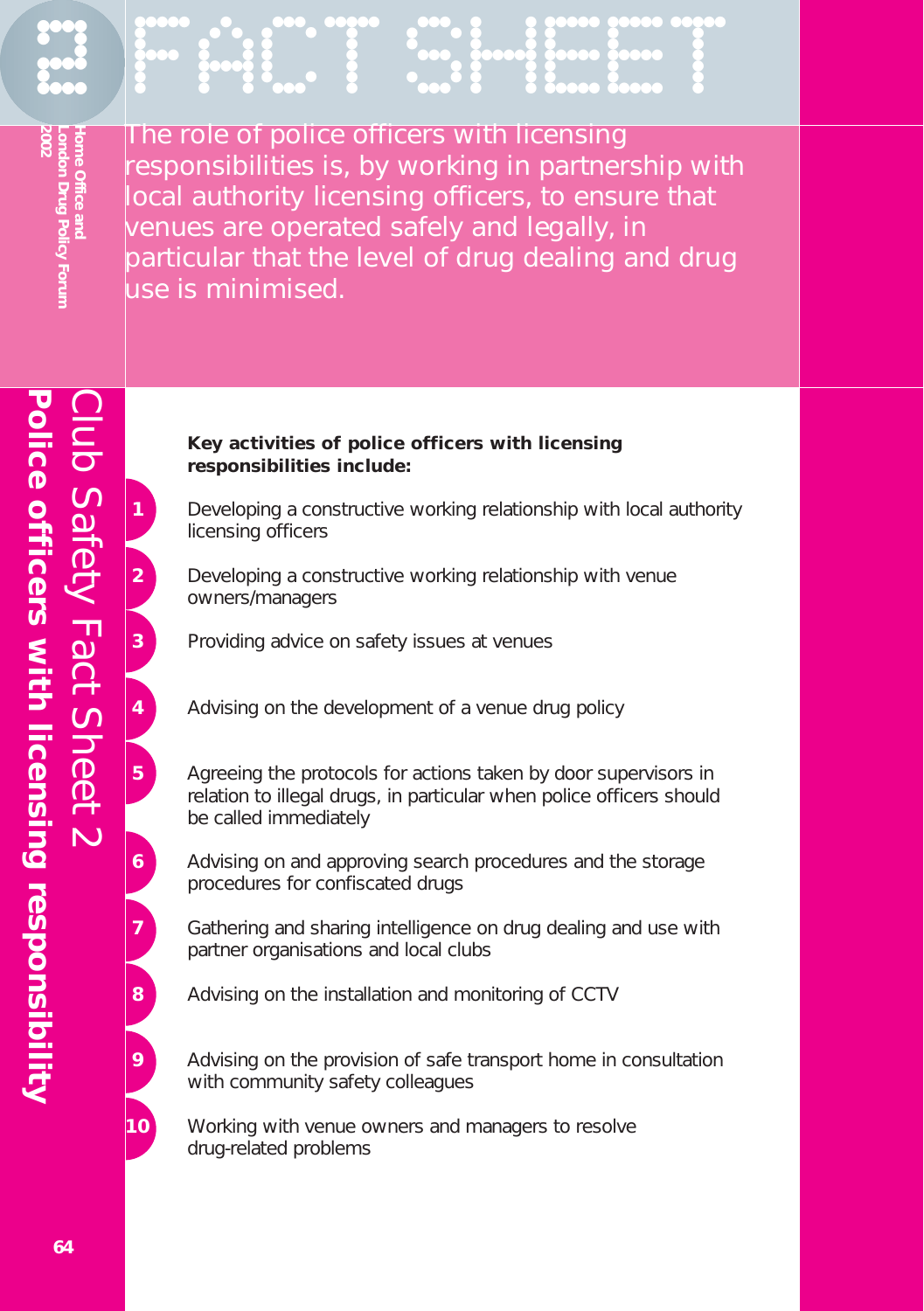# FACT SHEET 2

Home Office and London Drug Policy Forum 2002

The role of police officers with licensing responsibilities is, by working in partnership with local authority licensing officers, to ensure that venues are operated safely and legally, in particular that the level of drug dealing and drug use is minimised.

## Club Safety Fact Sheet 2

## Police officers with licensing responsibility

**Key activities of police officers with licensing responsibilities include:**

1. Developing a constructive working relationship with local authority licensing officers
2. Developing a constructive working relationship with venue owners/managers
3. Providing advice on safety issues at venues
4. Advising on the development of a venue drug policy
5. Agreeing the protocols for actions taken by door supervisors in relation to illegal drugs, in particular when police officers should be called immediately
6. Advising on and approving search procedures and the storage procedures for confiscated drugs
7. Gathering and sharing intelligence on drug dealing and use with partner organisations and local clubs
8. Advising on the installation and monitoring of CCTV
9. Advising on the provision of safe transport home in consultation with community safety colleagues
10. Working with venue owners and managers to resolve drug-related problems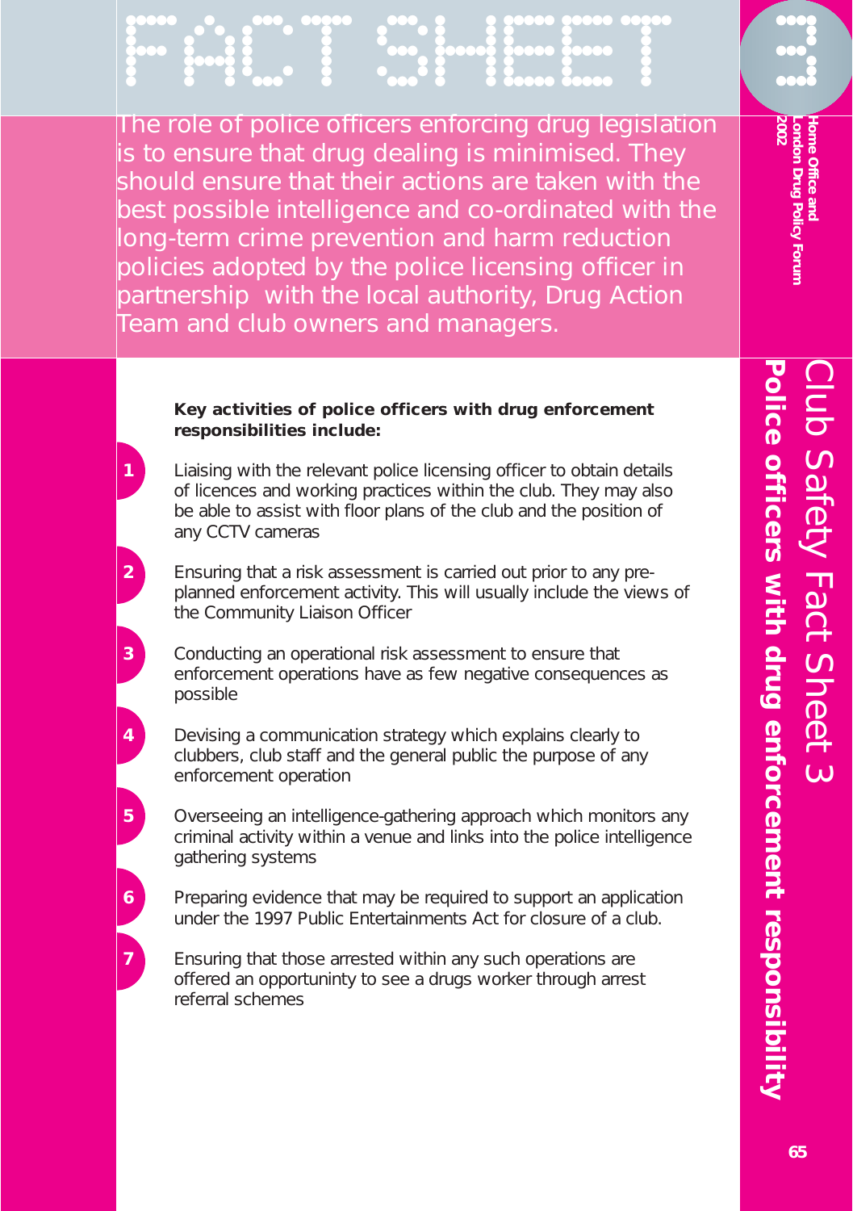# FACT SHEET 3

Home Office and London Drug Policy Forum 2002

## Club Safety Fact Sheet 3

## Police officers with drug enforcement responsibility

The role of police officers enforcing drug legislation is to ensure that drug dealing is minimised. They should ensure that their actions are taken with the best possible intelligence and co-ordinated with the long-term crime prevention and harm reduction policies adopted by the police licensing officer in partnership with the local authority, Drug Action Team and club owners and managers.

**Key activities of police officers with drug enforcement responsibilities include:**

1. Liaising with the relevant police licensing officer to obtain details of licences and working practices within the club. They may also be able to assist with floor plans of the club and the position of any CCTV cameras
2. Ensuring that a risk assessment is carried out prior to any pre-planned enforcement activity. This will usually include the views of the Community Liaison Officer
3. Conducting an operational risk assessment to ensure that enforcement operations have as few negative consequences as possible
4. Devising a communication strategy which explains clearly to clubbers, club staff and the general public the purpose of any enforcement operation
5. Overseeing an intelligence-gathering approach which monitors any criminal activity within a venue and links into the police intelligence gathering systems
6. Preparing evidence that may be required to support an application under the 1997 Public Entertainments Act for closure of a club.
7. Ensuring that those arrested within any such operations are offered an opportuninty to see a drugs worker through arrest referral schemes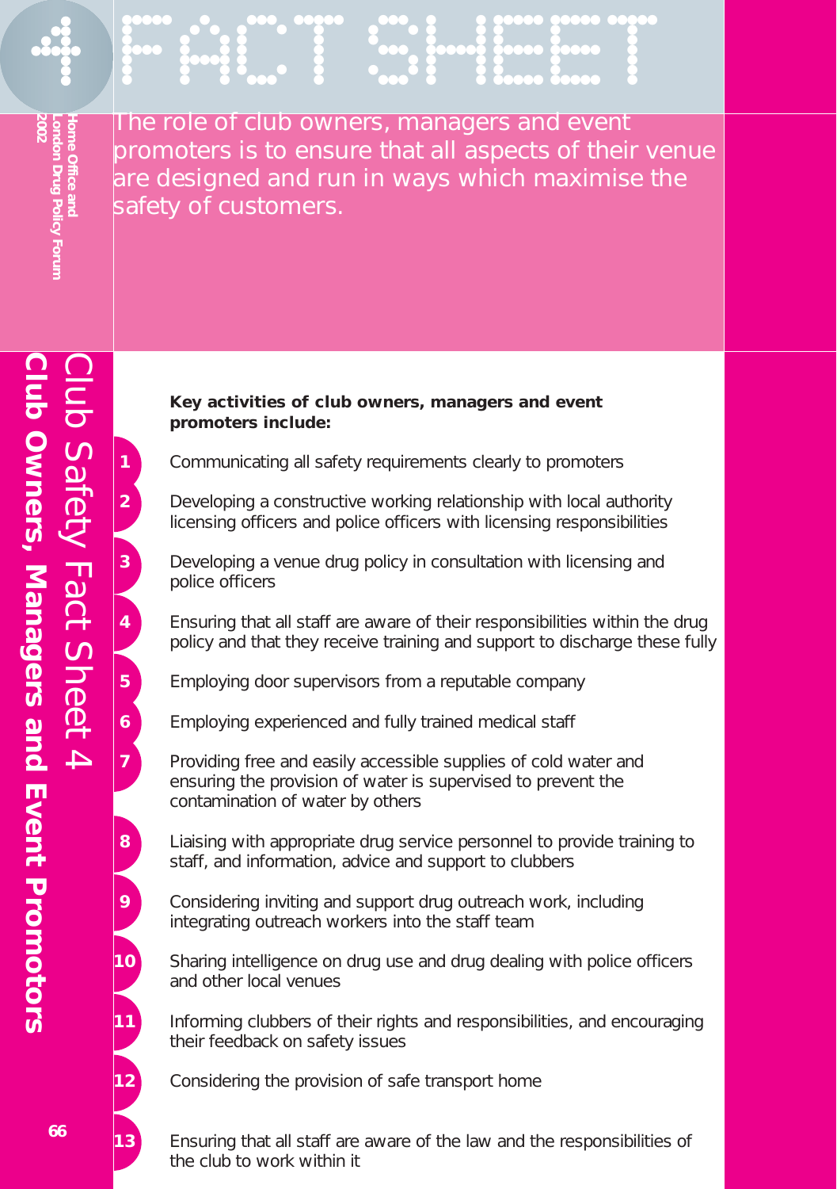# FACT SHEET

Home Office and London Drug Policy Forum 2002

The role of club owners, managers and event promoters is to ensure that all aspects of their venue are designed and run in ways which maximise the safety of customers.

## Club Safety Fact Sheet 4

## Club Owners, Managers and Event Promotors

**Key activities of club owners, managers and event promoters include:**

1. Communicating all safety requirements clearly to promoters
2. Developing a constructive working relationship with local authority licensing officers and police officers with licensing responsibilities
3. Developing a venue drug policy in consultation with licensing and police officers
4. Ensuring that all staff are aware of their responsibilities within the drug policy and that they receive training and support to discharge these fully
5. Employing door supervisors from a reputable company
6. Employing experienced and fully trained medical staff
7. Providing free and easily accessible supplies of cold water and ensuring the provision of water is supervised to prevent the contamination of water by others
8. Liaising with appropriate drug service personnel to provide training to staff, and information, advice and support to clubbers
9. Considering inviting and support drug outreach work, including integrating outreach workers into the staff team
10. Sharing intelligence on drug use and drug dealing with police officers and other local venues
11. Informing clubbers of their rights and responsibilities, and encouraging their feedback on safety issues
12. Considering the provision of safe transport home
13. Ensuring that all staff are aware of the law and the responsibilities of the club to work within it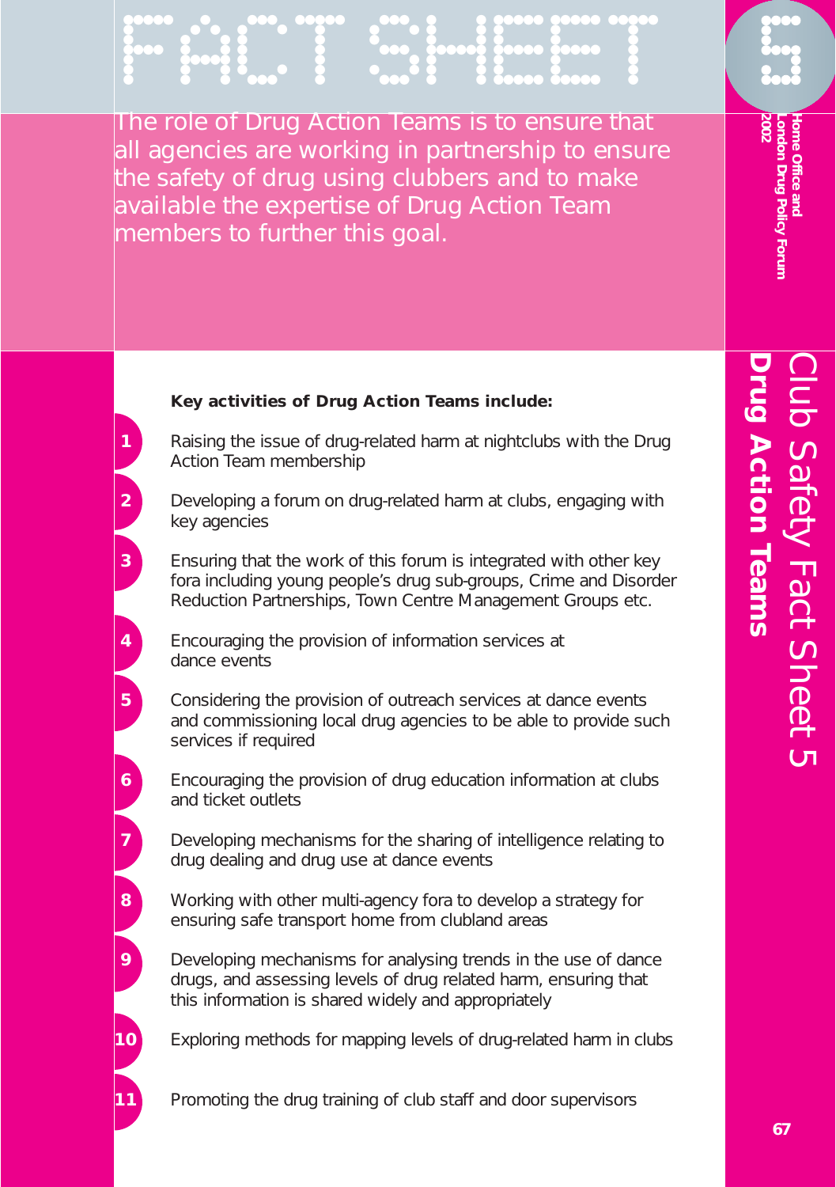# FACT SHEET 5

## Club Safety Fact Sheet 5

## Drug Action Teams

Home Office and London Drug Policy Forum 2002

The role of Drug Action Teams is to ensure that all agencies are working in partnership to ensure the safety of drug using clubbers and to make available the expertise of Drug Action Team members to further this goal.

**Key activities of Drug Action Teams include:**

1. Raising the issue of drug-related harm at nightclubs with the Drug Action Team membership
2. Developing a forum on drug-related harm at clubs, engaging with key agencies
3. Ensuring that the work of this forum is integrated with other key fora including young people's drug sub-groups, Crime and Disorder Reduction Partnerships, Town Centre Management Groups etc.
4. Encouraging the provision of information services at dance events
5. Considering the provision of outreach services at dance events and commissioning local drug agencies to be able to provide such services if required
6. Encouraging the provision of drug education information at clubs and ticket outlets
7. Developing mechanisms for the sharing of intelligence relating to drug dealing and drug use at dance events
8. Working with other multi-agency fora to develop a strategy for ensuring safe transport home from clubland areas
9. Developing mechanisms for analysing trends in the use of dance drugs, and assessing levels of drug related harm, ensuring that this information is shared widely and appropriately
10. Exploring methods for mapping levels of drug-related harm in clubs
11. Promoting the drug training of club staff and door supervisors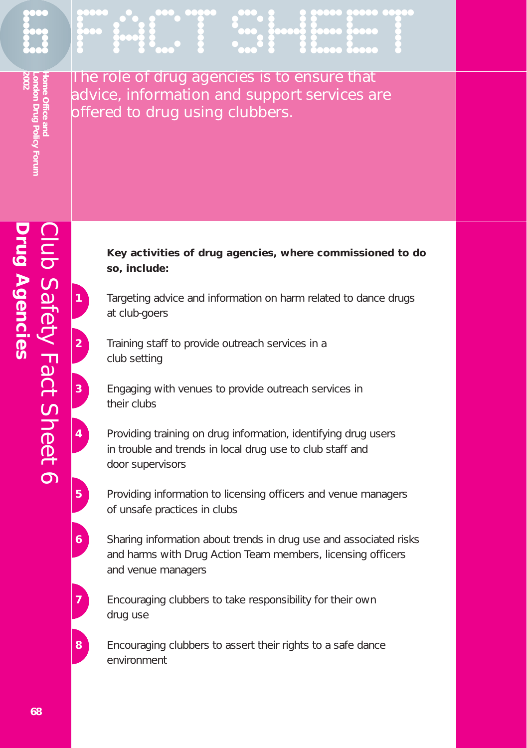# 6 FACT SHEET

## Club Safety Fact Sheet 6
## Drug Agencies

Home Office and London Drug Policy Forum 2002

The role of drug agencies is to ensure that advice, information and support services are offered to drug using clubbers.

**Key activities of drug agencies, where commissioned to do so, include:**

1. Targeting advice and information on harm related to dance drugs at club-goers
2. Training staff to provide outreach services in a club setting
3. Engaging with venues to provide outreach services in their clubs
4. Providing training on drug information, identifying drug users in trouble and trends in local drug use to club staff and door supervisors
5. Providing information to licensing officers and venue managers of unsafe practices in clubs
6. Sharing information about trends in drug use and associated risks and harms with Drug Action Team members, licensing officers and venue managers
7. Encouraging clubbers to take responsibility for their own drug use
8. Encouraging clubbers to assert their rights to a safe dance environment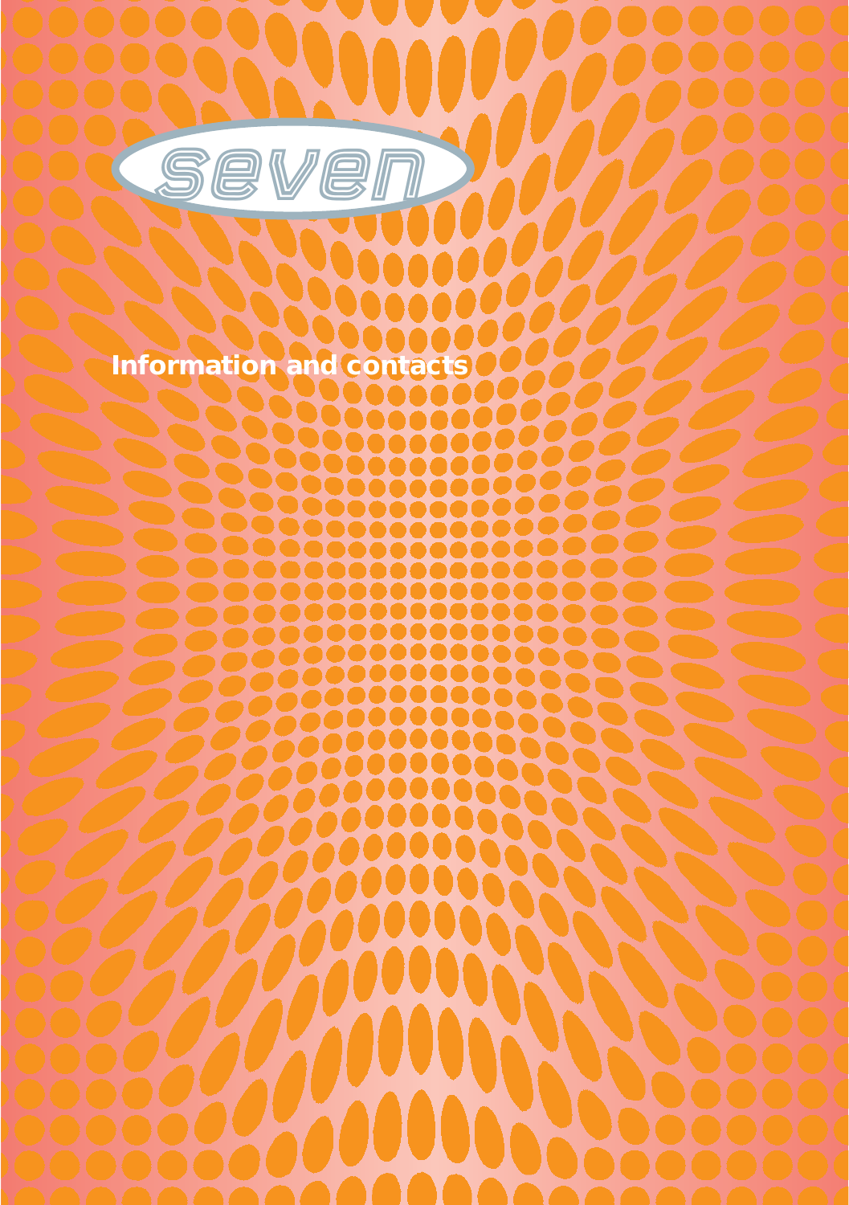seven

# Information and contacts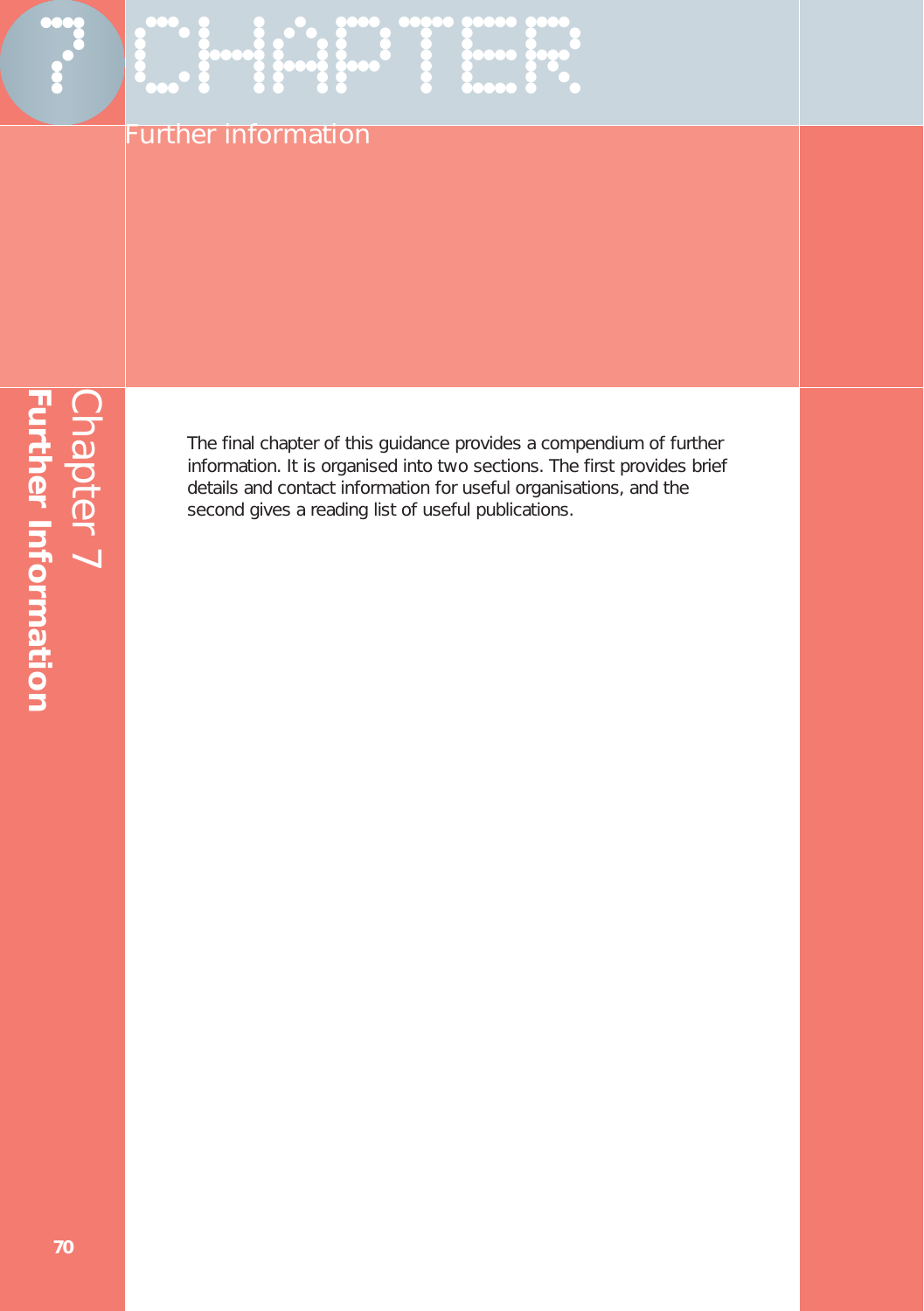# Chapter 7

## Further information

The final chapter of this guidance provides a compendium of further information. It is organised into two sections. The first provides brief details and contact information for useful organisations, and the second gives a reading list of useful publications.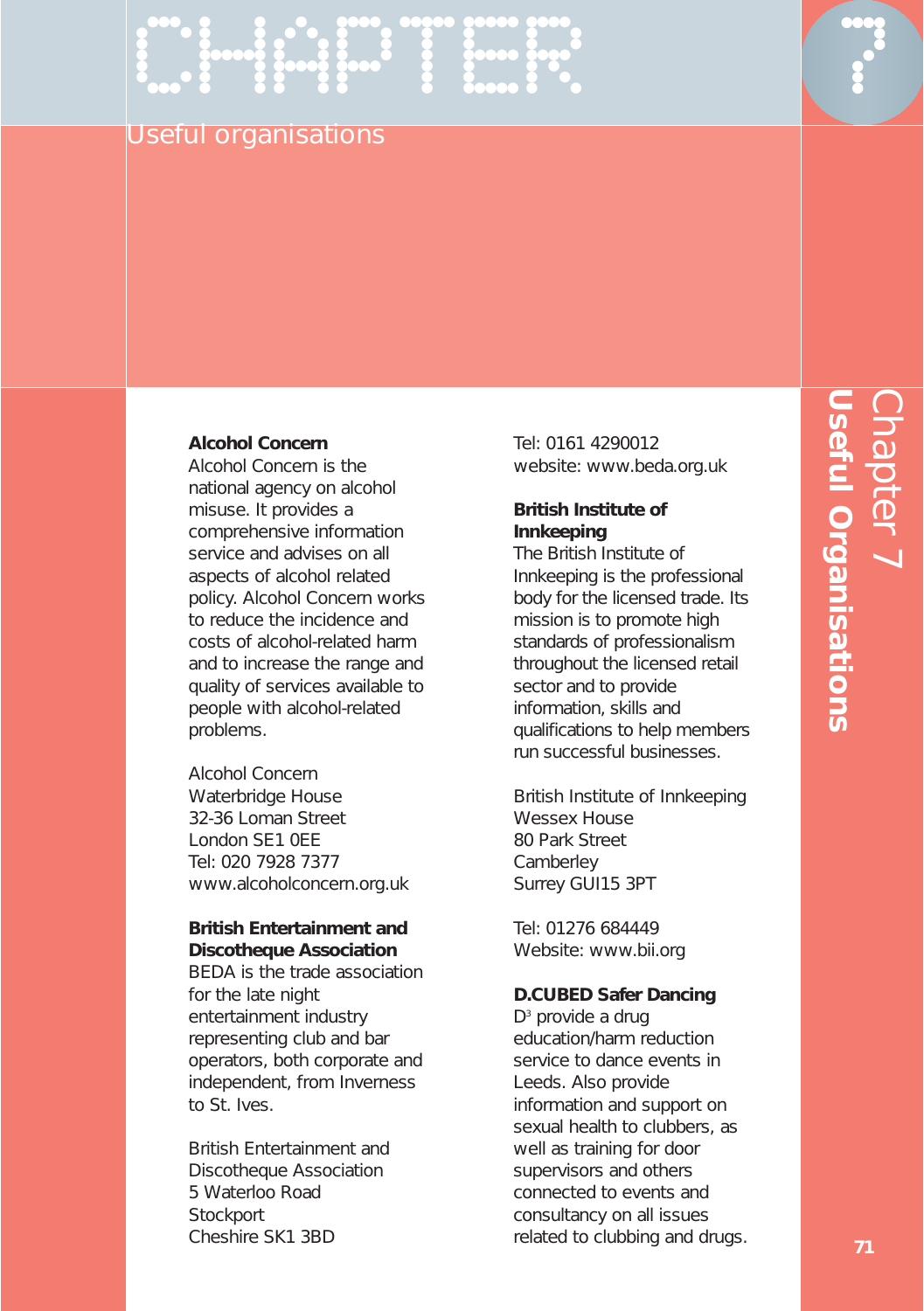# CHAPTER 7

## Useful organisations

**Alcohol Concern**
Alcohol Concern is the national agency on alcohol misuse. It provides a comprehensive information service and advises on all aspects of alcohol related policy. Alcohol Concern works to reduce the incidence and costs of alcohol-related harm and to increase the range and quality of services available to people with alcohol-related problems.

Alcohol Concern
Waterbridge House
32-36 Loman Street
London SE1 0EE
Tel: 020 7928 7377
www.alcoholconcern.org.uk

**British Entertainment and Discotheque Association**
BEDA is the trade association for the late night entertainment industry representing club and bar operators, both corporate and independent, from Inverness to St. Ives.

British Entertainment and Discotheque Association
5 Waterloo Road
Stockport
Cheshire SK1 3BD
Tel: 0161 4290012
website: www.beda.org.uk

**British Institute of Innkeeping**
The British Institute of Innkeeping is the professional body for the licensed trade. Its mission is to promote high standards of professionalism throughout the licensed retail sector and to provide information, skills and qualifications to help members run successful businesses.

British Institute of Innkeeping
Wessex House
80 Park Street
Camberley
Surrey GUI15 3PT

Tel: 01276 684449
Website: www.bii.org

**D.CUBED Safer Dancing**
$D^3$ provide a drug education/harm reduction service to dance events in Leeds. Also provide information and support on sexual health to clubbers, as well as training for door supervisors and others connected to events and consultancy on all issues related to clubbing and drugs.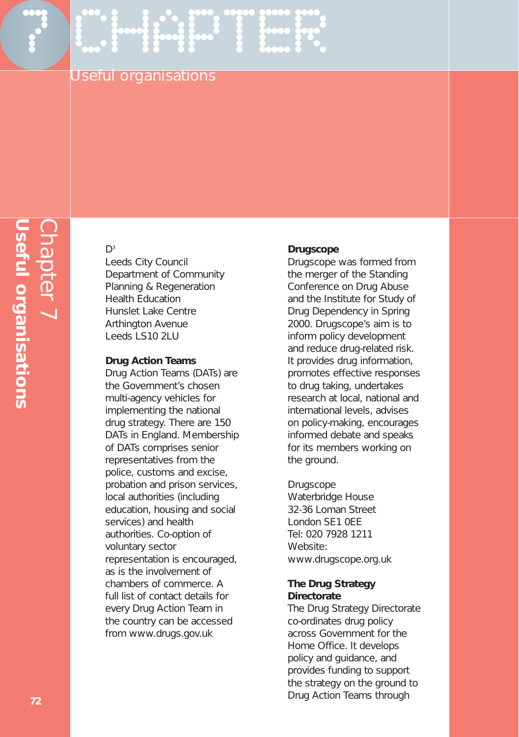# CHAPTER 7

## Useful organisations

D[3]
Leeds City Council
Department of Community Planning & Regeneration
Health Education
Hunslet Lake Centre
Arthington Avenue
Leeds LS10 2LU

**Drug Action Teams**
Drug Action Teams (DATs) are the Government's chosen multi-agency vehicles for implementing the national drug strategy. There are 150 DATs in England. Membership of DATs comprises senior representatives from the police, customs and excise, probation and prison services, local authorities (including education, housing and social services) and health authorities. Co-option of voluntary sector representation is encouraged, as is the involvement of chambers of commerce. A full list of contact details for every Drug Action Team in the country can be accessed from www.drugs.gov.uk

**Drugscope**
Drugscope was formed from the merger of the Standing Conference on Drug Abuse and the Institute for Study of Drug Dependency in Spring 2000. Drugscope's aim is to inform policy development and reduce drug-related risk. It provides drug information, promotes effective responses to drug taking, undertakes research at local, national and international levels, advises on policy-making, encourages informed debate and speaks for its members working on the ground.

Drugscope
Waterbridge House
32-36 Loman Street
London SE1 0EE
Tel: 020 7928 1211
Website:
www.drugscope.org.uk

**The Drug Strategy Directorate**
The Drug Strategy Directorate co-ordinates drug policy across Government for the Home Office. It develops policy and guidance, and provides funding to support the strategy on the ground to Drug Action Teams through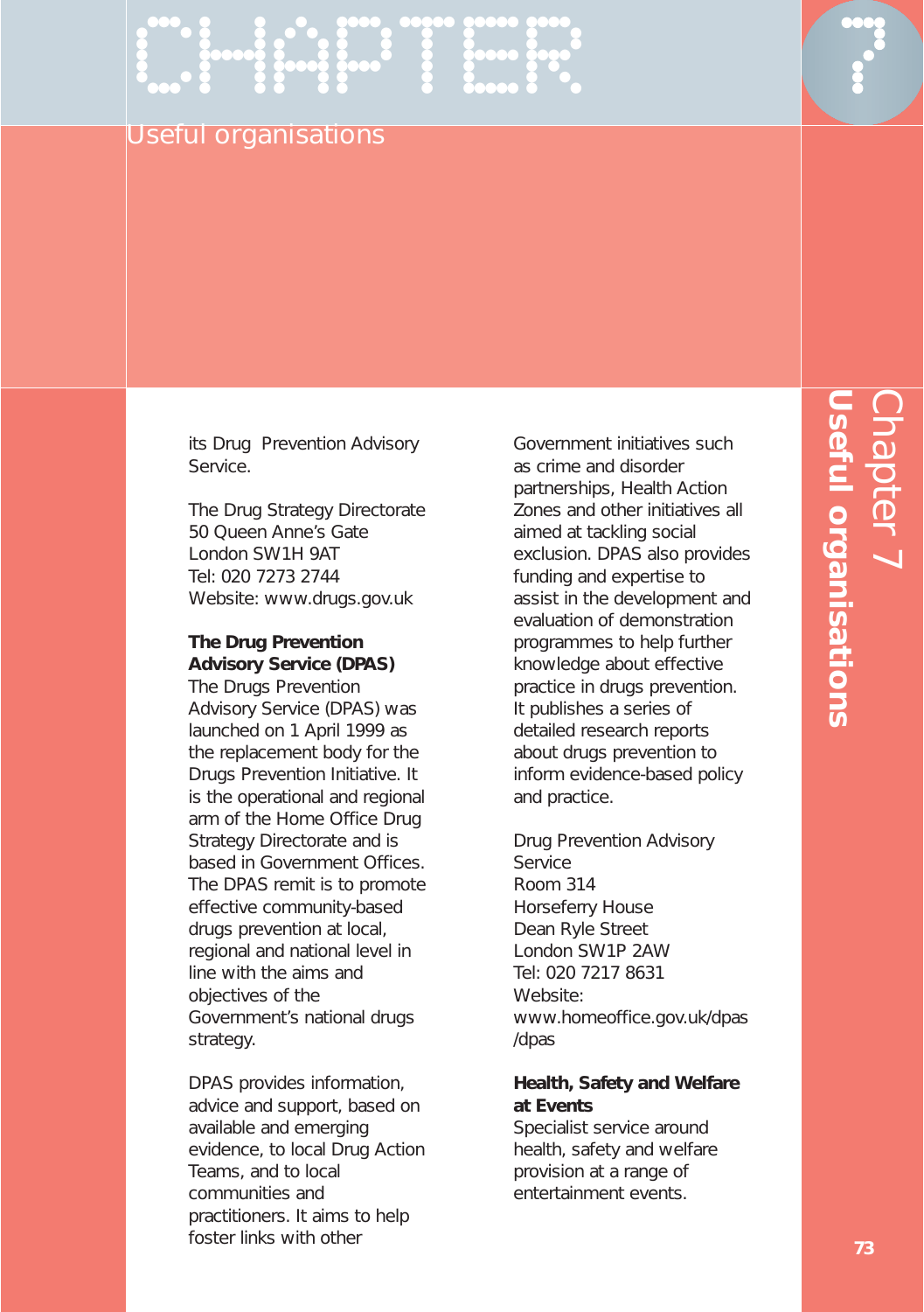its Drug Prevention Advisory Service.

The Drug Strategy Directorate
50 Queen Anne's Gate
London SW1H 9AT
Tel: 020 7273 2744
Website: www.drugs.gov.uk

**The Drug Prevention Advisory Service (DPAS)**
The Drugs Prevention Advisory Service (DPAS) was launched on 1 April 1999 as the replacement body for the Drugs Prevention Initiative. It is the operational and regional arm of the Home Office Drug Strategy Directorate and is based in Government Offices. The DPAS remit is to promote effective community-based drugs prevention at local, regional and national level in line with the aims and objectives of the Government's national drugs strategy.

DPAS provides information, advice and support, based on available and emerging evidence, to local Drug Action Teams, and to local communities and practitioners. It aims to help foster links with other Government initiatives such as crime and disorder partnerships, Health Action Zones and other initiatives all aimed at tackling social exclusion. DPAS also provides funding and expertise to assist in the development and evaluation of demonstration programmes to help further knowledge about effective practice in drugs prevention. It publishes a series of detailed research reports about drugs prevention to inform evidence-based policy and practice.

Drug Prevention Advisory Service
Room 314
Horseferry House
Dean Ryle Street
London SW1P 2AW
Tel: 020 7217 8631
Website: www.homeoffice.gov.uk/dpas/dpas

**Health, Safety and Welfare at Events**
Specialist service around health, safety and welfare provision at a range of entertainment events.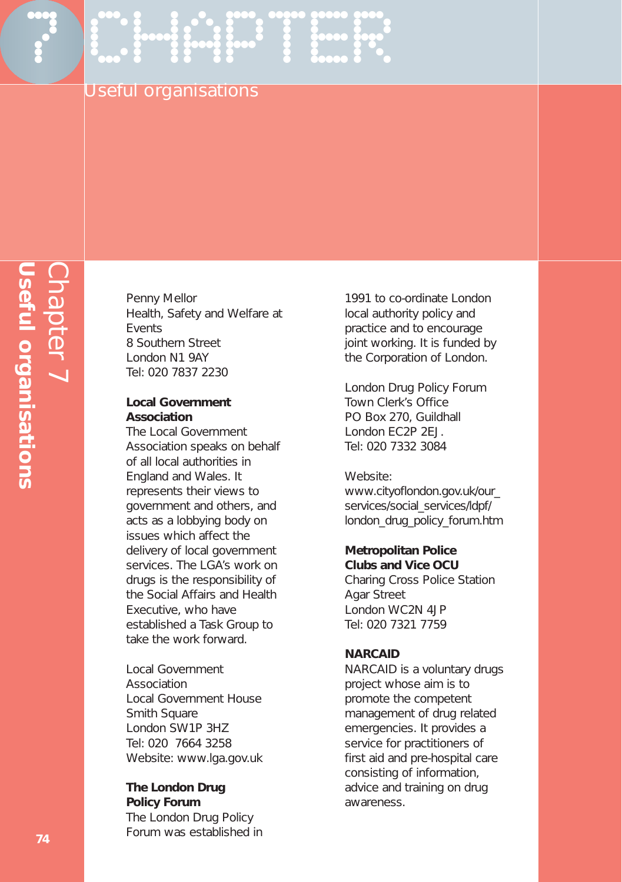# Chapter 7 Useful organisations

Penny Mellor
Health, Safety and Welfare at Events
8 Southern Street
London N1 9AY
Tel: 020 7837 2230

**Local Government Association**
The Local Government Association speaks on behalf of all local authorities in England and Wales. It represents their views to government and others, and acts as a lobbying body on issues which affect the delivery of local government services. The LGA's work on drugs is the responsibility of the Social Affairs and Health Executive, who have established a Task Group to take the work forward.

Local Government Association
Local Government House
Smith Square
London SW1P 3HZ
Tel: 020 7664 3258
Website: www.lga.gov.uk

**The London Drug Policy Forum**
The London Drug Policy Forum was established in 1991 to co-ordinate London local authority policy and practice and to encourage joint working. It is funded by the Corporation of London.

London Drug Policy Forum
Town Clerk's Office
PO Box 270, Guildhall
London EC2P 2EJ.
Tel: 020 7332 3084

Website:
www.cityoflondon.gov.uk/our_services/social_services/ldpf/london_drug_policy_forum.htm

**Metropolitan Police Clubs and Vice OCU**
Charing Cross Police Station
Agar Street
London WC2N 4JP
Tel: 020 7321 7759

**NARCAID**
NARCAID is a voluntary drugs project whose aim is to promote the competent management of drug related emergencies. It provides a service for practitioners of first aid and pre-hospital care consisting of information, advice and training on drug awareness.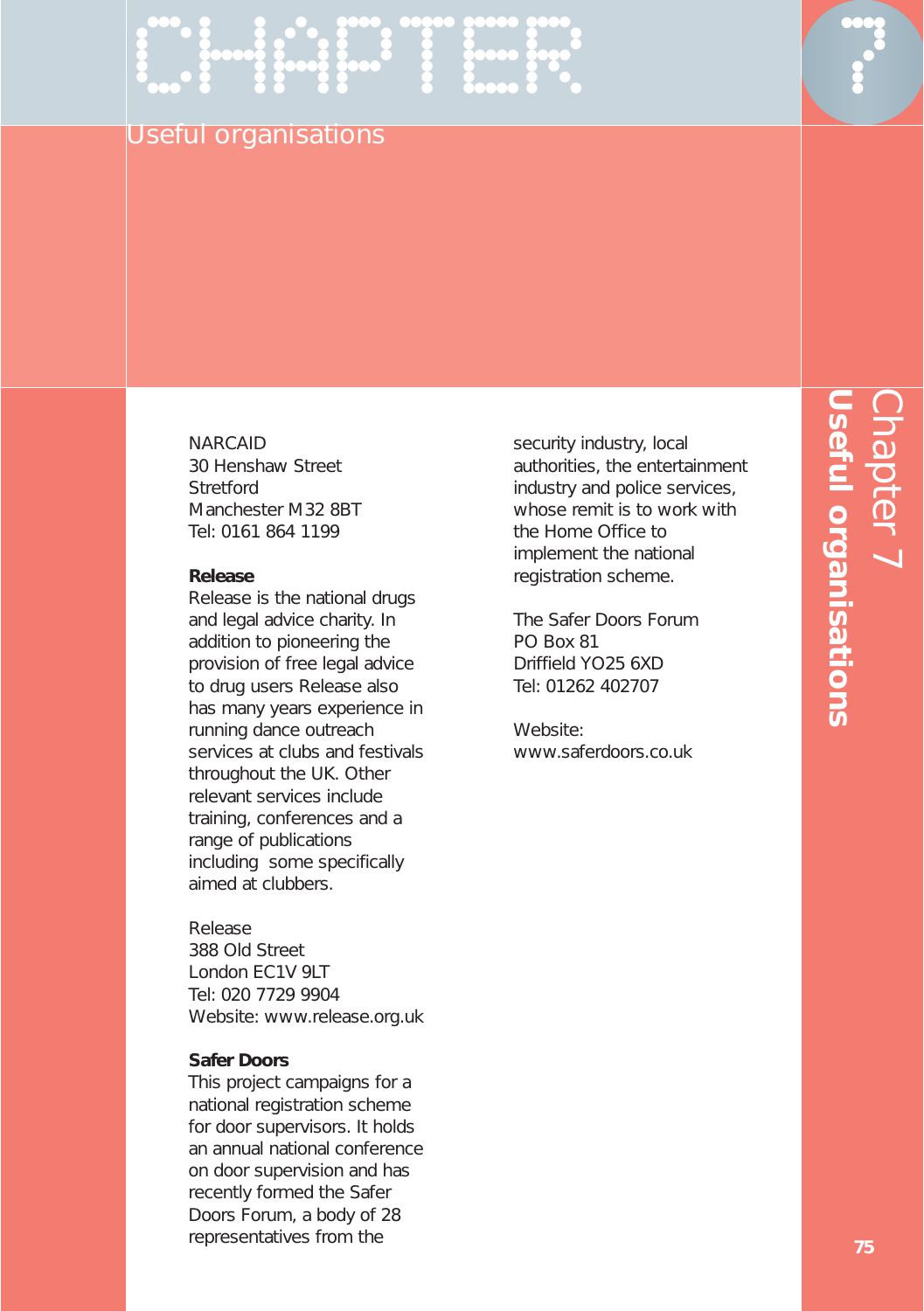NARCAID
30 Henshaw Street
Stretford
Manchester M32 8BT
Tel: 0161 864 1199

**Release**

Release is the national drugs and legal advice charity. In addition to pioneering the provision of free legal advice to drug users Release also has many years experience in running dance outreach services at clubs and festivals throughout the UK. Other relevant services include training, conferences and a range of publications including some specifically aimed at clubbers.

Release
388 Old Street
London EC1V 9LT
Tel: 020 7729 9904
Website: www.release.org.uk

**Safer Doors**

This project campaigns for a national registration scheme for door supervisors. It holds an annual national conference on door supervision and has recently formed the Safer Doors Forum, a body of 28 representatives from the security industry, local authorities, the entertainment industry and police services, whose remit is to work with the Home Office to implement the national registration scheme.

The Safer Doors Forum
PO Box 81
Driffield YO25 6XD
Tel: 01262 402707

Website:
www.saferdoors.co.uk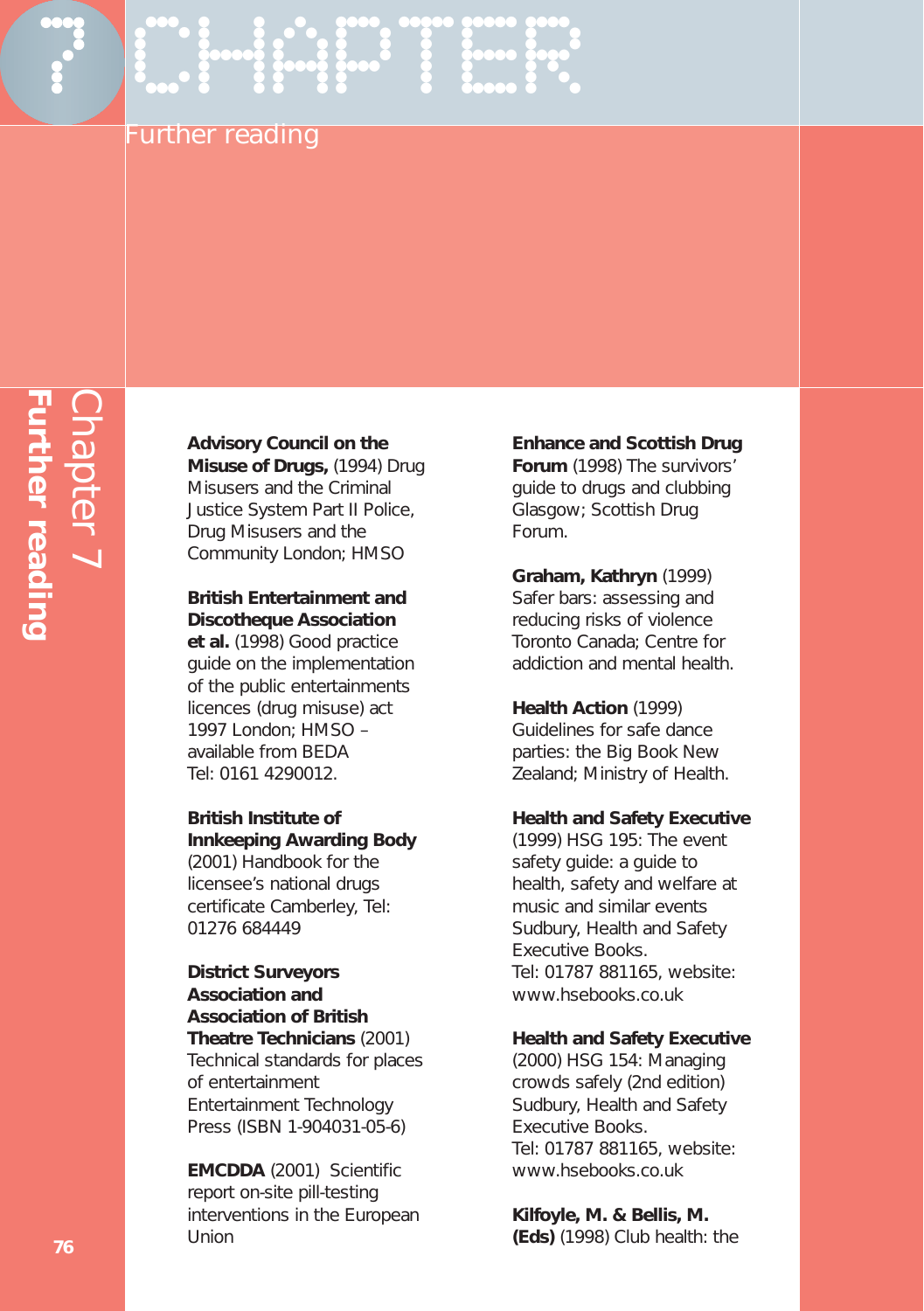# Chapter 7

## Further reading

**Advisory Council on the Misuse of Drugs,** (1994) Drug Misusers and the Criminal Justice System Part II Police, Drug Misusers and the Community London; HMSO

**British Entertainment and Discotheque Association et al.** (1998) Good practice guide on the implementation of the public entertainments licences (drug misuse) act 1997 London; HMSO – available from BEDA Tel: 0161 4290012.

**British Institute of Innkeeping Awarding Body** (2001) Handbook for the licensee's national drugs certificate Camberley, Tel: 01276 684449

**District Surveyors Association and Association of British Theatre Technicians** (2001) Technical standards for places of entertainment Entertainment Technology Press (ISBN 1-904031-05-6)

**EMCDDA** (2001) Scientific report on-site pill-testing interventions in the European Union

**Enhance and Scottish Drug Forum** (1998) The survivors' guide to drugs and clubbing Glasgow; Scottish Drug Forum.

**Graham, Kathryn** (1999) Safer bars: assessing and reducing risks of violence Toronto Canada; Centre for addiction and mental health.

**Health Action** (1999) Guidelines for safe dance parties: the Big Book New Zealand; Ministry of Health.

**Health and Safety Executive** (1999) HSG 195: The event safety guide: a guide to health, safety and welfare at music and similar events Sudbury, Health and Safety Executive Books. Tel: 01787 881165, website: www.hsebooks.co.uk

**Health and Safety Executive** (2000) HSG 154: Managing crowds safely (2nd edition) Sudbury, Health and Safety Executive Books. Tel: 01787 881165, website: www.hsebooks.co.uk

**Kilfoyle, M. & Bellis, M. (Eds)** (1998) Club health: the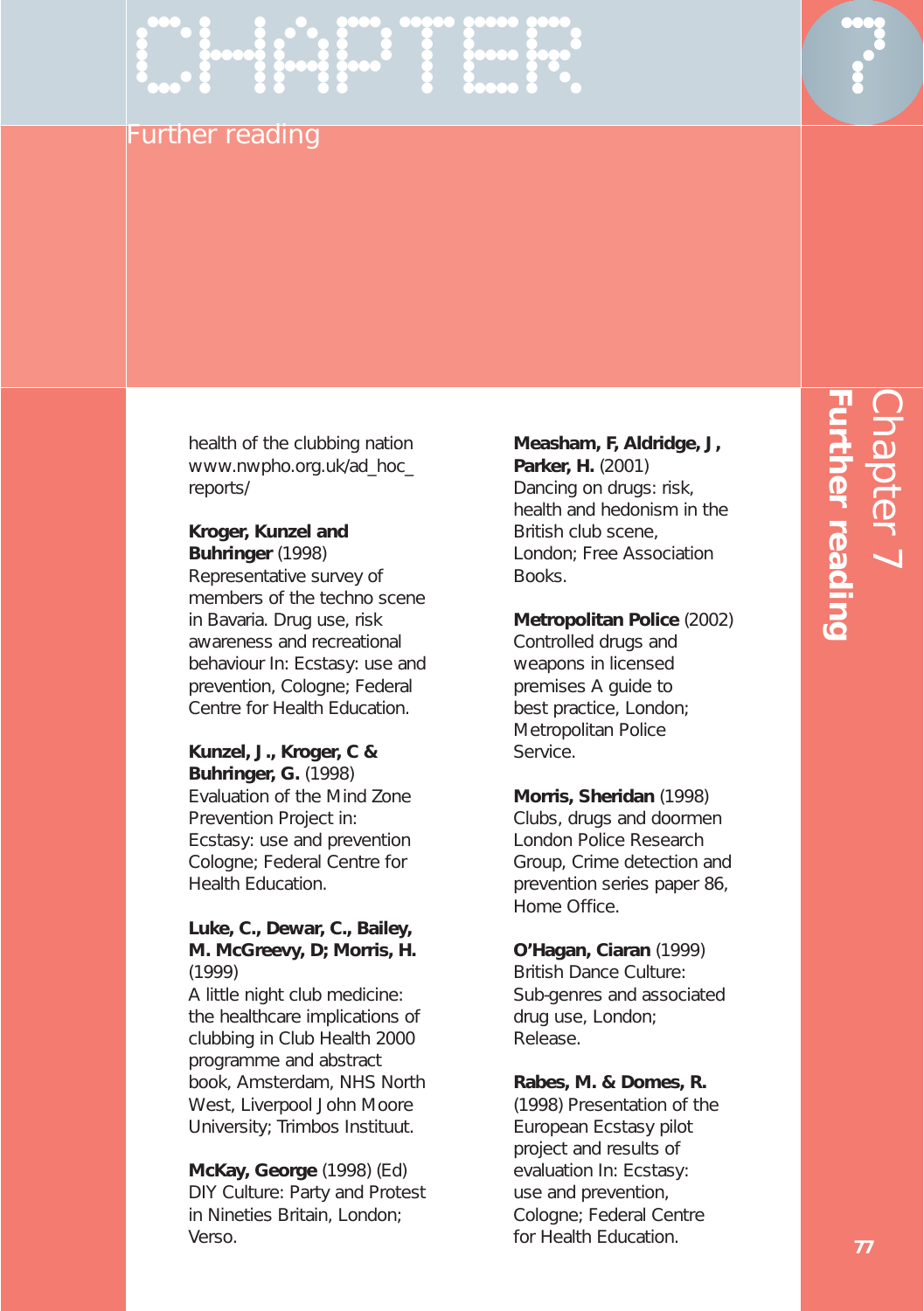health of the clubbing nation www.nwpho.org.uk/ad_hoc_reports/

**Kroger, Kunzel and Buhringer** (1998) Representative survey of members of the techno scene in Bavaria. Drug use, risk awareness and recreational behaviour In: Ecstasy: use and prevention, Cologne; Federal Centre for Health Education.

**Kunzel, J ., Kroger, C & Buhringer, G.** (1998) Evaluation of the Mind Zone Prevention Project in: Ecstasy: use and prevention Cologne; Federal Centre for Health Education.

**Luke, C., Dewar, C., Bailey, M. McGreevy, D; Morris, H.** (1999) A little night club medicine: the healthcare implications of clubbing in Club Health 2000 programme and abstract book, Amsterdam, NHS North West, Liverpool John Moore University; Trimbos Instituut.

**McKay, George** (1998) (Ed) DIY Culture: Party and Protest in Nineties Britain, London; Verso.

**Measham, F, Aldridge, J , Parker, H.** (2001) Dancing on drugs: risk, health and hedonism in the British club scene, London; Free Association Books.

**Metropolitan Police** (2002) Controlled drugs and weapons in licensed premises A guide to best practice, London; Metropolitan Police Service.

**Morris, Sheridan** (1998) Clubs, drugs and doormen London Police Research Group, Crime detection and prevention series paper 86, Home Office.

**O'Hagan, Ciaran** (1999) British Dance Culture: Sub-genres and associated drug use, London; Release.

**Rabes, M. & Domes, R.** (1998) Presentation of the European Ecstasy pilot project and results of evaluation In: Ecstasy: use and prevention, Cologne; Federal Centre for Health Education.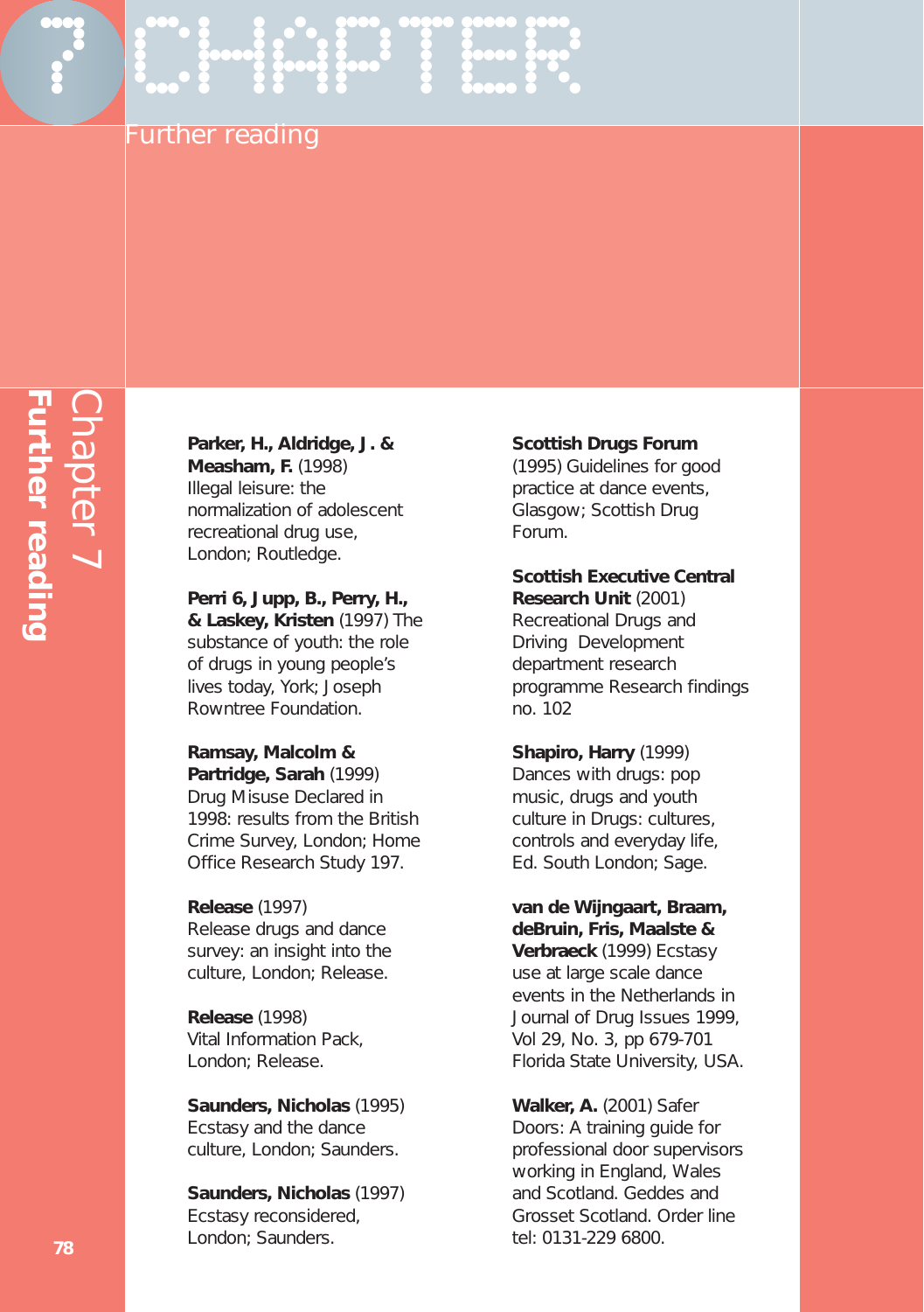# Chapter 7: Further reading

**Parker, H., Aldridge, J. & Measham, F.** (1998) Illegal leisure: the normalization of adolescent recreational drug use, London; Routledge.

**Perri 6, Jupp, B., Perry, H., & Laskey, Kristen** (1997) The substance of youth: the role of drugs in young people's lives today, York; Joseph Rowntree Foundation.

**Ramsay, Malcolm & Partridge, Sarah** (1999) Drug Misuse Declared in 1998: results from the British Crime Survey, London; Home Office Research Study 197.

**Release** (1997) Release drugs and dance survey: an insight into the culture, London; Release.

**Release** (1998) Vital Information Pack, London; Release.

**Saunders, Nicholas** (1995) Ecstasy and the dance culture, London; Saunders.

**Saunders, Nicholas** (1997) Ecstasy reconsidered, London; Saunders.

**Scottish Drugs Forum** (1995) Guidelines for good practice at dance events, Glasgow; Scottish Drug Forum.

**Scottish Executive Central Research Unit** (2001) Recreational Drugs and Driving Development department research programme Research findings no. 102

**Shapiro, Harry** (1999) Dances with drugs: pop music, drugs and youth culture in Drugs: cultures, controls and everyday life, Ed. South London; Sage.

**van de Wijngaart, Braam, deBruin, Fris, Maalste & Verbraeck** (1999) Ecstasy use at large scale dance events in the Netherlands in Journal of Drug Issues 1999, Vol 29, No. 3, pp 679-701 Florida State University, USA.

**Walker, A.** (2001) Safer Doors: A training guide for professional door supervisors working in England, Wales and Scotland. Geddes and Grosset Scotland. Order line tel: 0131-229 6800.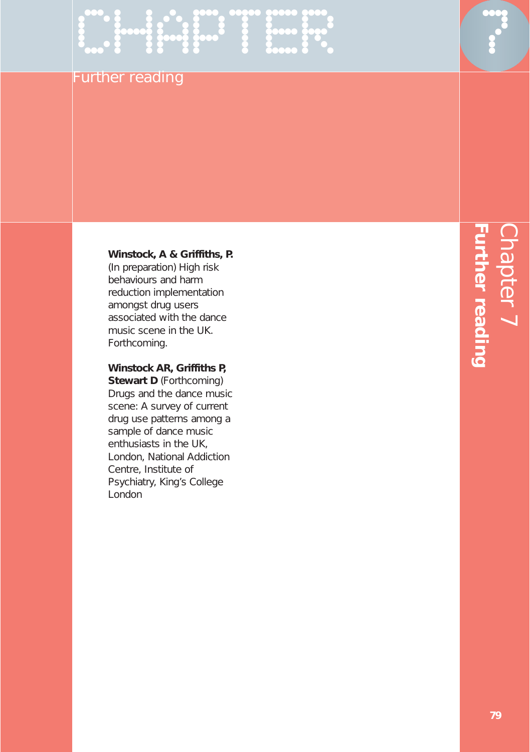# CHAPTER 7

## Further reading

**Winstock, A & Griffiths, P.** (In preparation) High risk behaviours and harm reduction implementation amongst drug users associated with the dance music scene in the UK. Forthcoming.

**Winstock AR, Griffiths P, Stewart D** (Forthcoming) Drugs and the dance music scene: A survey of current drug use patterns among a sample of dance music enthusiasts in the UK, London, National Addiction Centre, Institute of Psychiatry, King's College London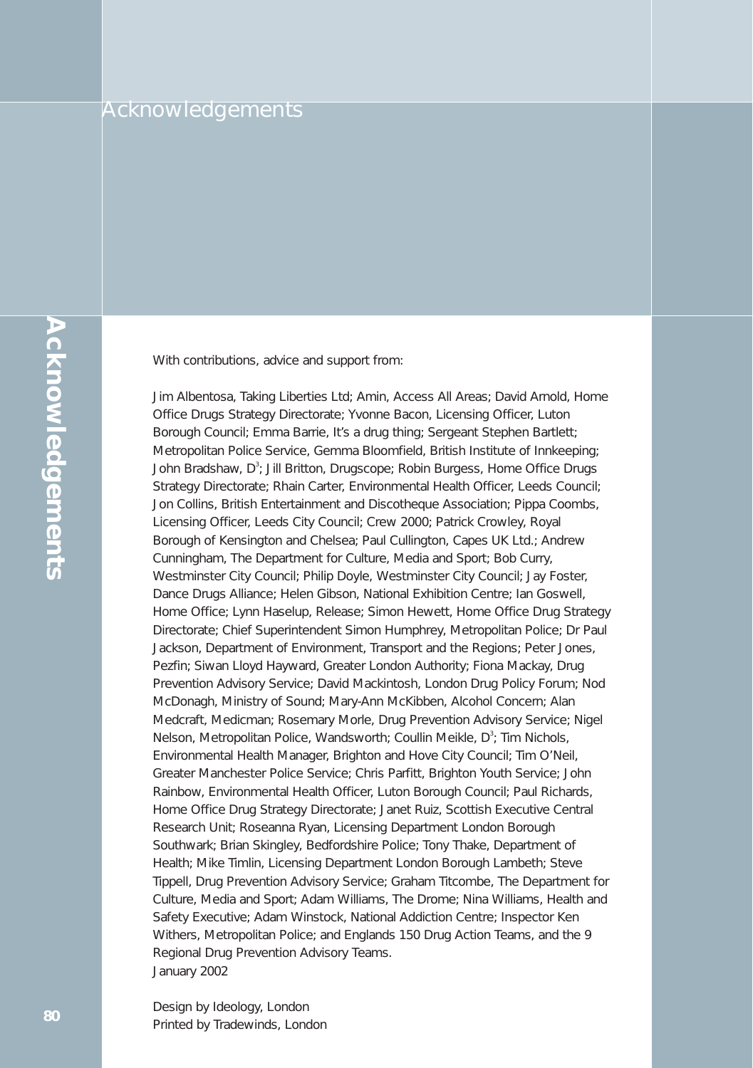# Acknowledgements

With contributions, advice and support from:

Jim Albentosa, Taking Liberties Ltd; Amin, Access All Areas; David Arnold, Home Office Drugs Strategy Directorate; Yvonne Bacon, Licensing Officer, Luton Borough Council; Emma Barrie, It's a drug thing; Sergeant Stephen Bartlett; Metropolitan Police Service, Gemma Bloomfield, British Institute of Innkeeping; John Bradshaw, $D^3$; Jill Britton, Drugscope; Robin Burgess, Home Office Drugs Strategy Directorate; Rhain Carter, Environmental Health Officer, Leeds Council; Jon Collins, British Entertainment and Discotheque Association; Pippa Coombs, Licensing Officer, Leeds City Council; Crew 2000; Patrick Crowley, Royal Borough of Kensington and Chelsea; Paul Cullington, Capes UK Ltd.; Andrew Cunningham, The Department for Culture, Media and Sport; Bob Curry, Westminster City Council; Philip Doyle, Westminster City Council; Jay Foster, Dance Drugs Alliance; Helen Gibson, National Exhibition Centre; Ian Goswell, Home Office; Lynn Haselup, Release; Simon Hewett, Home Office Drug Strategy Directorate; Chief Superintendent Simon Humphrey, Metropolitan Police; Dr Paul Jackson, Department of Environment, Transport and the Regions; Peter Jones, Pezfin; Siwan Lloyd Hayward, Greater London Authority; Fiona Mackay, Drug Prevention Advisory Service; David Mackintosh, London Drug Policy Forum; Nod McDonagh, Ministry of Sound; Mary-Ann McKibben, Alcohol Concern; Alan Medcraft, Medicman; Rosemary Morle, Drug Prevention Advisory Service; Nigel Nelson, Metropolitan Police, Wandsworth; Coullin Meikle, $D^3$; Tim Nichols, Environmental Health Manager, Brighton and Hove City Council; Tim O'Neil, Greater Manchester Police Service; Chris Parfitt, Brighton Youth Service; John Rainbow, Environmental Health Officer, Luton Borough Council; Paul Richards, Home Office Drug Strategy Directorate; Janet Ruiz, Scottish Executive Central Research Unit; Roseanna Ryan, Licensing Department London Borough Southwark; Brian Skingley, Bedfordshire Police; Tony Thake, Department of Health; Mike Timlin, Licensing Department London Borough Lambeth; Steve Tippell, Drug Prevention Advisory Service; Graham Titcombe, The Department for Culture, Media and Sport; Adam Williams, The Drome; Nina Williams, Health and Safety Executive; Adam Winstock, National Addiction Centre; Inspector Ken Withers, Metropolitan Police; and Englands 150 Drug Action Teams, and the 9 Regional Drug Prevention Advisory Teams.

January 2002

Design by Ideology, London

Printed by Tradewinds, London